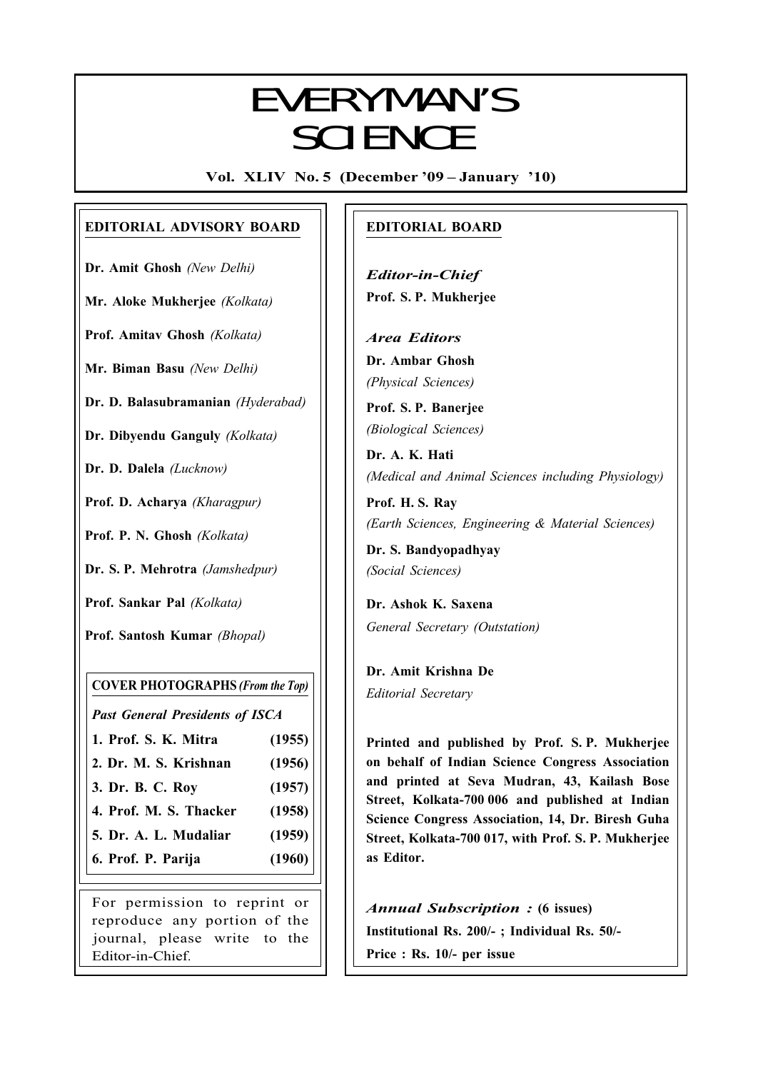# EVERYMAN'S SCIENCE

**Vol. XLIV No. 5 (December '09 – January '10)**

## EDITORIAL ADVISORY BOARD

**Dr. Amit Ghosh** *(New Delhi)*

**Mr. Aloke Mukherjee** *(Kolkata)*

**Prof. Amitav Ghosh** *(Kolkata)*

**Mr. Biman Basu** *(New Delhi)*

**Dr. D. Balasubramanian** *(Hyderabad)*

**Dr. Dibyendu Ganguly** *(Kolkata)*

**Dr. D. Dalela** *(Lucknow)*

**Prof. D. Acharya** *(Kharagpur)*

**Prof. P. N. Ghosh** *(Kolkata)*

**Dr. S. P. Mehrotra** *(Jamshedpur)*

**Prof. Sankar Pal** *(Kolkata)*

**Prof. Santosh Kumar** *(Bhopal)*

### COVER PHOTOGRAPHS *(From the Top)*

*Past General Presidents of ISCA*

| | |
|---|---|
| **1. Prof. S. K. Mitra** | **(1955)** |
| **2. Dr. M. S. Krishnan** | **(1956)** |
| **3. Dr. B. C. Roy** | **(1957)** |
| **4. Prof. M. S. Thacker** | **(1958)** |
| **5. Dr. A. L. Mudaliar** | **(1959)** |
| **6. Prof. P. Parija** | **(1960)** |

For permission to reprint or reproduce any portion of the journal, please write to the Editor-in-Chief.

## EDITORIAL BOARD

***Editor-in-Chief***

**Prof. S. P. Mukherjee**

***Area Editors***

**Dr. Ambar Ghosh**
*(Physical Sciences)*

**Prof. S. P. Banerjee**
*(Biological Sciences)*

**Dr. A. K. Hati**
*(Medical and Animal Sciences including Physiology)*

**Prof. H. S. Ray**
*(Earth Sciences, Engineering & Material Sciences)*

**Dr. S. Bandyopadhyay**
*(Social Sciences)*

**Dr. Ashok K. Saxena**
*General Secretary (Outstation)*

**Dr. Amit Krishna De**
*Editorial Secretary*

**Printed and published by Prof. S. P. Mukherjee on behalf of Indian Science Congress Association and printed at Seva Mudran, 43, Kailash Bose Street, Kolkata-700 006 and published at Indian Science Congress Association, 14, Dr. Biresh Guha Street, Kolkata-700 017, with Prof. S. P. Mukherjee as Editor.**

***Annual Subscription :*** **(6 issues)**

**Institutional Rs. 200/- ; Individual Rs. 50/-**

**Price : Rs. 10/- per issue**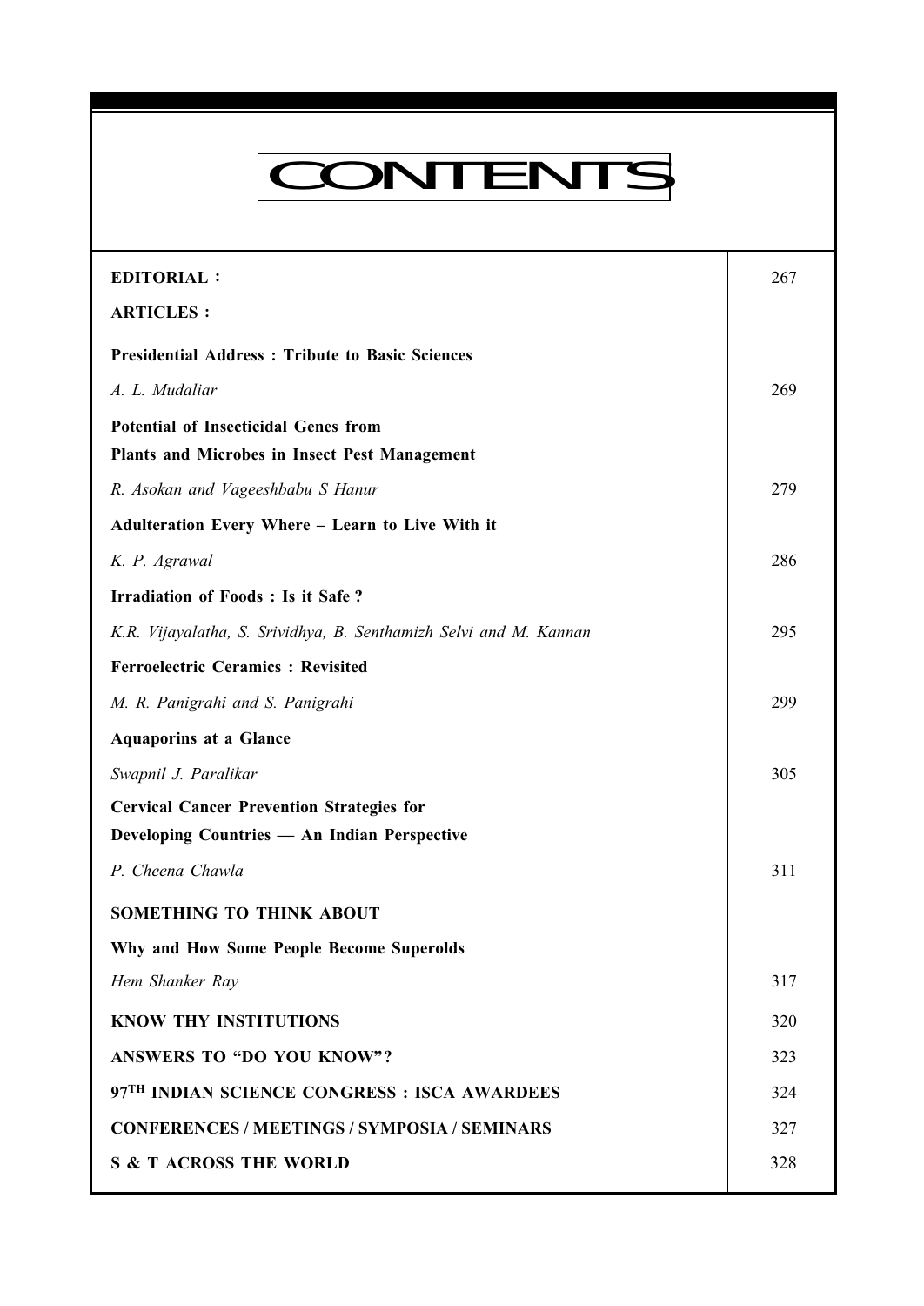# CONTENTS

| | |
|---|---|
| **EDITORIAL :** | 267 |
| **ARTICLES :** | |
| **Presidential Address : Tribute to Basic Sciences** | |
| *A. L. Mudaliar* | 269 |
| **Potential of Insecticidal Genes from Plants and Microbes in Insect Pest Management** | |
| *R. Asokan and Vageeshbabu S Hanur* | 279 |
| **Adulteration Every Where – Learn to Live With it** | |
| *K. P. Agrawal* | 286 |
| **Irradiation of Foods : Is it Safe ?** | |
| *K.R. Vijayalatha, S. Srividhya, B. Senthamizh Selvi and M. Kannan* | 295 |
| **Ferroelectric Ceramics : Revisited** | |
| *M. R. Panigrahi and S. Panigrahi* | 299 |
| **Aquaporins at a Glance** | |
| *Swapnil J. Paralikar* | 305 |
| **Cervical Cancer Prevention Strategies for Developing Countries — An Indian Perspective** | |
| *P. Cheena Chawla* | 311 |
| **SOMETHING TO THINK ABOUT** | |
| **Why and How Some People Become Superolds** | |
| *Hem Shanker Ray* | 317 |
| **KNOW THY INSTITUTIONS** | 320 |
| **ANSWERS TO "DO YOU KNOW"?** | 323 |
| **97TH INDIAN SCIENCE CONGRESS : ISCA AWARDEES** | 324 |
| **CONFERENCES / MEETINGS / SYMPOSIA / SEMINARS** | 327 |
| **S & T ACROSS THE WORLD** | 328 |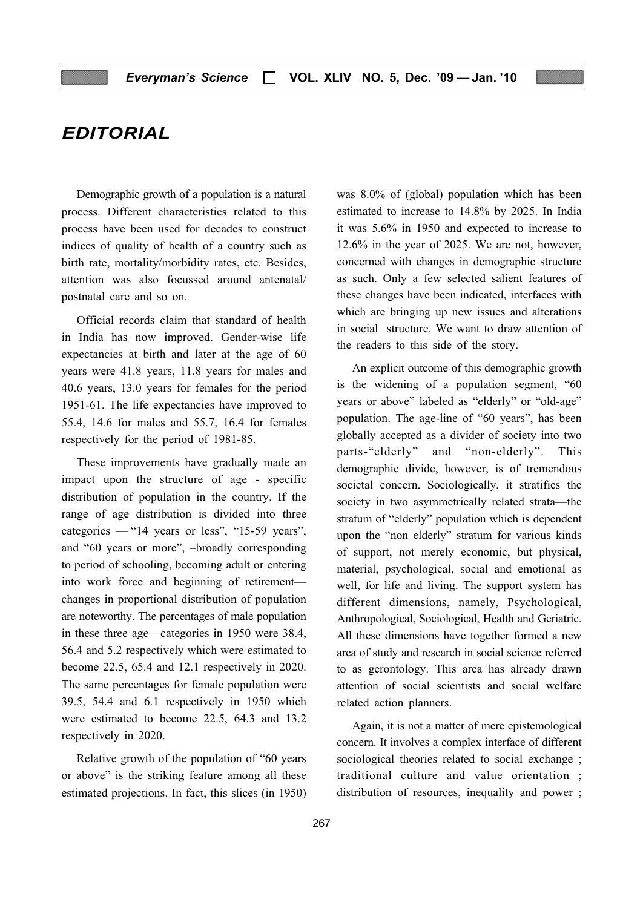# EDITORIAL

Demographic growth of a population is a natural process. Different characteristics related to this process have been used for decades to construct indices of quality of health of a country such as birth rate, mortality/morbidity rates, etc. Besides, attention was also focussed around antenatal/postnatal care and so on.

Official records claim that standard of health in India has now improved. Gender-wise life expectancies at birth and later at the age of 60 years were 41.8 years, 11.8 years for males and 40.6 years, 13.0 years for females for the period 1951-61. The life expectancies have improved to 55.4, 14.6 for males and 55.7, 16.4 for females respectively for the period of 1981-85.

These improvements have gradually made an impact upon the structure of age - specific distribution of population in the country. If the range of age distribution is divided into three categories — "14 years or less", "15-59 years", and "60 years or more", –broadly corresponding to period of schooling, becoming adult or entering into work force and beginning of retirement—changes in proportional distribution of population are noteworthy. The percentages of male population in these three age—categories in 1950 were 38.4, 56.4 and 5.2 respectively which were estimated to become 22.5, 65.4 and 12.1 respectively in 2020. The same percentages for female population were 39.5, 54.4 and 6.1 respectively in 1950 which were estimated to become 22.5, 64.3 and 13.2 respectively in 2020.

Relative growth of the population of "60 years or above" is the striking feature among all these estimated projections. In fact, this slices (in 1950) was 8.0% of (global) population which has been estimated to increase to 14.8% by 2025. In India it was 5.6% in 1950 and expected to increase to 12.6% in the year of 2025. We are not, however, concerned with changes in demographic structure as such. Only a few selected salient features of these changes have been indicated, interfaces with which are bringing up new issues and alterations in social structure. We want to draw attention of the readers to this side of the story.

An explicit outcome of this demographic growth is the widening of a population segment, "60 years or above" labeled as "elderly" or "old-age" population. The age-line of "60 years", has been globally accepted as a divider of society into two parts-"elderly" and "non-elderly". This demographic divide, however, is of tremendous societal concern. Sociologically, it stratifies the society in two asymmetrically related strata—the stratum of "elderly" population which is dependent upon the "non elderly" stratum for various kinds of support, not merely economic, but physical, material, psychological, social and emotional as well, for life and living. The support system has different dimensions, namely, Psychological, Anthropological, Sociological, Health and Geriatric. All these dimensions have together formed a new area of study and research in social science referred to as gerontology. This area has already drawn attention of social scientists and social welfare related action planners.

Again, it is not a matter of mere epistemological concern. It involves a complex interface of different sociological theories related to social exchange ; traditional culture and value orientation ; distribution of resources, inequality and power ;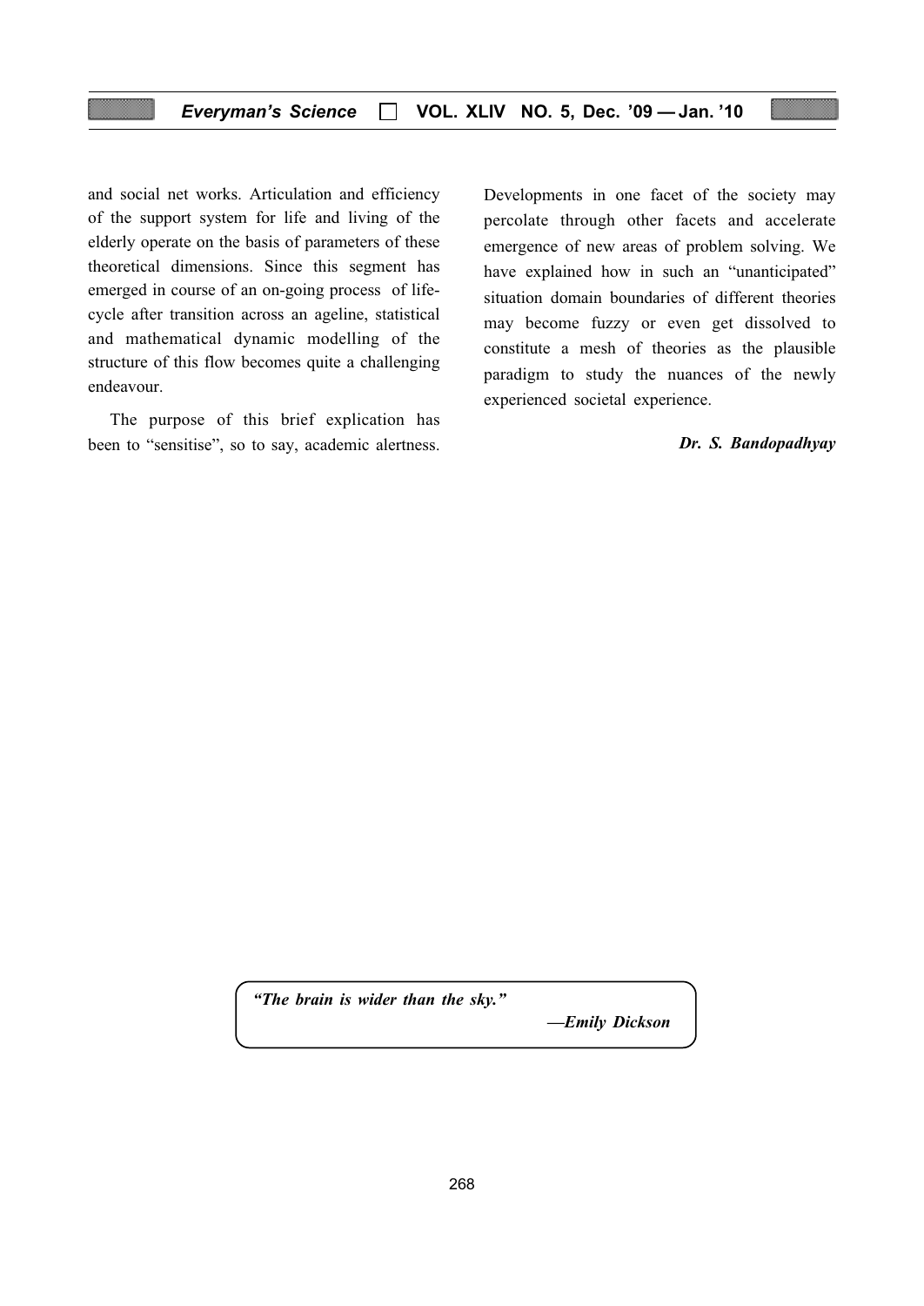and social net works. Articulation and efficiency of the support system for life and living of the elderly operate on the basis of parameters of these theoretical dimensions. Since this segment has emerged in course of an on-going process of life-cycle after transition across an ageline, statistical and mathematical dynamic modelling of the structure of this flow becomes quite a challenging endeavour.

The purpose of this brief explication has been to "sensitise", so to say, academic alertness. Developments in one facet of the society may percolate through other facets and accelerate emergence of new areas of problem solving. We have explained how in such an "unanticipated" situation domain boundaries of different theories may become fuzzy or even get dissolved to constitute a mesh of theories as the plausible paradigm to study the nuances of the newly experienced societal experience.

***Dr. S. Bandopadhyay***

> ***"The brain is wider than the sky."***
>
> ***—Emily Dickson***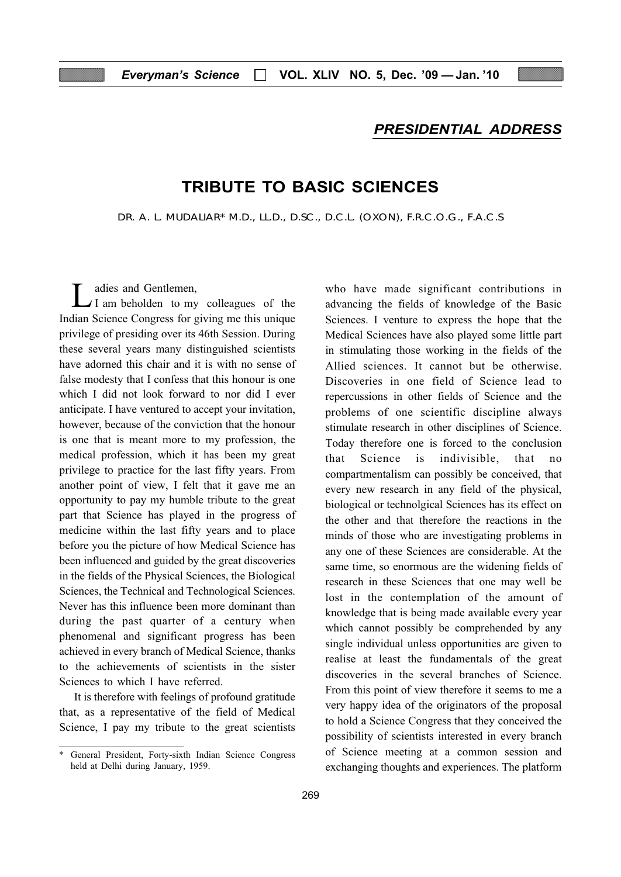## PRESIDENTIAL ADDRESS

# TRIBUTE TO BASIC SCIENCES

DR. A. L. MUDALIAR* M.D., LL.D., D.SC., D.C.L. (OXON), F.R.C.O.G., F.A.C.S

Ladies and Gentlemen,

I am beholden to my colleagues of the Indian Science Congress for giving me this unique privilege of presiding over its 46th Session. During these several years many distinguished scientists have adorned this chair and it is with no sense of false modesty that I confess that this honour is one which I did not look forward to nor did I ever anticipate. I have ventured to accept your invitation, however, because of the conviction that the honour is one that is meant more to my profession, the medical profession, which it has been my great privilege to practice for the last fifty years. From another point of view, I felt that it gave me an opportunity to pay my humble tribute to the great part that Science has played in the progress of medicine within the last fifty years and to place before you the picture of how Medical Science has been influenced and guided by the great discoveries in the fields of the Physical Sciences, the Biological Sciences, the Technical and Technological Sciences. Never has this influence been more dominant than during the past quarter of a century when phenomenal and significant progress has been achieved in every branch of Medical Science, thanks to the achievements of scientists in the sister Sciences to which I have referred.

It is therefore with feelings of profound gratitude that, as a representative of the field of Medical Science, I pay my tribute to the great scientists who have made significant contributions in advancing the fields of knowledge of the Basic Sciences. I venture to express the hope that the Medical Sciences have also played some little part in stimulating those working in the fields of the Allied sciences. It cannot but be otherwise. Discoveries in one field of Science lead to repercussions in other fields of Science and the problems of one scientific discipline always stimulate research in other disciplines of Science. Today therefore one is forced to the conclusion that Science is indivisible, that no compartmentalism can possibly be conceived, that every new research in any field of the physical, biological or technolgical Sciences has its effect on the other and that therefore the reactions in the minds of those who are investigating problems in any one of these Sciences are considerable. At the same time, so enormous are the widening fields of research in these Sciences that one may well be lost in the contemplation of the amount of knowledge that is being made available every year which cannot possibly be comprehended by any single individual unless opportunities are given to realise at least the fundamentals of the great discoveries in the several branches of Science. From this point of view therefore it seems to me a very happy idea of the originators of the proposal to hold a Science Congress that they conceived the possibility of scientists interested in every branch of Science meeting at a common session and exchanging thoughts and experiences. The platform

\* General President, Forty-sixth Indian Science Congress held at Delhi during January, 1959.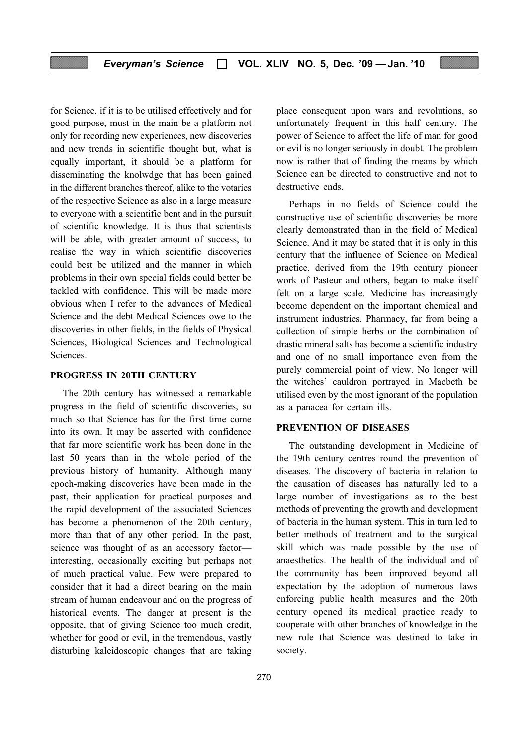for Science, if it is to be utilised effectively and for good purpose, must in the main be a platform not only for recording new experiences, new discoveries and new trends in scientific thought but, what is equally important, it should be a platform for disseminating the knolwdge that has been gained in the different branches thereof, alike to the votaries of the respective Science as also in a large measure to everyone with a scientific bent and in the pursuit of scientific knowledge. It is thus that scientists will be able, with greater amount of success, to realise the way in which scientific discoveries could best be utilized and the manner in which problems in their own special fields could better be tackled with confidence. This will be made more obvious when I refer to the advances of Medical Science and the debt Medical Sciences owe to the discoveries in other fields, in the fields of Physical Sciences, Biological Sciences and Technological Sciences.

## PROGRESS IN 20TH CENTURY

The 20th century has witnessed a remarkable progress in the field of scientific discoveries, so much so that Science has for the first time come into its own. It may be asserted with confidence that far more scientific work has been done in the last 50 years than in the whole period of the previous history of humanity. Although many epoch-making discoveries have been made in the past, their application for practical purposes and the rapid development of the associated Sciences has become a phenomenon of the 20th century, more than that of any other period. In the past, science was thought of as an accessory factor—interesting, occasionally exciting but perhaps not of much practical value. Few were prepared to consider that it had a direct bearing on the main stream of human endeavour and on the progress of historical events. The danger at present is the opposite, that of giving Science too much credit, whether for good or evil, in the tremendous, vastly disturbing kaleidoscopic changes that are taking place consequent upon wars and revolutions, so unfortunately frequent in this half century. The power of Science to affect the life of man for good or evil is no longer seriously in doubt. The problem now is rather that of finding the means by which Science can be directed to constructive and not to destructive ends.

Perhaps in no fields of Science could the constructive use of scientific discoveries be more clearly demonstrated than in the field of Medical Science. And it may be stated that it is only in this century that the influence of Science on Medical practice, derived from the 19th century pioneer work of Pasteur and others, began to make itself felt on a large scale. Medicine has increasingly become dependent on the important chemical and instrument industries. Pharmacy, far from being a collection of simple herbs or the combination of drastic mineral salts has become a scientific industry and one of no small importance even from the purely commercial point of view. No longer will the witches' cauldron portrayed in Macbeth be utilised even by the most ignorant of the population as a panacea for certain ills.

## PREVENTION OF DISEASES

The outstanding development in Medicine of the 19th century centres round the prevention of diseases. The discovery of bacteria in relation to the causation of diseases has naturally led to a large number of investigations as to the best methods of preventing the growth and development of bacteria in the human system. This in turn led to better methods of treatment and to the surgical skill which was made possible by the use of anaesthetics. The health of the individual and of the community has been improved beyond all expectation by the adoption of numerous laws enforcing public health measures and the 20th century opened its medical practice ready to cooperate with other branches of knowledge in the new role that Science was destined to take in society.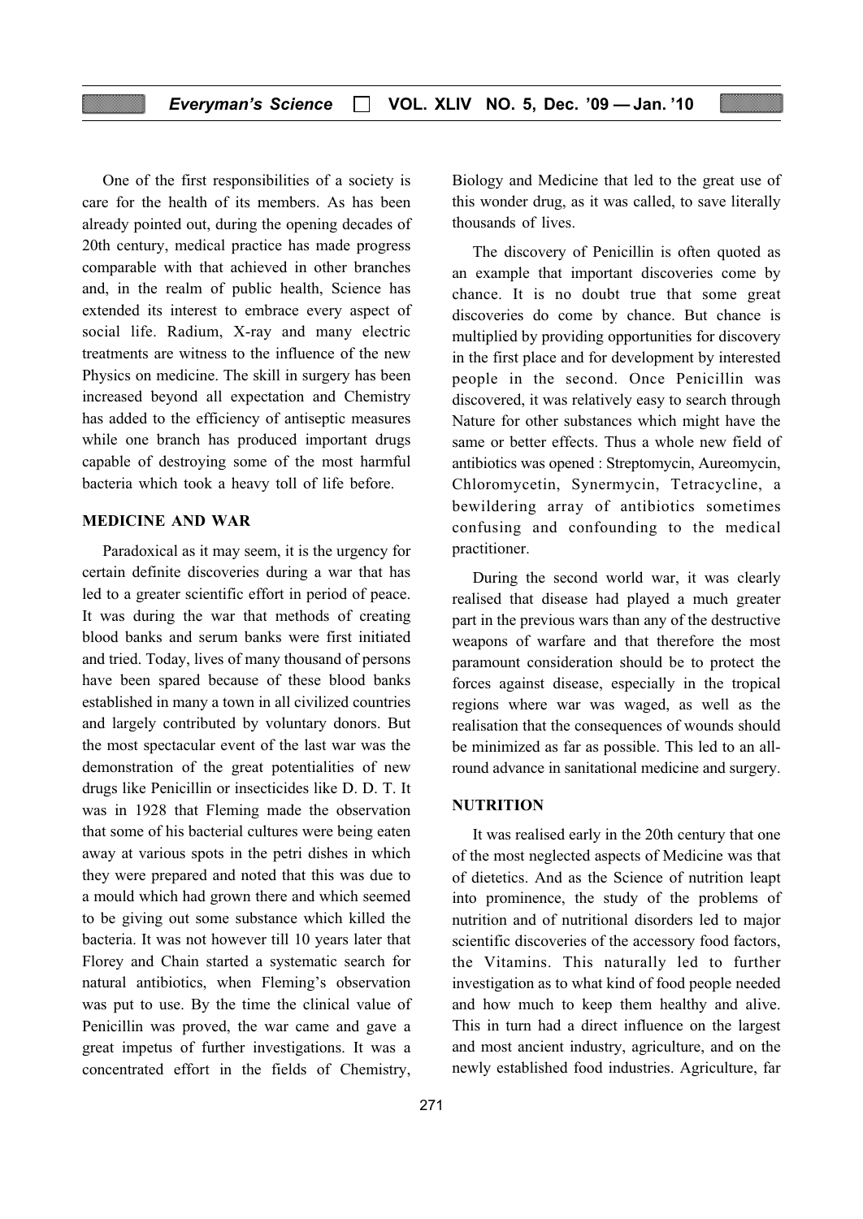One of the first responsibilities of a society is care for the health of its members. As has been already pointed out, during the opening decades of 20th century, medical practice has made progress comparable with that achieved in other branches and, in the realm of public health, Science has extended its interest to embrace every aspect of social life. Radium, X-ray and many electric treatments are witness to the influence of the new Physics on medicine. The skill in surgery has been increased beyond all expectation and Chemistry has added to the efficiency of antiseptic measures while one branch has produced important drugs capable of destroying some of the most harmful bacteria which took a heavy toll of life before.

## MEDICINE AND WAR

Paradoxical as it may seem, it is the urgency for certain definite discoveries during a war that has led to a greater scientific effort in period of peace. It was during the war that methods of creating blood banks and serum banks were first initiated and tried. Today, lives of many thousand of persons have been spared because of these blood banks established in many a town in all civilized countries and largely contributed by voluntary donors. But the most spectacular event of the last war was the demonstration of the great potentialities of new drugs like Penicillin or insecticides like D. D. T. It was in 1928 that Fleming made the observation that some of his bacterial cultures were being eaten away at various spots in the petri dishes in which they were prepared and noted that this was due to a mould which had grown there and which seemed to be giving out some substance which killed the bacteria. It was not however till 10 years later that Florey and Chain started a systematic search for natural antibiotics, when Fleming's observation was put to use. By the time the clinical value of Penicillin was proved, the war came and gave a great impetus of further investigations. It was a concentrated effort in the fields of Chemistry, Biology and Medicine that led to the great use of this wonder drug, as it was called, to save literally thousands of lives.

The discovery of Penicillin is often quoted as an example that important discoveries come by chance. It is no doubt true that some great discoveries do come by chance. But chance is multiplied by providing opportunities for discovery in the first place and for development by interested people in the second. Once Penicillin was discovered, it was relatively easy to search through Nature for other substances which might have the same or better effects. Thus a whole new field of antibiotics was opened : Streptomycin, Aureomycin, Chloromycetin, Synermycin, Tetracycline, a bewildering array of antibiotics sometimes confusing and confounding to the medical practitioner.

During the second world war, it was clearly realised that disease had played a much greater part in the previous wars than any of the destructive weapons of warfare and that therefore the most paramount consideration should be to protect the forces against disease, especially in the tropical regions where war was waged, as well as the realisation that the consequences of wounds should be minimized as far as possible. This led to an all-round advance in sanitational medicine and surgery.

## NUTRITION

It was realised early in the 20th century that one of the most neglected aspects of Medicine was that of dietetics. And as the Science of nutrition leapt into prominence, the study of the problems of nutrition and of nutritional disorders led to major scientific discoveries of the accessory food factors, the Vitamins. This naturally led to further investigation as to what kind of food people needed and how much to keep them healthy and alive. This in turn had a direct influence on the largest and most ancient industry, agriculture, and on the newly established food industries. Agriculture, far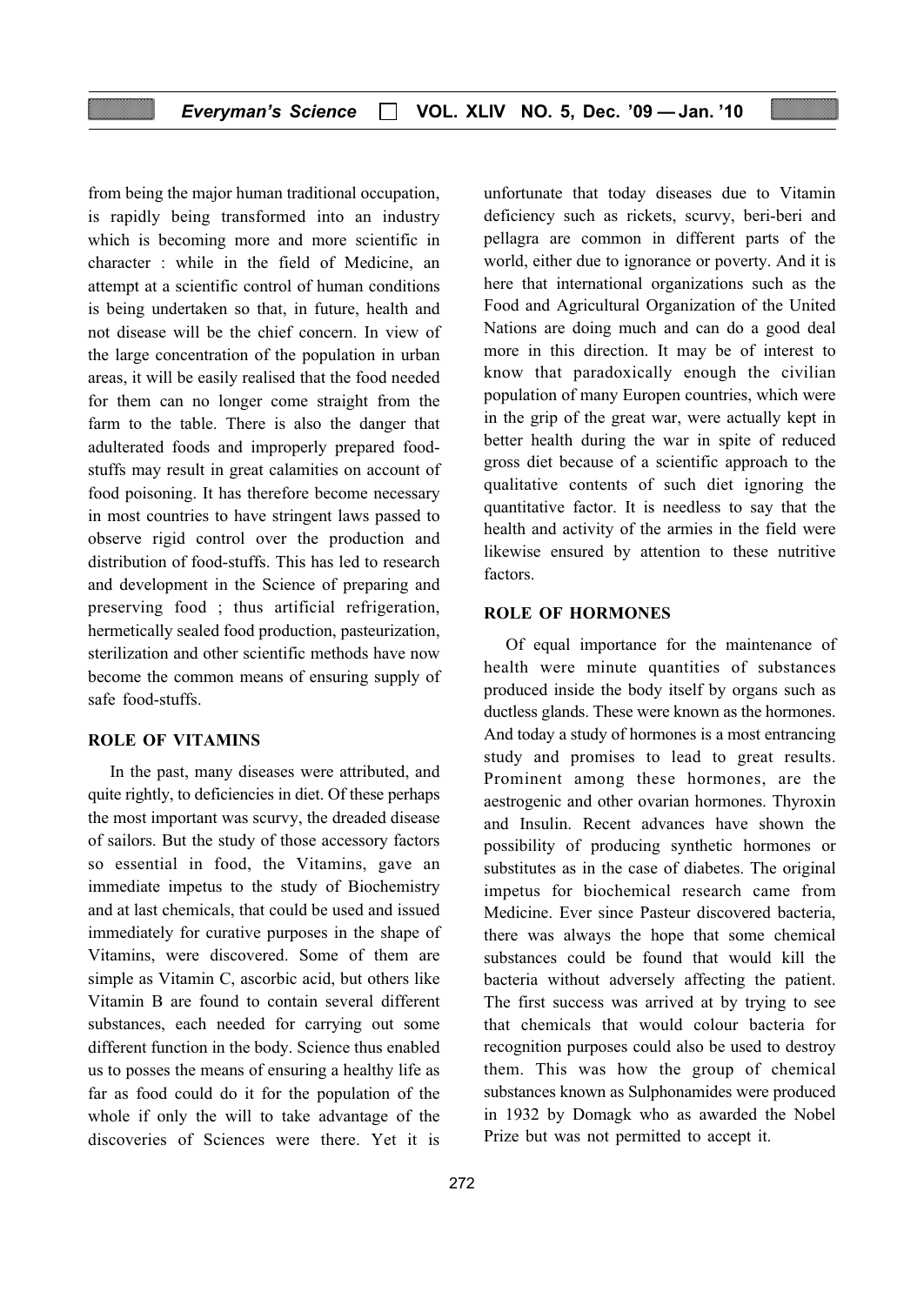from being the major human traditional occupation, is rapidly being transformed into an industry which is becoming more and more scientific in character : while in the field of Medicine, an attempt at a scientific control of human conditions is being undertaken so that, in future, health and not disease will be the chief concern. In view of the large concentration of the population in urban areas, it will be easily realised that the food needed for them can no longer come straight from the farm to the table. There is also the danger that adulterated foods and improperly prepared food-stuffs may result in great calamities on account of food poisoning. It has therefore become necessary in most countries to have stringent laws passed to observe rigid control over the production and distribution of food-stuffs. This has led to research and development in the Science of preparing and preserving food ; thus artificial refrigeration, hermetically sealed food production, pasteurization, sterilization and other scientific methods have now become the common means of ensuring supply of safe food-stuffs.

## ROLE OF VITAMINS

In the past, many diseases were attributed, and quite rightly, to deficiencies in diet. Of these perhaps the most important was scurvy, the dreaded disease of sailors. But the study of those accessory factors so essential in food, the Vitamins, gave an immediate impetus to the study of Biochemistry and at last chemicals, that could be used and issued immediately for curative purposes in the shape of Vitamins, were discovered. Some of them are simple as Vitamin C, ascorbic acid, but others like Vitamin B are found to contain several different substances, each needed for carrying out some different function in the body. Science thus enabled us to posses the means of ensuring a healthy life as far as food could do it for the population of the whole if only the will to take advantage of the discoveries of Sciences were there. Yet it is unfortunate that today diseases due to Vitamin deficiency such as rickets, scurvy, beri-beri and pellagra are common in different parts of the world, either due to ignorance or poverty. And it is here that international organizations such as the Food and Agricultural Organization of the United Nations are doing much and can do a good deal more in this direction. It may be of interest to know that paradoxically enough the civilian population of many Europen countries, which were in the grip of the great war, were actually kept in better health during the war in spite of reduced gross diet because of a scientific approach to the qualitative contents of such diet ignoring the quantitative factor. It is needless to say that the health and activity of the armies in the field were likewise ensured by attention to these nutritive factors.

## ROLE OF HORMONES

Of equal importance for the maintenance of health were minute quantities of substances produced inside the body itself by organs such as ductless glands. These were known as the hormones. And today a study of hormones is a most entrancing study and promises to lead to great results. Prominent among these hormones, are the aestrogenic and other ovarian hormones. Thyroxin and Insulin. Recent advances have shown the possibility of producing synthetic hormones or substitutes as in the case of diabetes. The original impetus for biochemical research came from Medicine. Ever since Pasteur discovered bacteria, there was always the hope that some chemical substances could be found that would kill the bacteria without adversely affecting the patient. The first success was arrived at by trying to see that chemicals that would colour bacteria for recognition purposes could also be used to destroy them. This was how the group of chemical substances known as Sulphonamides were produced in 1932 by Domagk who as awarded the Nobel Prize but was not permitted to accept it.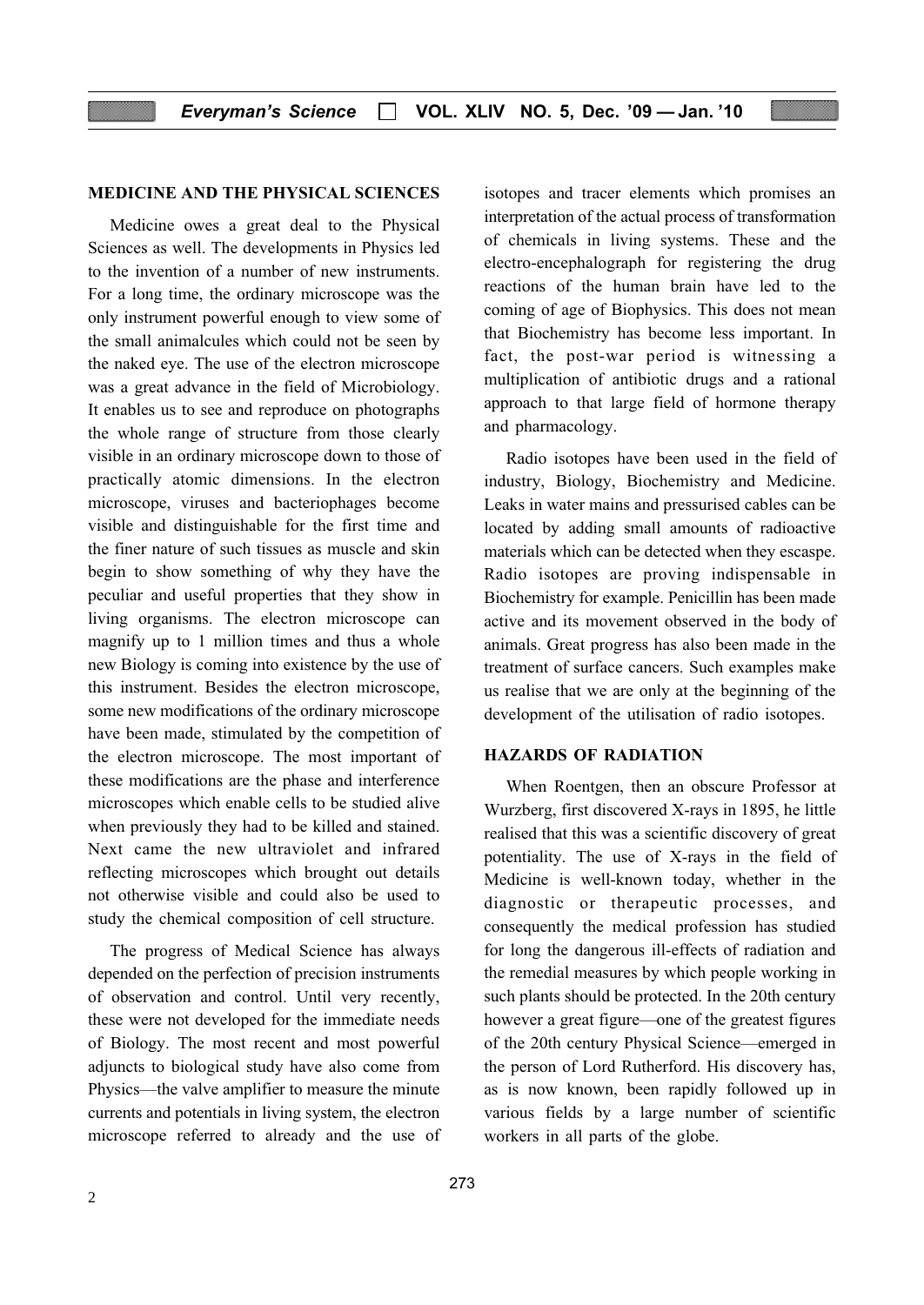## MEDICINE AND THE PHYSICAL SCIENCES

Medicine owes a great deal to the Physical Sciences as well. The developments in Physics led to the invention of a number of new instruments. For a long time, the ordinary microscope was the only instrument powerful enough to view some of the small animalcules which could not be seen by the naked eye. The use of the electron microscope was a great advance in the field of Microbiology. It enables us to see and reproduce on photographs the whole range of structure from those clearly visible in an ordinary microscope down to those of practically atomic dimensions. In the electron microscope, viruses and bacteriophages become visible and distinguishable for the first time and the finer nature of such tissues as muscle and skin begin to show something of why they have the peculiar and useful properties that they show in living organisms. The electron microscope can magnify up to 1 million times and thus a whole new Biology is coming into existence by the use of this instrument. Besides the electron microscope, some new modifications of the ordinary microscope have been made, stimulated by the competition of the electron microscope. The most important of these modifications are the phase and interference microscopes which enable cells to be studied alive when previously they had to be killed and stained. Next came the new ultraviolet and infrared reflecting microscopes which brought out details not otherwise visible and could also be used to study the chemical composition of cell structure.

The progress of Medical Science has always depended on the perfection of precision instruments of observation and control. Until very recently, these were not developed for the immediate needs of Biology. The most recent and most powerful adjuncts to biological study have also come from Physics—the valve amplifier to measure the minute currents and potentials in living system, the electron microscope referred to already and the use of isotopes and tracer elements which promises an interpretation of the actual process of transformation of chemicals in living systems. These and the electro-encephalograph for registering the drug reactions of the human brain have led to the coming of age of Biophysics. This does not mean that Biochemistry has become less important. In fact, the post-war period is witnessing a multiplication of antibiotic drugs and a rational approach to that large field of hormone therapy and pharmacology.

Radio isotopes have been used in the field of industry, Biology, Biochemistry and Medicine. Leaks in water mains and pressurised cables can be located by adding small amounts of radioactive materials which can be detected when they escaspe. Radio isotopes are proving indispensable in Biochemistry for example. Penicillin has been made active and its movement observed in the body of animals. Great progress has also been made in the treatment of surface cancers. Such examples make us realise that we are only at the beginning of the development of the utilisation of radio isotopes.

## HAZARDS OF RADIATION

When Roentgen, then an obscure Professor at Wurzberg, first discovered X-rays in 1895, he little realised that this was a scientific discovery of great potentiality. The use of X-rays in the field of Medicine is well-known today, whether in the diagnostic or therapeutic processes, and consequently the medical profession has studied for long the dangerous ill-effects of radiation and the remedial measures by which people working in such plants should be protected. In the 20th century however a great figure—one of the greatest figures of the 20th century Physical Science—emerged in the person of Lord Rutherford. His discovery has, as is now known, been rapidly followed up in various fields by a large number of scientific workers in all parts of the globe.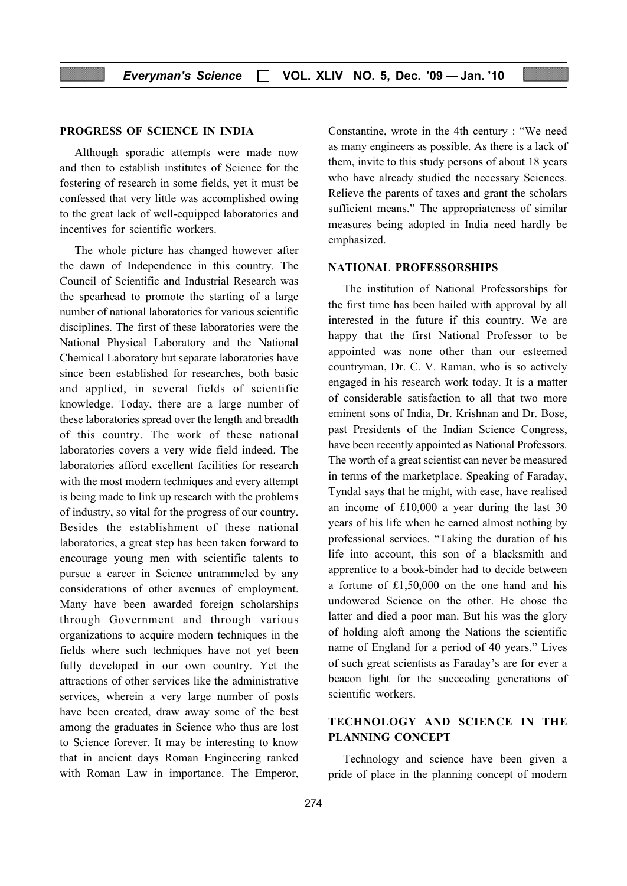## PROGRESS OF SCIENCE IN INDIA

Although sporadic attempts were made now and then to establish institutes of Science for the fostering of research in some fields, yet it must be confessed that very little was accomplished owing to the great lack of well-equipped laboratories and incentives for scientific workers.

The whole picture has changed however after the dawn of Independence in this country. The Council of Scientific and Industrial Research was the spearhead to promote the starting of a large number of national laboratories for various scientific disciplines. The first of these laboratories were the National Physical Laboratory and the National Chemical Laboratory but separate laboratories have since been established for researches, both basic and applied, in several fields of scientific knowledge. Today, there are a large number of these laboratories spread over the length and breadth of this country. The work of these national laboratories covers a very wide field indeed. The laboratories afford excellent facilities for research with the most modern techniques and every attempt is being made to link up research with the problems of industry, so vital for the progress of our country. Besides the establishment of these national laboratories, a great step has been taken forward to encourage young men with scientific talents to pursue a career in Science untrammeled by any considerations of other avenues of employment. Many have been awarded foreign scholarships through Government and through various organizations to acquire modern techniques in the fields where such techniques have not yet been fully developed in our own country. Yet the attractions of other services like the administrative services, wherein a very large number of posts have been created, draw away some of the best among the graduates in Science who thus are lost to Science forever. It may be interesting to know that in ancient days Roman Engineering ranked with Roman Law in importance. The Emperor, Constantine, wrote in the 4th century : "We need as many engineers as possible. As there is a lack of them, invite to this study persons of about 18 years who have already studied the necessary Sciences. Relieve the parents of taxes and grant the scholars sufficient means." The appropriateness of similar measures being adopted in India need hardly be emphasized.

## NATIONAL PROFESSORSHIPS

The institution of National Professorships for the first time has been hailed with approval by all interested in the future if this country. We are happy that the first National Professor to be appointed was none other than our esteemed countryman, Dr. C. V. Raman, who is so actively engaged in his research work today. It is a matter of considerable satisfaction to all that two more eminent sons of India, Dr. Krishnan and Dr. Bose, past Presidents of the Indian Science Congress, have been recently appointed as National Professors. The worth of a great scientist can never be measured in terms of the marketplace. Speaking of Faraday, Tyndal says that he might, with ease, have realised an income of £10,000 a year during the last 30 years of his life when he earned almost nothing by professional services. "Taking the duration of his life into account, this son of a blacksmith and apprentice to a book-binder had to decide between a fortune of £1,50,000 on the one hand and his undowered Science on the other. He chose the latter and died a poor man. But his was the glory of holding aloft among the Nations the scientific name of England for a period of 40 years." Lives of such great scientists as Faraday's are for ever a beacon light for the succeeding generations of scientific workers.

## TECHNOLOGY AND SCIENCE IN THE PLANNING CONCEPT

Technology and science have been given a pride of place in the planning concept of modern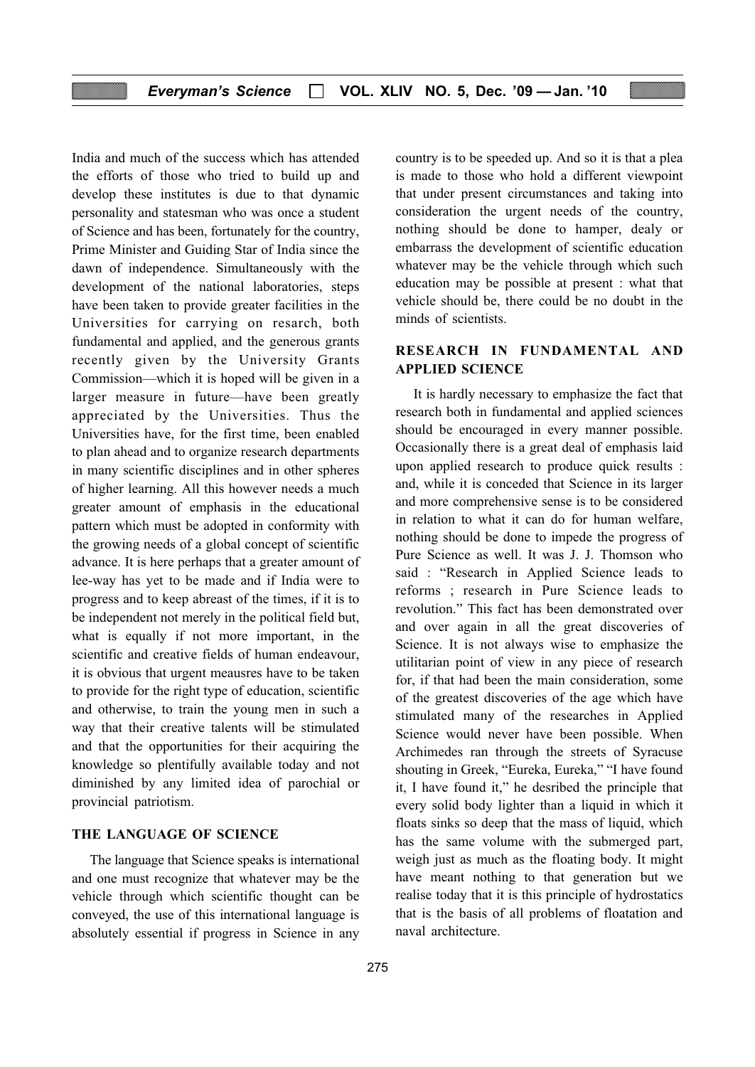India and much of the success which has attended the efforts of those who tried to build up and develop these institutes is due to that dynamic personality and statesman who was once a student of Science and has been, fortunately for the country, Prime Minister and Guiding Star of India since the dawn of independence. Simultaneously with the development of the national laboratories, steps have been taken to provide greater facilities in the Universities for carrying on resarch, both fundamental and applied, and the generous grants recently given by the University Grants Commission—which it is hoped will be given in a larger measure in future—have been greatly appreciated by the Universities. Thus the Universities have, for the first time, been enabled to plan ahead and to organize research departments in many scientific disciplines and in other spheres of higher learning. All this however needs a much greater amount of emphasis in the educational pattern which must be adopted in conformity with the growing needs of a global concept of scientific advance. It is here perhaps that a greater amount of lee-way has yet to be made and if India were to progress and to keep abreast of the times, if it is to be independent not merely in the political field but, what is equally if not more important, in the scientific and creative fields of human endeavour, it is obvious that urgent meausres have to be taken to provide for the right type of education, scientific and otherwise, to train the young men in such a way that their creative talents will be stimulated and that the opportunities for their acquiring the knowledge so plentifully available today and not diminished by any limited idea of parochial or provincial patriotism.

## THE LANGUAGE OF SCIENCE

The language that Science speaks is international and one must recognize that whatever may be the vehicle through which scientific thought can be conveyed, the use of this international language is absolutely essential if progress in Science in any country is to be speeded up. And so it is that a plea is made to those who hold a different viewpoint that under present circumstances and taking into consideration the urgent needs of the country, nothing should be done to hamper, dealy or embarrass the development of scientific education whatever may be the vehicle through which such education may be possible at present : what that vehicle should be, there could be no doubt in the minds of scientists.

## RESEARCH IN FUNDAMENTAL AND APPLIED SCIENCE

It is hardly necessary to emphasize the fact that research both in fundamental and applied sciences should be encouraged in every manner possible. Occasionally there is a great deal of emphasis laid upon applied research to produce quick results : and, while it is conceded that Science in its larger and more comprehensive sense is to be considered in relation to what it can do for human welfare, nothing should be done to impede the progress of Pure Science as well. It was J. J. Thomson who said : "Research in Applied Science leads to reforms ; research in Pure Science leads to revolution." This fact has been demonstrated over and over again in all the great discoveries of Science. It is not always wise to emphasize the utilitarian point of view in any piece of research for, if that had been the main consideration, some of the greatest discoveries of the age which have stimulated many of the researches in Applied Science would never have been possible. When Archimedes ran through the streets of Syracuse shouting in Greek, "Eureka, Eureka," "I have found it, I have found it," he desribed the principle that every solid body lighter than a liquid in which it floats sinks so deep that the mass of liquid, which has the same volume with the submerged part, weigh just as much as the floating body. It might have meant nothing to that generation but we realise today that it is this principle of hydrostatics that is the basis of all problems of floatation and naval architecture.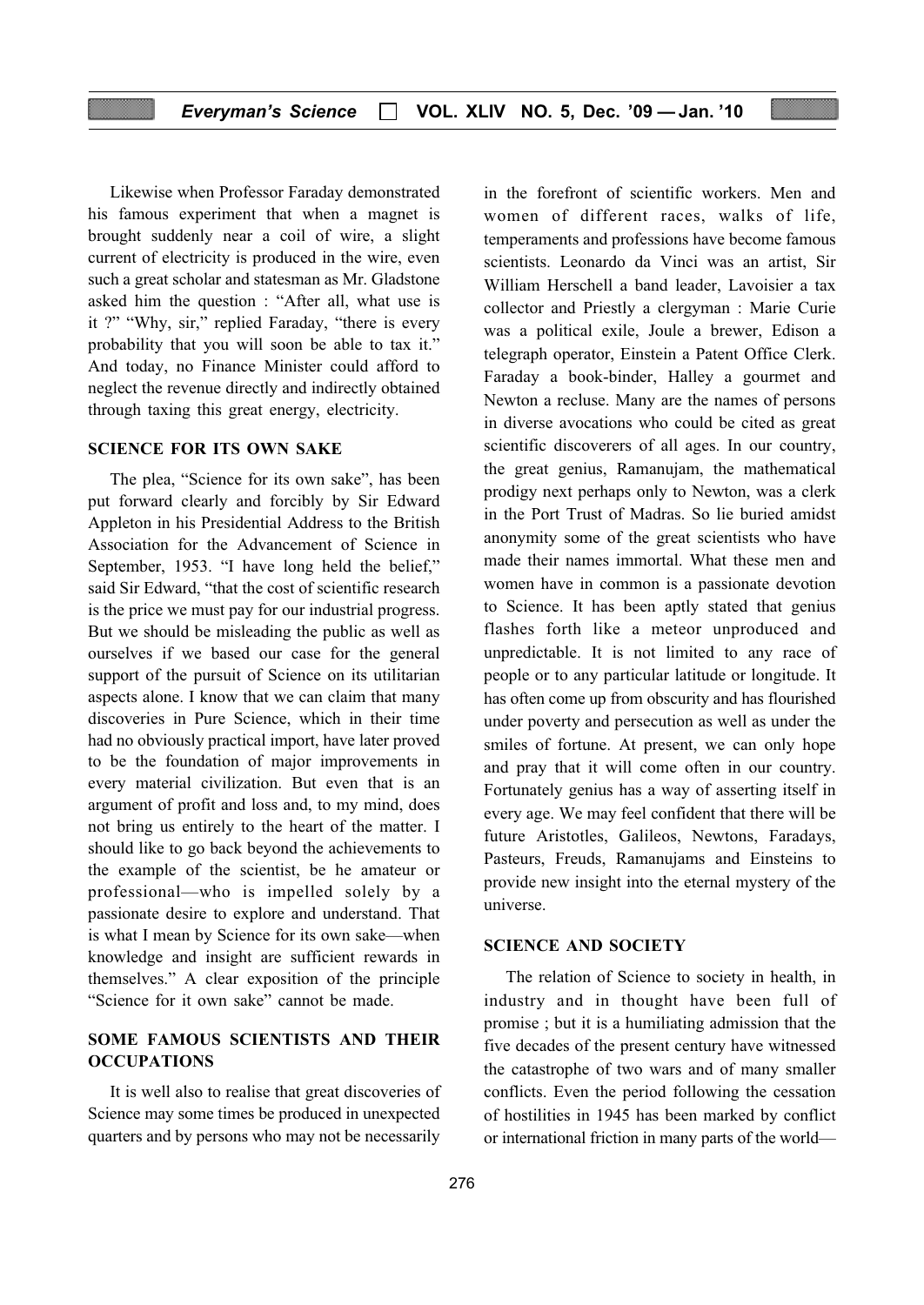Likewise when Professor Faraday demonstrated his famous experiment that when a magnet is brought suddenly near a coil of wire, a slight current of electricity is produced in the wire, even such a great scholar and statesman as Mr. Gladstone asked him the question : "After all, what use is it ?" "Why, sir," replied Faraday, "there is every probability that you will soon be able to tax it." And today, no Finance Minister could afford to neglect the revenue directly and indirectly obtained through taxing this great energy, electricity.

## SCIENCE FOR ITS OWN SAKE

The plea, "Science for its own sake", has been put forward clearly and forcibly by Sir Edward Appleton in his Presidential Address to the British Association for the Advancement of Science in September, 1953. "I have long held the belief," said Sir Edward, "that the cost of scientific research is the price we must pay for our industrial progress. But we should be misleading the public as well as ourselves if we based our case for the general support of the pursuit of Science on its utilitarian aspects alone. I know that we can claim that many discoveries in Pure Science, which in their time had no obviously practical import, have later proved to be the foundation of major improvements in every material civilization. But even that is an argument of profit and loss and, to my mind, does not bring us entirely to the heart of the matter. I should like to go back beyond the achievements to the example of the scientist, be he amateur or professional—who is impelled solely by a passionate desire to explore and understand. That is what I mean by Science for its own sake—when knowledge and insight are sufficient rewards in themselves." A clear exposition of the principle "Science for it own sake" cannot be made.

## SOME FAMOUS SCIENTISTS AND THEIR OCCUPATIONS

It is well also to realise that great discoveries of Science may some times be produced in unexpected quarters and by persons who may not be necessarily in the forefront of scientific workers. Men and women of different races, walks of life, temperaments and professions have become famous scientists. Leonardo da Vinci was an artist, Sir William Herschell a band leader, Lavoisier a tax collector and Priestly a clergyman : Marie Curie was a political exile, Joule a brewer, Edison a telegraph operator, Einstein a Patent Office Clerk. Faraday a book-binder, Halley a gourmet and Newton a recluse. Many are the names of persons in diverse avocations who could be cited as great scientific discoverers of all ages. In our country, the great genius, Ramanujam, the mathematical prodigy next perhaps only to Newton, was a clerk in the Port Trust of Madras. So lie buried amidst anonymity some of the great scientists who have made their names immortal. What these men and women have in common is a passionate devotion to Science. It has been aptly stated that genius flashes forth like a meteor unproduced and unpredictable. It is not limited to any race of people or to any particular latitude or longitude. It has often come up from obscurity and has flourished under poverty and persecution as well as under the smiles of fortune. At present, we can only hope and pray that it will come often in our country. Fortunately genius has a way of asserting itself in every age. We may feel confident that there will be future Aristotles, Galileos, Newtons, Faradays, Pasteurs, Freuds, Ramanujams and Einsteins to provide new insight into the eternal mystery of the universe.

## SCIENCE AND SOCIETY

The relation of Science to society in health, in industry and in thought have been full of promise ; but it is a humiliating admission that the five decades of the present century have witnessed the catastrophe of two wars and of many smaller conflicts. Even the period following the cessation of hostilities in 1945 has been marked by conflict or international friction in many parts of the world—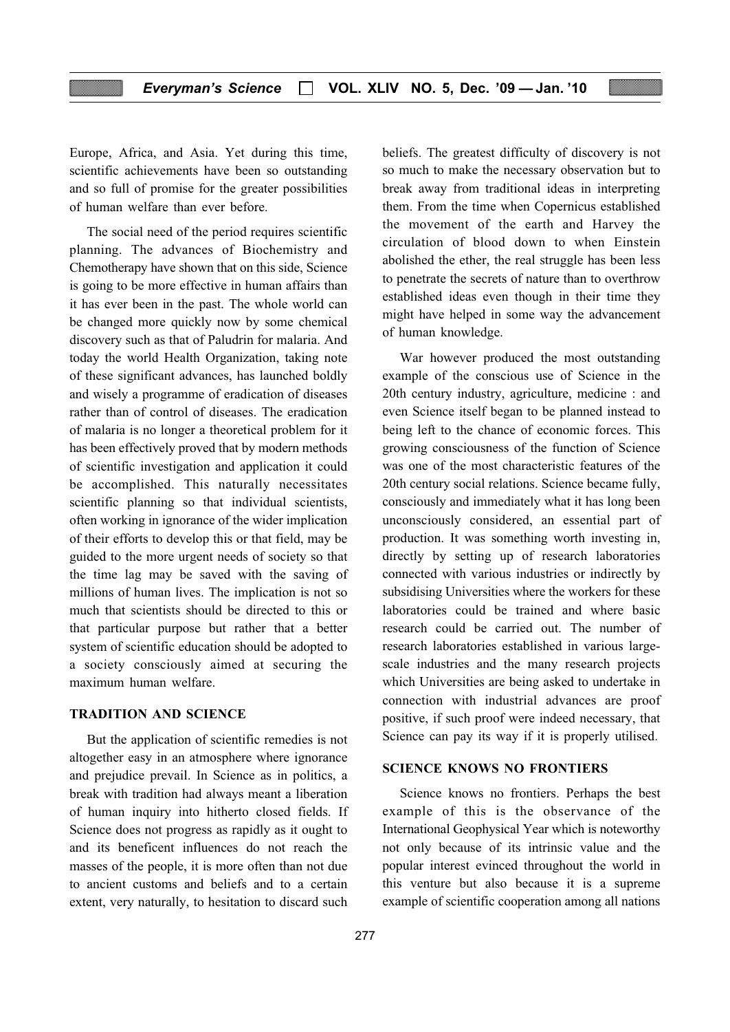Europe, Africa, and Asia. Yet during this time, scientific achievements have been so outstanding and so full of promise for the greater possibilities of human welfare than ever before.

The social need of the period requires scientific planning. The advances of Biochemistry and Chemotherapy have shown that on this side, Science is going to be more effective in human affairs than it has ever been in the past. The whole world can be changed more quickly now by some chemical discovery such as that of Paludrin for malaria. And today the world Health Organization, taking note of these significant advances, has launched boldly and wisely a programme of eradication of diseases rather than of control of diseases. The eradication of malaria is no longer a theoretical problem for it has been effectively proved that by modern methods of scientific investigation and application it could be accomplished. This naturally necessitates scientific planning so that individual scientists, often working in ignorance of the wider implication of their efforts to develop this or that field, may be guided to the more urgent needs of society so that the time lag may be saved with the saving of millions of human lives. The implication is not so much that scientists should be directed to this or that particular purpose but rather that a better system of scientific education should be adopted to a society consciously aimed at securing the maximum human welfare.

## TRADITION AND SCIENCE

But the application of scientific remedies is not altogether easy in an atmosphere where ignorance and prejudice prevail. In Science as in politics, a break with tradition had always meant a liberation of human inquiry into hitherto closed fields. If Science does not progress as rapidly as it ought to and its beneficent influences do not reach the masses of the people, it is more often than not due to ancient customs and beliefs and to a certain extent, very naturally, to hesitation to discard such beliefs. The greatest difficulty of discovery is not so much to make the necessary observation but to break away from traditional ideas in interpreting them. From the time when Copernicus established the movement of the earth and Harvey the circulation of blood down to when Einstein abolished the ether, the real struggle has been less to penetrate the secrets of nature than to overthrow established ideas even though in their time they might have helped in some way the advancement of human knowledge.

War however produced the most outstanding example of the conscious use of Science in the 20th century industry, agriculture, medicine : and even Science itself began to be planned instead to being left to the chance of economic forces. This growing consciousness of the function of Science was one of the most characteristic features of the 20th century social relations. Science became fully, consciously and immediately what it has long been unconsciously considered, an essential part of production. It was something worth investing in, directly by setting up of research laboratories connected with various industries or indirectly by subsidising Universities where the workers for these laboratories could be trained and where basic research could be carried out. The number of research laboratories established in various large-scale industries and the many research projects which Universities are being asked to undertake in connection with industrial advances are proof positive, if such proof were indeed necessary, that Science can pay its way if it is properly utilised.

## SCIENCE KNOWS NO FRONTIERS

Science knows no frontiers. Perhaps the best example of this is the observance of the International Geophysical Year which is noteworthy not only because of its intrinsic value and the popular interest evinced throughout the world in this venture but also because it is a supreme example of scientific cooperation among all nations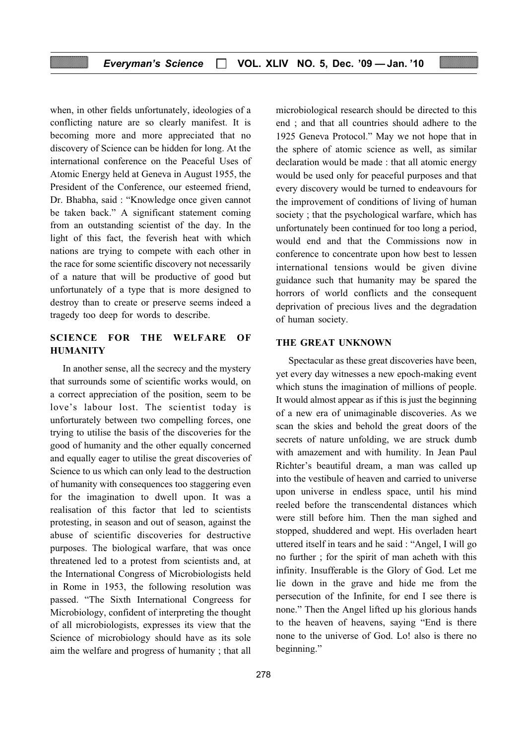when, in other fields unfortunately, ideologies of a conflicting nature are so clearly manifest. It is becoming more and more appreciated that no discovery of Science can be hidden for long. At the international conference on the Peaceful Uses of Atomic Energy held at Geneva in August 1955, the President of the Conference, our esteemed friend, Dr. Bhabha, said : "Knowledge once given cannot be taken back." A significant statement coming from an outstanding scientist of the day. In the light of this fact, the feverish heat with which nations are trying to compete with each other in the race for some scientific discovery not necessarily of a nature that will be productive of good but unfortunately of a type that is more designed to destroy than to create or preserve seems indeed a tragedy too deep for words to describe.

## SCIENCE FOR THE WELFARE OF HUMANITY

In another sense, all the secrecy and the mystery that surrounds some of scientific works would, on a correct appreciation of the position, seem to be love's labour lost. The scientist today is unforturately between two compelling forces, one trying to utilise the basis of the discoveries for the good of humanity and the other equally concerned and equally eager to utilise the great discoveries of Science to us which can only lead to the destruction of humanity with consequences too staggering even for the imagination to dwell upon. It was a realisation of this factor that led to scientists protesting, in season and out of season, against the abuse of scientific discoveries for destructive purposes. The biological warfare, that was once threatened led to a protest from scientists and, at the International Congress of Microbiologists held in Rome in 1953, the following resolution was passed. "The Sixth International Congreess for Microbiology, confident of interpreting the thought of all microbiologists, expresses its view that the Science of microbiology should have as its sole aim the welfare and progress of humanity ; that all microbiological research should be directed to this end ; and that all countries should adhere to the 1925 Geneva Protocol." May we not hope that in the sphere of atomic science as well, as similar declaration would be made : that all atomic energy would be used only for peaceful purposes and that every discovery would be turned to endeavours for the improvement of conditions of living of human society ; that the psychological warfare, which has unfortunately been continued for too long a period, would end and that the Commissions now in conference to concentrate upon how best to lessen international tensions would be given divine guidance such that humanity may be spared the horrors of world conflicts and the consequent deprivation of precious lives and the degradation of human society.

## THE GREAT UNKNOWN

Spectacular as these great discoveries have been, yet every day witnesses a new epoch-making event which stuns the imagination of millions of people. It would almost appear as if this is just the beginning of a new era of unimaginable discoveries. As we scan the skies and behold the great doors of the secrets of nature unfolding, we are struck dumb with amazement and with humility. In Jean Paul Richter's beautiful dream, a man was called up into the vestibule of heaven and carried to universe upon universe in endless space, until his mind reeled before the transcendental distances which were still before him. Then the man sighed and stopped, shuddered and wept. His overladen heart uttered itself in tears and he said : "Angel, I will go no further ; for the spirit of man acheth with this infinity. Insufferable is the Glory of God. Let me lie down in the grave and hide me from the persecution of the Infinite, for end I see there is none." Then the Angel lifted up his glorious hands to the heaven of heavens, saying "End is there none to the universe of God. Lo! also is there no beginning."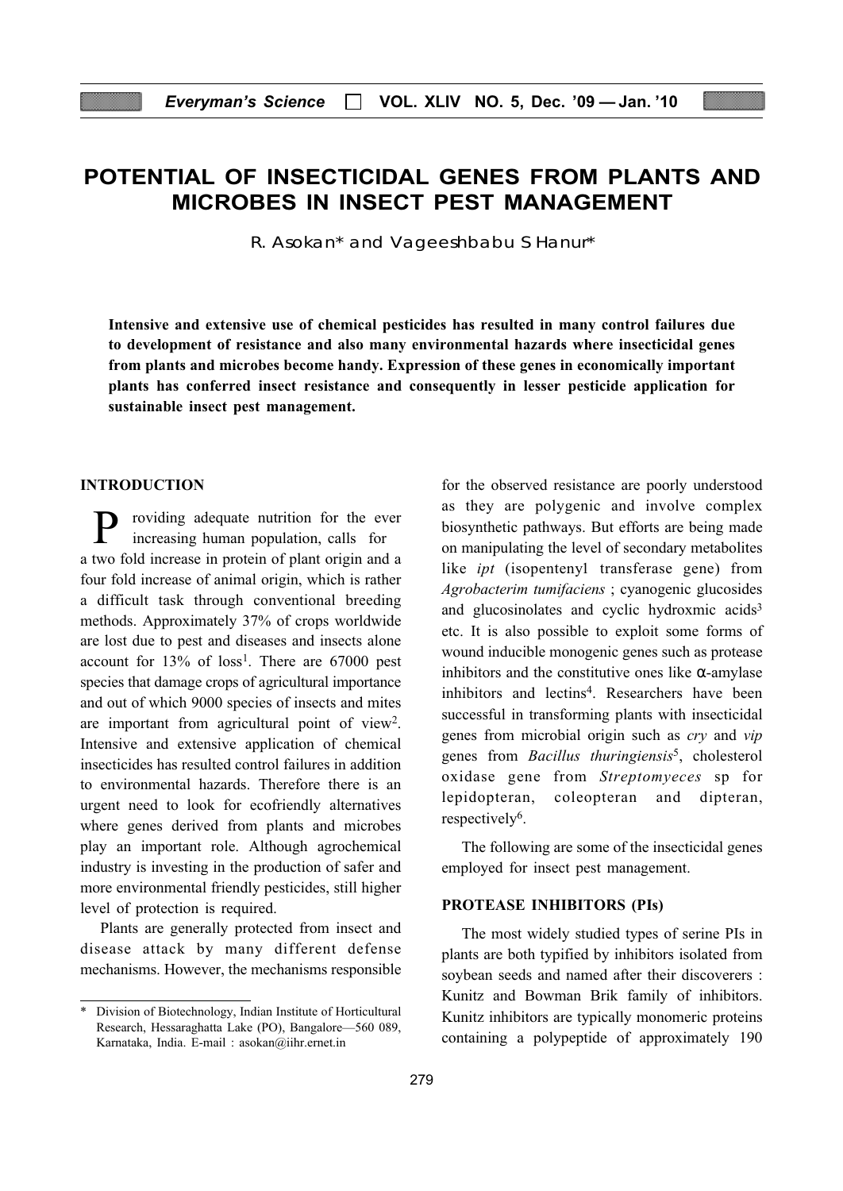# POTENTIAL OF INSECTICIDAL GENES FROM PLANTS AND MICROBES IN INSECT PEST MANAGEMENT

R. Asokan* and Vageeshbabu S Hanur*

**Intensive and extensive use of chemical pesticides has resulted in many control failures due to development of resistance and also many environmental hazards where insecticidal genes from plants and microbes become handy. Expression of these genes in economically important plants has conferred insect resistance and consequently in lesser pesticide application for sustainable insect pest management.**

## INTRODUCTION

Providing adequate nutrition for the ever increasing human population, calls for a two fold increase in protein of plant origin and a four fold increase of animal origin, which is rather a difficult task through conventional breeding methods. Approximately 37% of crops worldwide are lost due to pest and diseases and insects alone account for 13% of loss[1]. There are 67000 pest species that damage crops of agricultural importance and out of which 9000 species of insects and mites are important from agricultural point of view[2]. Intensive and extensive application of chemical insecticides has resulted control failures in addition to environmental hazards. Therefore there is an urgent need to look for ecofriendly alternatives where genes derived from plants and microbes play an important role. Although agrochemical industry is investing in the production of safer and more environmental friendly pesticides, still higher level of protection is required.

Plants are generally protected from insect and disease attack by many different defense mechanisms. However, the mechanisms responsible for the observed resistance are poorly understood as they are polygenic and involve complex biosynthetic pathways. But efforts are being made on manipulating the level of secondary metabolites like *ipt* (isopentenyl transferase gene) from *Agrobacterim tumifaciens* ; cyanogenic glucosides and glucosinolates and cyclic hydroxmic acids[3] etc. It is also possible to exploit some forms of wound inducible monogenic genes such as protease inhibitors and the constitutive ones like α-amylase inhibitors and lectins[4]. Researchers have been successful in transforming plants with insecticidal genes from microbial origin such as *cry* and *vip* genes from *Bacillus thuringiensis*[5], cholesterol oxidase gene from *Streptomyeces* sp for lepidopteran, coleopteran and dipteran, respectively[6].

The following are some of the insecticidal genes employed for insect pest management.

## PROTEASE INHIBITORS (PIs)

The most widely studied types of serine PIs in plants are both typified by inhibitors isolated from soybean seeds and named after their discoverers : Kunitz and Bowman Brik family of inhibitors. Kunitz inhibitors are typically monomeric proteins containing a polypeptide of approximately 190

---

\* Division of Biotechnology, Indian Institute of Horticultural Research, Hessaraghatta Lake (PO), Bangalore—560 089, Karnataka, India. E-mail : asokan@iihr.ernet.in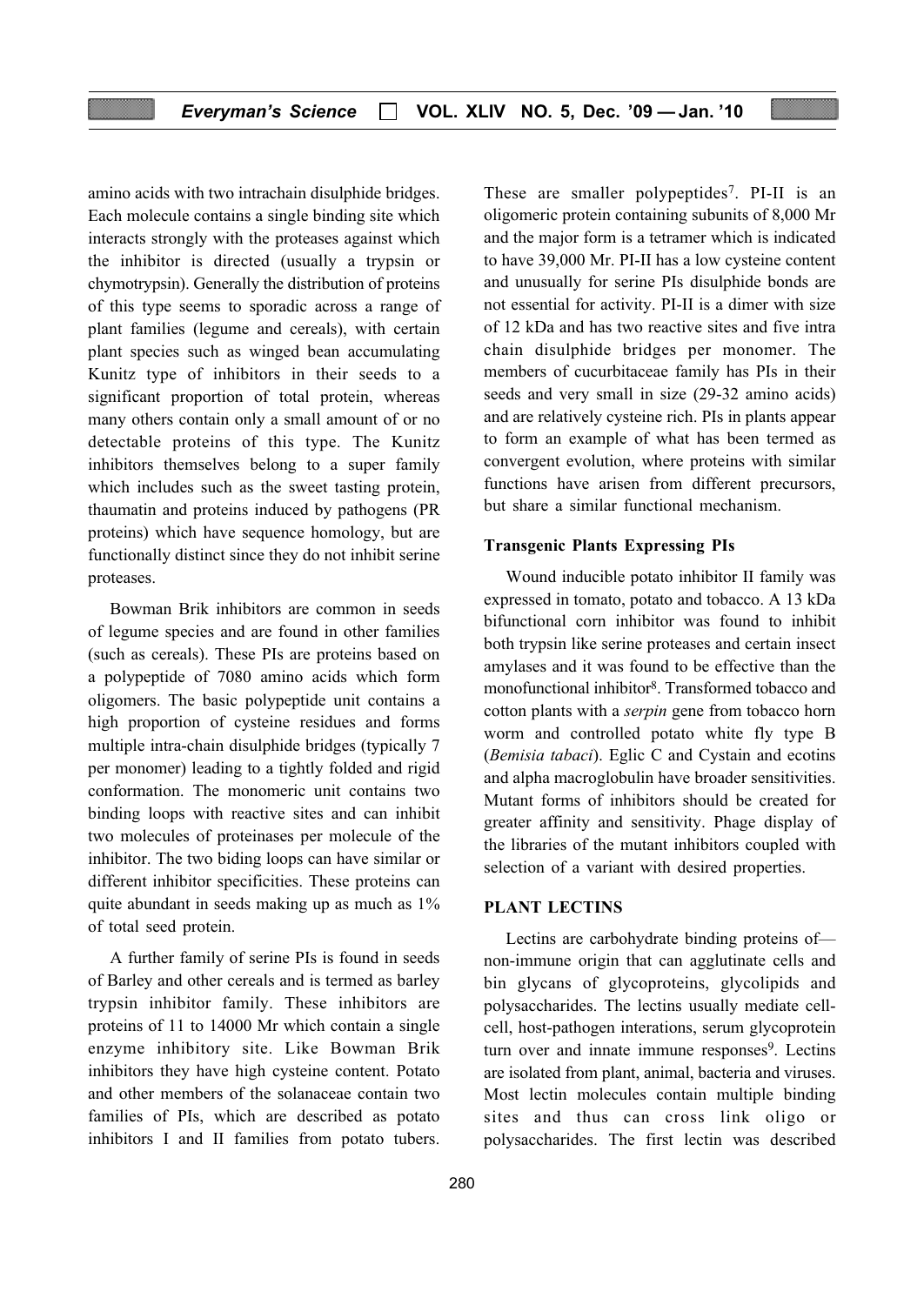amino acids with two intrachain disulphide bridges. Each molecule contains a single binding site which interacts strongly with the proteases against which the inhibitor is directed (usually a trypsin or chymotrypsin). Generally the distribution of proteins of this type seems to sporadic across a range of plant families (legume and cereals), with certain plant species such as winged bean accumulating Kunitz type of inhibitors in their seeds to a significant proportion of total protein, whereas many others contain only a small amount of or no detectable proteins of this type. The Kunitz inhibitors themselves belong to a super family which includes such as the sweet tasting protein, thaumatin and proteins induced by pathogens (PR proteins) which have sequence homology, but are functionally distinct since they do not inhibit serine proteases.

Bowman Brik inhibitors are common in seeds of legume species and are found in other families (such as cereals). These PIs are proteins based on a polypeptide of 7080 amino acids which form oligomers. The basic polypeptide unit contains a high proportion of cysteine residues and forms multiple intra-chain disulphide bridges (typically 7 per monomer) leading to a tightly folded and rigid conformation. The monomeric unit contains two binding loops with reactive sites and can inhibit two molecules of proteinases per molecule of the inhibitor. The two biding loops can have similar or different inhibitor specificities. These proteins can quite abundant in seeds making up as much as 1% of total seed protein.

A further family of serine PIs is found in seeds of Barley and other cereals and is termed as barley trypsin inhibitor family. These inhibitors are proteins of 11 to 14000 Mr which contain a single enzyme inhibitory site. Like Bowman Brik inhibitors they have high cysteine content. Potato and other members of the solanaceae contain two families of PIs, which are described as potato inhibitors I and II families from potato tubers. These are smaller polypeptides[7]. PI-II is an oligomeric protein containing subunits of 8,000 Mr and the major form is a tetramer which is indicated to have 39,000 Mr. PI-II has a low cysteine content and unusually for serine PIs disulphide bonds are not essential for activity. PI-II is a dimer with size of 12 kDa and has two reactive sites and five intra chain disulphide bridges per monomer. The members of cucurbitaceae family has PIs in their seeds and very small in size (29-32 amino acids) and are relatively cysteine rich. PIs in plants appear to form an example of what has been termed as convergent evolution, where proteins with similar functions have arisen from different precursors, but share a similar functional mechanism.

### Transgenic Plants Expressing PIs

Wound inducible potato inhibitor II family was expressed in tomato, potato and tobacco. A 13 kDa bifunctional corn inhibitor was found to inhibit both trypsin like serine proteases and certain insect amylases and it was found to be effective than the monofunctional inhibitor[8]. Transformed tobacco and cotton plants with a *serpin* gene from tobacco horn worm and controlled potato white fly type B (*Bemisia tabaci*). Eglic C and Cystain and ecotins and alpha macroglobulin have broader sensitivities. Mutant forms of inhibitors should be created for greater affinity and sensitivity. Phage display of the libraries of the mutant inhibitors coupled with selection of a variant with desired properties.

## PLANT LECTINS

Lectins are carbohydrate binding proteins of— non-immune origin that can agglutinate cells and bin glycans of glycoproteins, glycolipids and polysaccharides. The lectins usually mediate cell-cell, host-pathogen interations, serum glycoprotein turn over and innate immune responses[9]. Lectins are isolated from plant, animal, bacteria and viruses. Most lectin molecules contain multiple binding sites and thus can cross link oligo or polysaccharides. The first lectin was described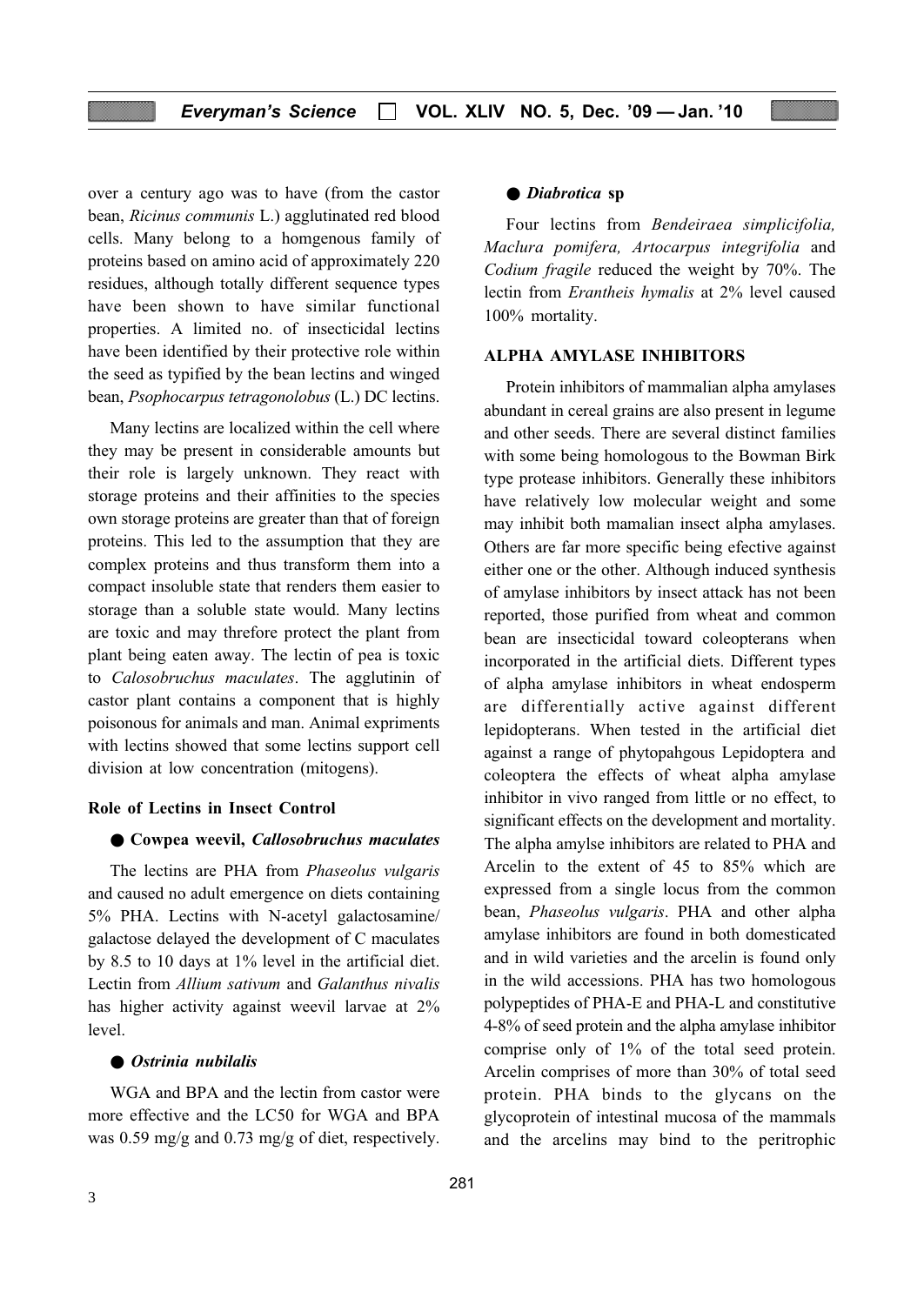over a century ago was to have (from the castor bean, *Ricinus communis* L.) agglutinated red blood cells. Many belong to a homgenous family of proteins based on amino acid of approximately 220 residues, although totally different sequence types have been shown to have similar functional properties. A limited no. of insecticidal lectins have been identified by their protective role within the seed as typified by the bean lectins and winged bean, *Psophocarpus tetragonolobus* (L.) DC lectins.

Many lectins are localized within the cell where they may be present in considerable amounts but their role is largely unknown. They react with storage proteins and their affinities to the species own storage proteins are greater than that of foreign proteins. This led to the assumption that they are complex proteins and thus transform them into a compact insoluble state that renders them easier to storage than a soluble state would. Many lectins are toxic and may threfore protect the plant from plant being eaten away. The lectin of pea is toxic to *Calosobruchus maculates*. The agglutinin of castor plant contains a component that is highly poisonous for animals and man. Animal expriments with lectins showed that some lectins support cell division at low concentration (mitogens).

### Role of Lectins in Insect Control

- **Cowpea weevil, *Callosobruchus maculates***

The lectins are PHA from *Phaseolus vulgaris* and caused no adult emergence on diets containing 5% PHA. Lectins with N-acetyl galactosamine/ galactose delayed the development of C maculates by 8.5 to 10 days at 1% level in the artificial diet. Lectin from *Allium sativum* and *Galanthus nivalis* has higher activity against weevil larvae at 2% level.

- ***Ostrinia nubilalis***

WGA and BPA and the lectin from castor were more effective and the LC50 for WGA and BPA was 0.59 mg/g and 0.73 mg/g of diet, respectively.

- ***Diabrotica* sp**

Four lectins from *Bendeiraea simplicifolia, Maclura pomifera, Artocarpus integrifolia* and *Codium fragile* reduced the weight by 70%. The lectin from *Erantheis hymalis* at 2% level caused 100% mortality.

### ALPHA AMYLASE INHIBITORS

Protein inhibitors of mammalian alpha amylases abundant in cereal grains are also present in legume and other seeds. There are several distinct families with some being homologous to the Bowman Birk type protease inhibitors. Generally these inhibitors have relatively low molecular weight and some may inhibit both mamalian insect alpha amylases. Others are far more specific being efective against either one or the other. Although induced synthesis of amylase inhibitors by insect attack has not been reported, those purified from wheat and common bean are insecticidal toward coleopterans when incorporated in the artificial diets. Different types of alpha amylase inhibitors in wheat endosperm are differentially active against different lepidopterans. When tested in the artificial diet against a range of phytopahgous Lepidoptera and coleoptera the effects of wheat alpha amylase inhibitor in vivo ranged from little or no effect, to significant effects on the development and mortality. The alpha amylse inhibitors are related to PHA and Arcelin to the extent of 45 to 85% which are expressed from a single locus from the common bean, *Phaseolus vulgaris*. PHA and other alpha amylase inhibitors are found in both domesticated and in wild varieties and the arcelin is found only in the wild accessions. PHA has two homologous polypeptides of PHA-E and PHA-L and constitutive 4-8% of seed protein and the alpha amylase inhibitor comprise only of 1% of the total seed protein. Arcelin comprises of more than 30% of total seed protein. PHA binds to the glycans on the glycoprotein of intestinal mucosa of the mammals and the arcelins may bind to the peritrophic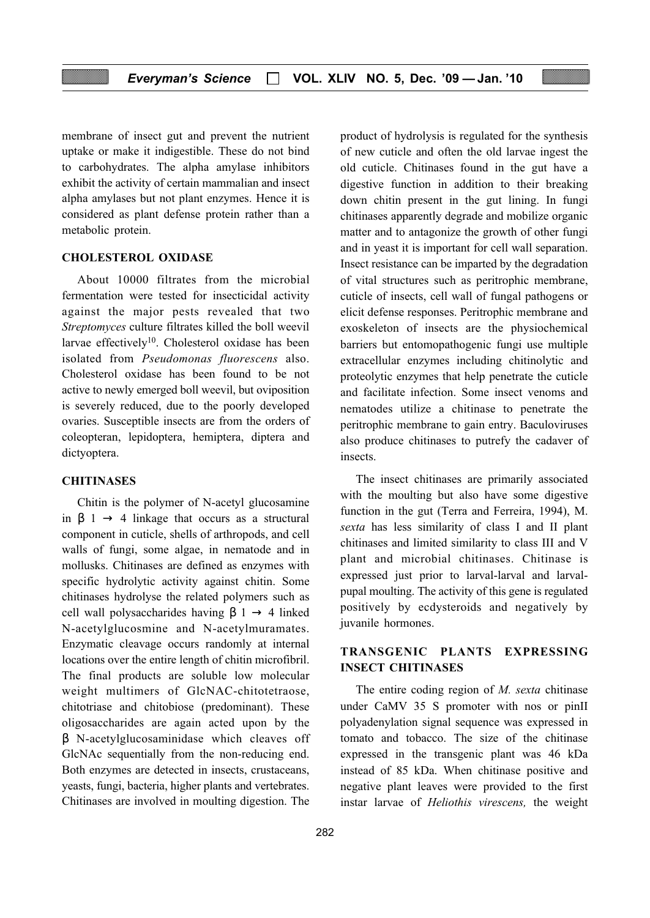membrane of insect gut and prevent the nutrient uptake or make it indigestible. These do not bind to carbohydrates. The alpha amylase inhibitors exhibit the activity of certain mammalian and insect alpha amylases but not plant enzymes. Hence it is considered as plant defense protein rather than a metabolic protein.

## CHOLESTEROL OXIDASE

About 10000 filtrates from the microbial fermentation were tested for insecticidal activity against the major pests revealed that two *Streptomyces* culture filtrates killed the boll weevil larvae effectively[10]. Cholesterol oxidase has been isolated from *Pseudomonas fluorescens* also. Cholesterol oxidase has been found to be not active to newly emerged boll weevil, but oviposition is severely reduced, due to the poorly developed ovaries. Susceptible insects are from the orders of coleopteran, lepidoptera, hemiptera, diptera and dictyoptera.

## CHITINASES

Chitin is the polymer of N-acetyl glucosamine in $\beta$ 1 $\rightarrow$ 4 linkage that occurs as a structural component in cuticle, shells of arthropods, and cell walls of fungi, some algae, in nematode and in mollusks. Chitinases are defined as enzymes with specific hydrolytic activity against chitin. Some chitinases hydrolyse the related polymers such as cell wall polysaccharides having $\beta$ 1 $\rightarrow$ 4 linked N-acetylglucosmine and N-acetylmuramates. Enzymatic cleavage occurs randomly at internal locations over the entire length of chitin microfibril. The final products are soluble low molecular weight multimers of GlcNAC-chitotetraose, chitotriase and chitobiose (predominant). These oligosaccharides are again acted upon by the $\beta$ N-acetylglucosaminidase which cleaves off GlcNAc sequentially from the non-reducing end. Both enzymes are detected in insects, crustaceans, yeasts, fungi, bacteria, higher plants and vertebrates. Chitinases are involved in moulting digestion. The product of hydrolysis is regulated for the synthesis of new cuticle and often the old larvae ingest the old cuticle. Chitinases found in the gut have a digestive function in addition to their breaking down chitin present in the gut lining. In fungi chitinases apparently degrade and mobilize organic matter and to antagonize the growth of other fungi and in yeast it is important for cell wall separation. Insect resistance can be imparted by the degradation of vital structures such as peritrophic membrane, cuticle of insects, cell wall of fungal pathogens or elicit defense responses. Peritrophic membrane and exoskeleton of insects are the physiochemical barriers but entomopathogenic fungi use multiple extracellular enzymes including chitinolytic and proteolytic enzymes that help penetrate the cuticle and facilitate infection. Some insect venoms and nematodes utilize a chitinase to penetrate the peritrophic membrane to gain entry. Baculoviruses also produce chitinases to putrefy the cadaver of insects.

The insect chitinases are primarily associated with the moulting but also have some digestive function in the gut (Terra and Ferreira, 1994), M. *sexta* has less similarity of class I and II plant chitinases and limited similarity to class III and V plant and microbial chitinases. Chitinase is expressed just prior to larval-larval and larval-pupal moulting. The activity of this gene is regulated positively by ecdysteroids and negatively by juvanile hormones.

## TRANSGENIC PLANTS EXPRESSING INSECT CHITINASES

The entire coding region of *M. sexta* chitinase under CaMV 35 S promoter with nos or pinII polyadenylation signal sequence was expressed in tomato and tobacco. The size of the chitinase expressed in the transgenic plant was 46 kDa instead of 85 kDa. When chitinase positive and negative plant leaves were provided to the first instar larvae of *Heliothis virescens,* the weight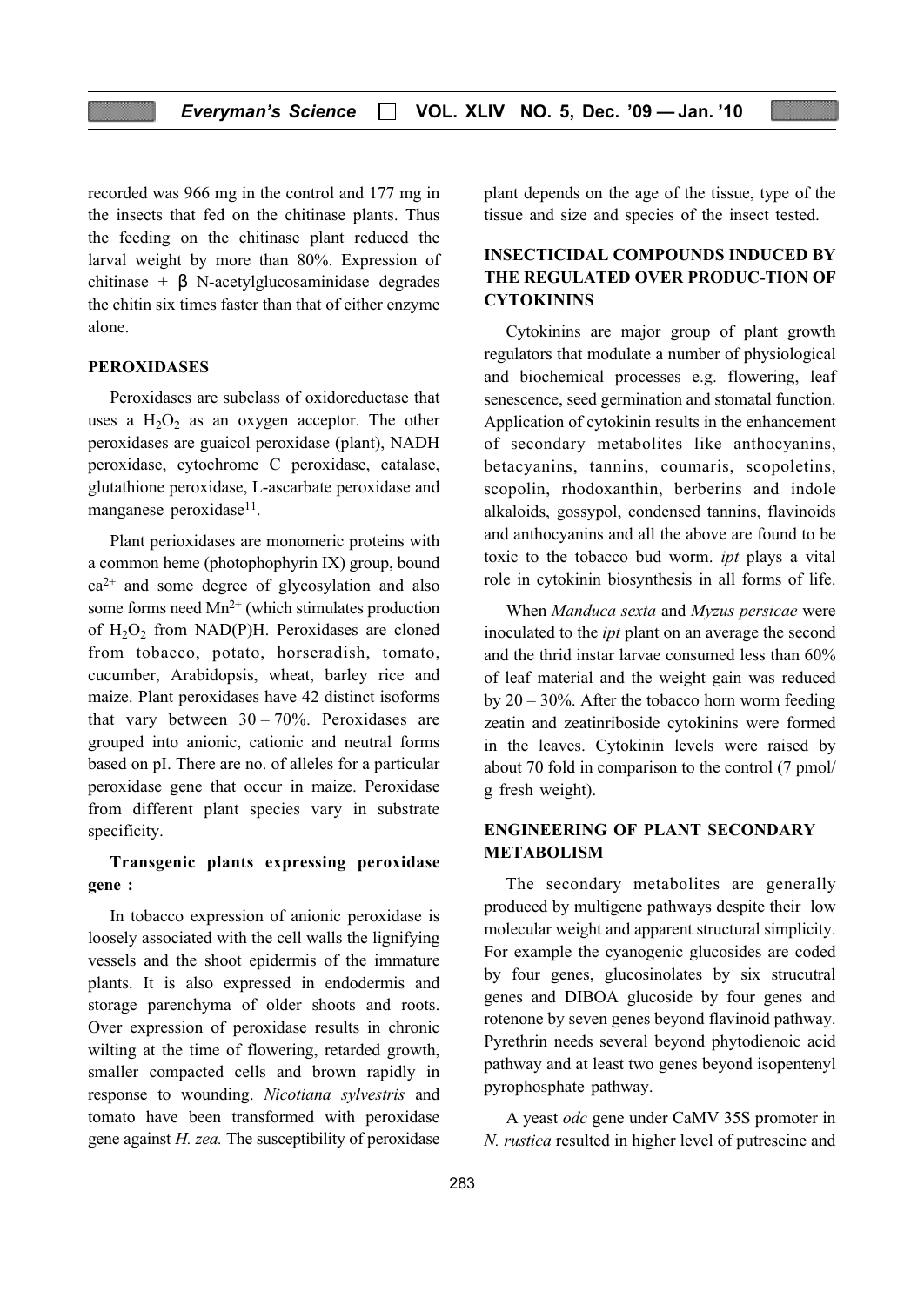recorded was 966 mg in the control and 177 mg in the insects that fed on the chitinase plants. Thus the feeding on the chitinase plant reduced the larval weight by more than 80%. Expression of chitinase + β N-acetylglucosaminidase degrades the chitin six times faster than that of either enzyme alone.

## PEROXIDASES

Peroxidases are subclass of oxidoreductase that uses a $H_2O_2$ as an oxygen acceptor. The other peroxidases are guaicol peroxidase (plant), NADH peroxidase, cytochrome C peroxidase, catalase, glutathione peroxidase, L-ascarbate peroxidase and manganese peroxidase[11].

Plant perioxidases are monomeric proteins with a common heme (photophophyrin IX) group, bound $ca^{2+}$ and some degree of glycosylation and also some forms need $Mn^{2+}$ (which stimulates production of $H_2O_2$ from NAD(P)H. Peroxidases are cloned from tobacco, potato, horseradish, tomato, cucumber, Arabidopsis, wheat, barley rice and maize. Plant peroxidases have 42 distinct isoforms that vary between 30 – 70%. Peroxidases are grouped into anionic, cationic and neutral forms based on pI. There are no. of alleles for a particular peroxidase gene that occur in maize. Peroxidase from different plant species vary in substrate specificity.

### Transgenic plants expressing peroxidase gene :

In tobacco expression of anionic peroxidase is loosely associated with the cell walls the lignifying vessels and the shoot epidermis of the immature plants. It is also expressed in endodermis and storage parenchyma of older shoots and roots. Over expression of peroxidase results in chronic wilting at the time of flowering, retarded growth, smaller compacted cells and brown rapidly in response to wounding. *Nicotiana sylvestris* and tomato have been transformed with peroxidase gene against *H. zea.* The susceptibility of peroxidase plant depends on the age of the tissue, type of the tissue and size and species of the insect tested.

## INSECTICIDAL COMPOUNDS INDUCED BY THE REGULATED OVER PRODUC-TION OF CYTOKININS

Cytokinins are major group of plant growth regulators that modulate a number of physiological and biochemical processes e.g. flowering, leaf senescence, seed germination and stomatal function. Application of cytokinin results in the enhancement of secondary metabolites like anthocyanins, betacyanins, tannins, coumaris, scopoletins, scopolin, rhodoxanthin, berberins and indole alkaloids, gossypol, condensed tannins, flavinoids and anthocyanins and all the above are found to be toxic to the tobacco bud worm. *ipt* plays a vital role in cytokinin biosynthesis in all forms of life.

When *Manduca sexta* and *Myzus persicae* were inoculated to the *ipt* plant on an average the second and the thrid instar larvae consumed less than 60% of leaf material and the weight gain was reduced by 20 – 30%. After the tobacco horn worm feeding zeatin and zeatinriboside cytokinins were formed in the leaves. Cytokinin levels were raised by about 70 fold in comparison to the control (7 pmol/g fresh weight).

## ENGINEERING OF PLANT SECONDARY METABOLISM

The secondary metabolites are generally produced by multigene pathways despite their low molecular weight and apparent structural simplicity. For example the cyanogenic glucosides are coded by four genes, glucosinolates by six strucutral genes and DIBOA glucoside by four genes and rotenone by seven genes beyond flavinoid pathway. Pyrethrin needs several beyond phytodienoic acid pathway and at least two genes beyond isopentenyl pyrophosphate pathway.

A yeast *odc* gene under CaMV 35S promoter in *N. rustica* resulted in higher level of putrescine and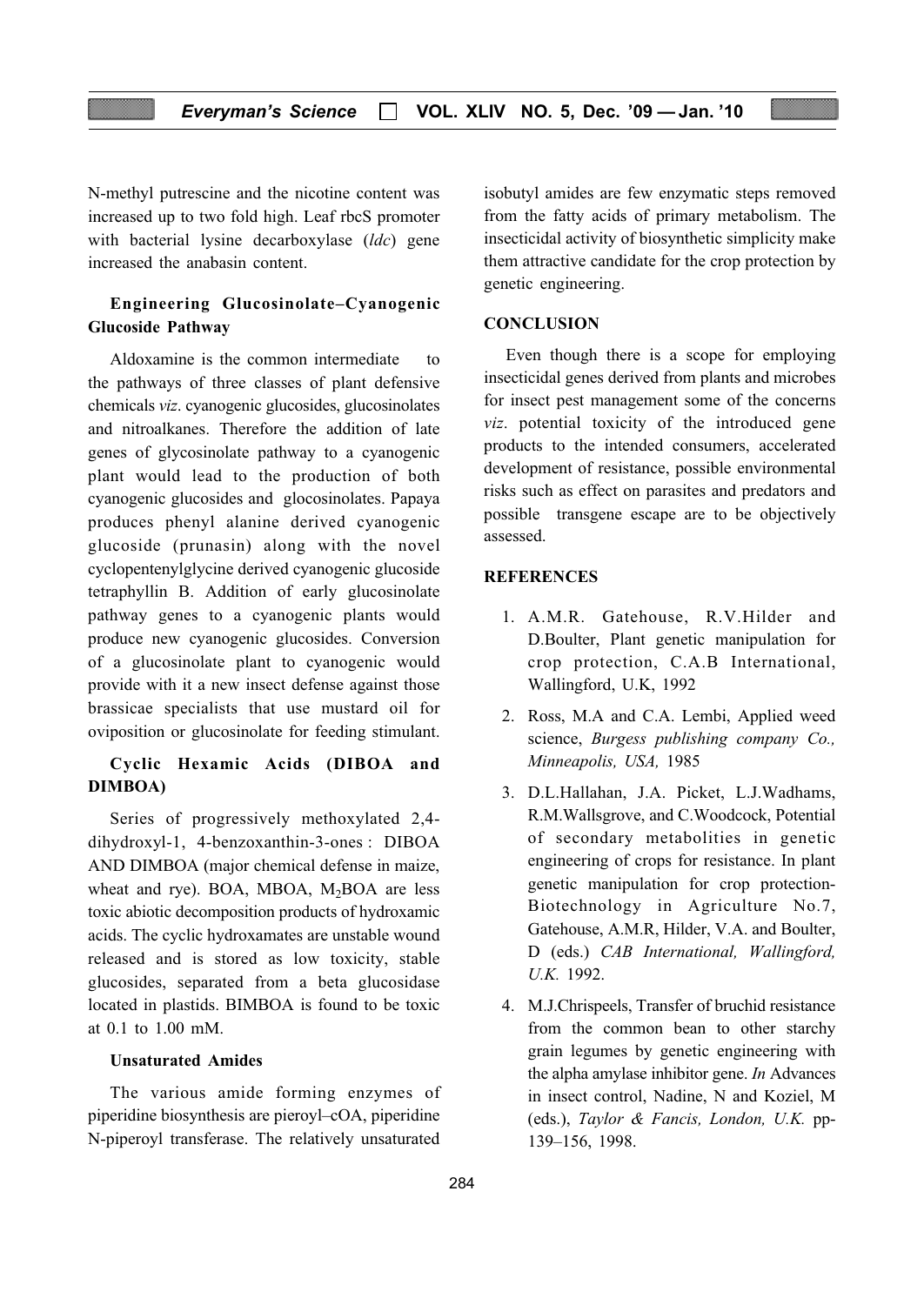N-methyl putrescine and the nicotine content was increased up to two fold high. Leaf rbcS promoter with bacterial lysine decarboxylase (*ldc*) gene increased the anabasin content.

### Engineering Glucosinolate–Cyanogenic Glucoside Pathway

Aldoxamine is the common intermediate to the pathways of three classes of plant defensive chemicals *viz*. cyanogenic glucosides, glucosinolates and nitroalkanes. Therefore the addition of late genes of glycosinolate pathway to a cyanogenic plant would lead to the production of both cyanogenic glucosides and glocosinolates. Papaya produces phenyl alanine derived cyanogenic glucoside (prunasin) along with the novel cyclopentenylglycine derived cyanogenic glucoside tetraphyllin B. Addition of early glucosinolate pathway genes to a cyanogenic plants would produce new cyanogenic glucosides. Conversion of a glucosinolate plant to cyanogenic would provide with it a new insect defense against those brassicae specialists that use mustard oil for oviposition or glucosinolate for feeding stimulant.

### Cyclic Hexamic Acids (DIBOA and DIMBOA)

Series of progressively methoxylated 2,4-dihydroxyl-1, 4-benzoxanthin-3-ones : DIBOA AND DIMBOA (major chemical defense in maize, wheat and rye). BOA, MBOA, $M_2$BOA are less toxic abiotic decomposition products of hydroxamic acids. The cyclic hydroxamates are unstable wound released and is stored as low toxicity, stable glucosides, separated from a beta glucosidase located in plastids. BIMBOA is found to be toxic at 0.1 to 1.00 mM.

### Unsaturated Amides

The various amide forming enzymes of piperidine biosynthesis are pieroyl–cOA, piperidine N-piperoyl transferase. The relatively unsaturated isobutyl amides are few enzymatic steps removed from the fatty acids of primary metabolism. The insecticidal activity of biosynthetic simplicity make them attractive candidate for the crop protection by genetic engineering.

## CONCLUSION

Even though there is a scope for employing insecticidal genes derived from plants and microbes for insect pest management some of the concerns *viz*. potential toxicity of the introduced gene products to the intended consumers, accelerated development of resistance, possible environmental risks such as effect on parasites and predators and possible transgene escape are to be objectively assessed.

## REFERENCES

1. A.M.R. Gatehouse, R.V.Hilder and D.Boulter, Plant genetic manipulation for crop protection, C.A.B International, Wallingford, U.K, 1992
2. Ross, M.A and C.A. Lembi, Applied weed science, *Burgess publishing company Co., Minneapolis, USA,* 1985
3. D.L.Hallahan, J.A. Picket, L.J.Wadhams, R.M.Wallsgrove, and C.Woodcock, Potential of secondary metabolities in genetic engineering of crops for resistance. In plant genetic manipulation for crop protection-Biotechnology in Agriculture No.7, Gatehouse, A.M.R, Hilder, V.A. and Boulter, D (eds.) *CAB International, Wallingford, U.K.* 1992.
4. M.J.Chrispeels, Transfer of bruchid resistance from the common bean to other starchy grain legumes by genetic engineering with the alpha amylase inhibitor gene. *In* Advances in insect control, Nadine, N and Koziel, M (eds.), *Taylor & Fancis, London, U.K.* pp-139–156, 1998.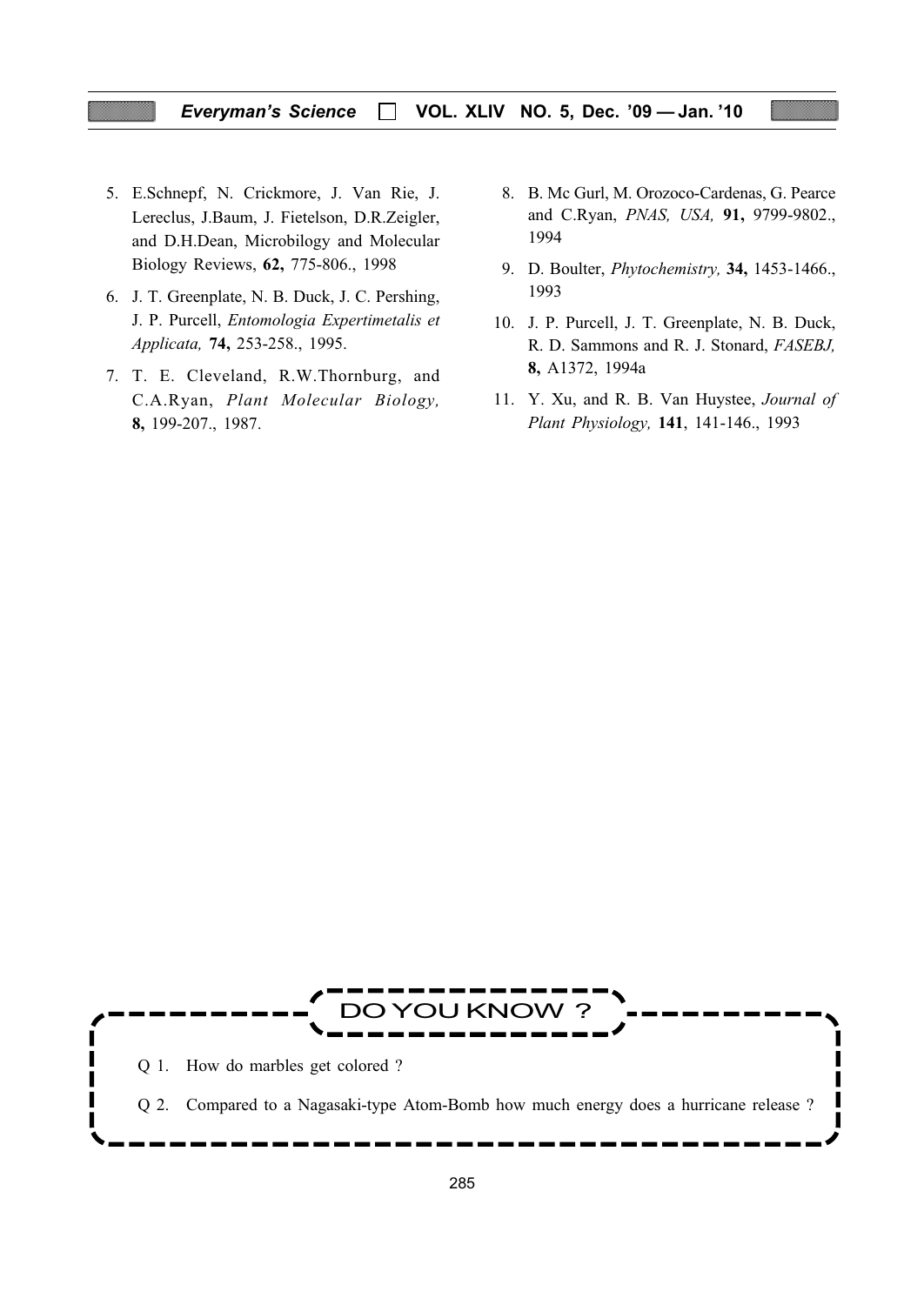5. E.Schnepf, N. Crickmore, J. Van Rie, J. Lereclus, J.Baum, J. Fietelson, D.R.Zeigler, and D.H.Dean, Microbilogy and Molecular Biology Reviews, **62,** 775-806., 1998

6. J. T. Greenplate, N. B. Duck, J. C. Pershing, J. P. Purcell, *Entomologia Expertimetalis et Applicata,* **74,** 253-258., 1995.

7. T. E. Cleveland, R.W.Thornburg, and C.A.Ryan, *Plant Molecular Biology,* **8,** 199-207., 1987.

8. B. Mc Gurl, M. Orozoco-Cardenas, G. Pearce and C.Ryan, *PNAS, USA,* **91,** 9799-9802., 1994

9. D. Boulter, *Phytochemistry,* **34,** 1453-1466., 1993

10. J. P. Purcell, J. T. Greenplate, N. B. Duck, R. D. Sammons and R. J. Stonard, *FASEBJ,* **8,** A1372, 1994a

11. Y. Xu, and R. B. Van Huystee, *Journal of Plant Physiology,* **141**, 141-146., 1993

## DO YOU KNOW ?

Q 1. How do marbles get colored ?

Q 2. Compared to a Nagasaki-type Atom-Bomb how much energy does a hurricane release ?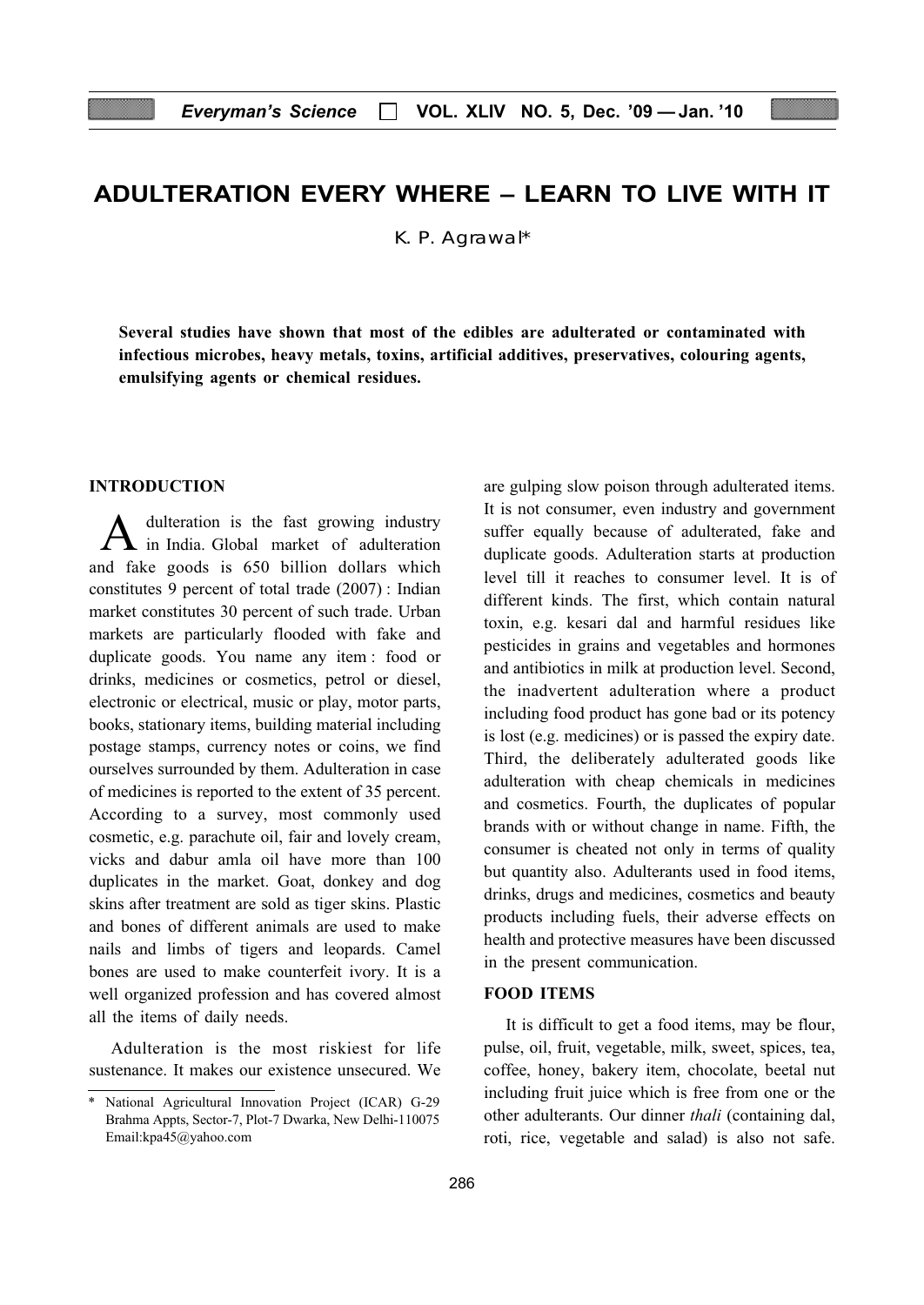# ADULTERATION EVERY WHERE – LEARN TO LIVE WITH IT

K. P. Agrawal*

**Several studies have shown that most of the edibles are adulterated or contaminated with infectious microbes, heavy metals, toxins, artificial additives, preservatives, colouring agents, emulsifying agents or chemical residues.**

## INTRODUCTION

Adulteration is the fast growing industry in India. Global market of adulteration and fake goods is 650 billion dollars which constitutes 9 percent of total trade (2007) : Indian market constitutes 30 percent of such trade. Urban markets are particularly flooded with fake and duplicate goods. You name any item : food or drinks, medicines or cosmetics, petrol or diesel, electronic or electrical, music or play, motor parts, books, stationary items, building material including postage stamps, currency notes or coins, we find ourselves surrounded by them. Adulteration in case of medicines is reported to the extent of 35 percent. According to a survey, most commonly used cosmetic, e.g. parachute oil, fair and lovely cream, vicks and dabur amla oil have more than 100 duplicates in the market. Goat, donkey and dog skins after treatment are sold as tiger skins. Plastic and bones of different animals are used to make nails and limbs of tigers and leopards. Camel bones are used to make counterfeit ivory. It is a well organized profession and has covered almost all the items of daily needs.

Adulteration is the most riskiest for life sustenance. It makes our existence unsecured. We are gulping slow poison through adulterated items. It is not consumer, even industry and government suffer equally because of adulterated, fake and duplicate goods. Adulteration starts at production level till it reaches to consumer level. It is of different kinds. The first, which contain natural toxin, e.g. kesari dal and harmful residues like pesticides in grains and vegetables and hormones and antibiotics in milk at production level. Second, the inadvertent adulteration where a product including food product has gone bad or its potency is lost (e.g. medicines) or is passed the expiry date. Third, the deliberately adulterated goods like adulteration with cheap chemicals in medicines and cosmetics. Fourth, the duplicates of popular brands with or without change in name. Fifth, the consumer is cheated not only in terms of quality but quantity also. Adulterants used in food items, drinks, drugs and medicines, cosmetics and beauty products including fuels, their adverse effects on health and protective measures have been discussed in the present communication.

## FOOD ITEMS

It is difficult to get a food items, may be flour, pulse, oil, fruit, vegetable, milk, sweet, spices, tea, coffee, honey, bakery item, chocolate, beetal nut including fruit juice which is free from one or the other adulterants. Our dinner *thali* (containing dal, roti, rice, vegetable and salad) is also not safe.

---

\* National Agricultural Innovation Project (ICAR) G-29 Brahma Appts, Sector-7, Plot-7 Dwarka, New Delhi-110075 Email:kpa45@yahoo.com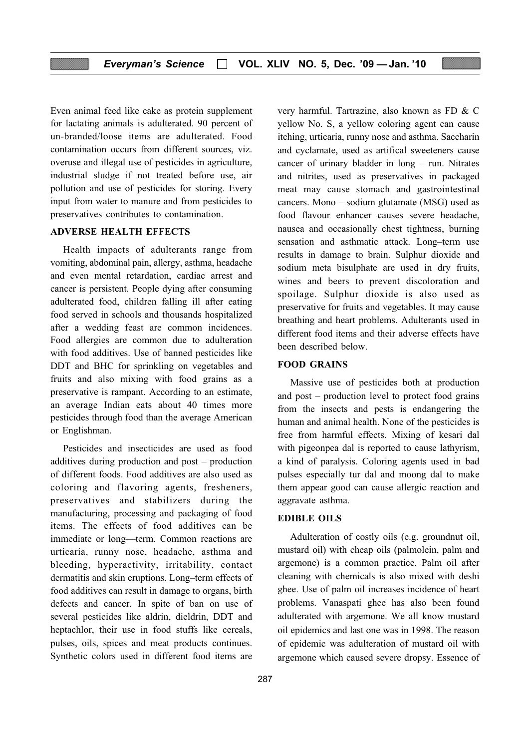Even animal feed like cake as protein supplement for lactating animals is adulterated. 90 percent of un-branded/loose items are adulterated. Food contamination occurs from different sources, viz. overuse and illegal use of pesticides in agriculture, industrial sludge if not treated before use, air pollution and use of pesticides for storing. Every input from water to manure and from pesticides to preservatives contributes to contamination.

## ADVERSE HEALTH EFFECTS

Health impacts of adulterants range from vomiting, abdominal pain, allergy, asthma, headache and even mental retardation, cardiac arrest and cancer is persistent. People dying after consuming adulterated food, children falling ill after eating food served in schools and thousands hospitalized after a wedding feast are common incidences. Food allergies are common due to adulteration with food additives. Use of banned pesticides like DDT and BHC for sprinkling on vegetables and fruits and also mixing with food grains as a preservative is rampant. According to an estimate, an average Indian eats about 40 times more pesticides through food than the average American or Englishman.

Pesticides and insecticides are used as food additives during production and post – production of different foods. Food additives are also used as coloring and flavoring agents, fresheners, preservatives and stabilizers during the manufacturing, processing and packaging of food items. The effects of food additives can be immediate or long—term. Common reactions are urticaria, runny nose, headache, asthma and bleeding, hyperactivity, irritability, contact dermatitis and skin eruptions. Long–term effects of food additives can result in damage to organs, birth defects and cancer. In spite of ban on use of several pesticides like aldrin, dieldrin, DDT and heptachlor, their use in food stuffs like cereals, pulses, oils, spices and meat products continues. Synthetic colors used in different food items are very harmful. Tartrazine, also known as FD & C yellow No. S, a yellow coloring agent can cause itching, urticaria, runny nose and asthma. Saccharin and cyclamate, used as artifical sweeteners cause cancer of urinary bladder in long – run. Nitrates and nitrites, used as preservatives in packaged meat may cause stomach and gastrointestinal cancers. Mono – sodium glutamate (MSG) used as food flavour enhancer causes severe headache, nausea and occasionally chest tightness, burning sensation and asthmatic attack. Long–term use results in damage to brain. Sulphur dioxide and sodium meta bisulphate are used in dry fruits, wines and beers to prevent discoloration and spoilage. Sulphur dioxide is also used as preservative for fruits and vegetables. It may cause breathing and heart problems. Adulterants used in different food items and their adverse effects have been described below.

## FOOD GRAINS

Massive use of pesticides both at production and post – production level to protect food grains from the insects and pests is endangering the human and animal health. None of the pesticides is free from harmful effects. Mixing of kesari dal with pigeonpea dal is reported to cause lathyrism, a kind of paralysis. Coloring agents used in bad pulses especially tur dal and moong dal to make them appear good can cause allergic reaction and aggravate asthma.

## EDIBLE OILS

Adulteration of costly oils (e.g. groundnut oil, mustard oil) with cheap oils (palmolein, palm and argemone) is a common practice. Palm oil after cleaning with chemicals is also mixed with deshi ghee. Use of palm oil increases incidence of heart problems. Vanaspati ghee has also been found adulterated with argemone. We all know mustard oil epidemics and last one was in 1998. The reason of epidemic was adulteration of mustard oil with argemone which caused severe dropsy. Essence of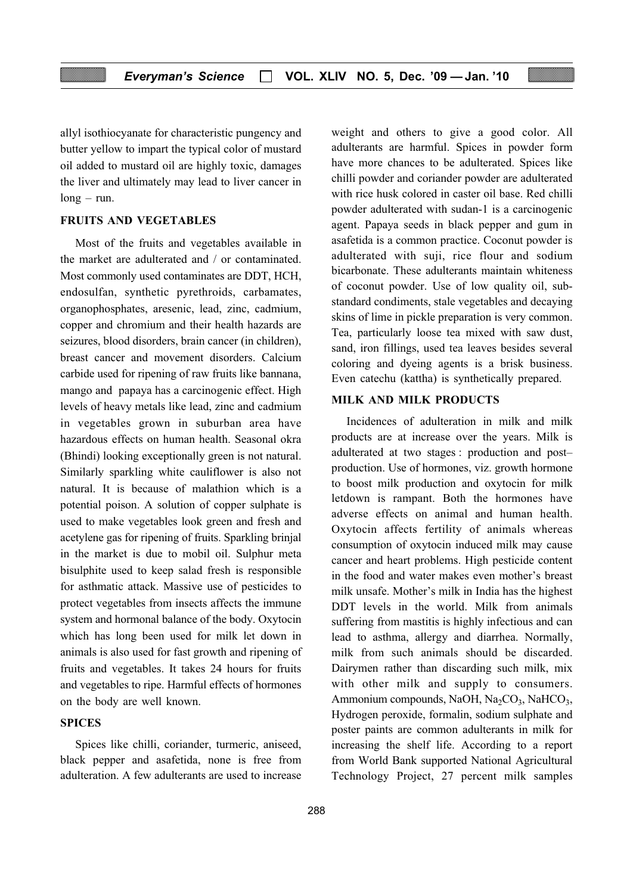allyl isothiocyanate for characteristic pungency and butter yellow to impart the typical color of mustard oil added to mustard oil are highly toxic, damages the liver and ultimately may lead to liver cancer in long – run.

## FRUITS AND VEGETABLES

Most of the fruits and vegetables available in the market are adulterated and / or contaminated. Most commonly used contaminates are DDT, HCH, endosulfan, synthetic pyrethroids, carbamates, organophosphates, aresenic, lead, zinc, cadmium, copper and chromium and their health hazards are seizures, blood disorders, brain cancer (in children), breast cancer and movement disorders. Calcium carbide used for ripening of raw fruits like bannana, mango and papaya has a carcinogenic effect. High levels of heavy metals like lead, zinc and cadmium in vegetables grown in suburban area have hazardous effects on human health. Seasonal okra (Bhindi) looking exceptionally green is not natural. Similarly sparkling white cauliflower is also not natural. It is because of malathion which is a potential poison. A solution of copper sulphate is used to make vegetables look green and fresh and acetylene gas for ripening of fruits. Sparkling brinjal in the market is due to mobil oil. Sulphur meta bisulphite used to keep salad fresh is responsible for asthmatic attack. Massive use of pesticides to protect vegetables from insects affects the immune system and hormonal balance of the body. Oxytocin which has long been used for milk let down in animals is also used for fast growth and ripening of fruits and vegetables. It takes 24 hours for fruits and vegetables to ripe. Harmful effects of hormones on the body are well known.

## SPICES

Spices like chilli, coriander, turmeric, aniseed, black pepper and asafetida, none is free from adulteration. A few adulterants are used to increase weight and others to give a good color. All adulterants are harmful. Spices in powder form have more chances to be adulterated. Spices like chilli powder and coriander powder are adulterated with rice husk colored in caster oil base. Red chilli powder adulterated with sudan-1 is a carcinogenic agent. Papaya seeds in black pepper and gum in asafetida is a common practice. Coconut powder is adulterated with suji, rice flour and sodium bicarbonate. These adulterants maintain whiteness of coconut powder. Use of low quality oil, sub-standard condiments, stale vegetables and decaying skins of lime in pickle preparation is very common. Tea, particularly loose tea mixed with saw dust, sand, iron fillings, used tea leaves besides several coloring and dyeing agents is a brisk business. Even catechu (kattha) is synthetically prepared.

## MILK AND MILK PRODUCTS

Incidences of adulteration in milk and milk products are at increase over the years. Milk is adulterated at two stages : production and post–production. Use of hormones, viz. growth hormone to boost milk production and oxytocin for milk letdown is rampant. Both the hormones have adverse effects on animal and human health. Oxytocin affects fertility of animals whereas consumption of oxytocin induced milk may cause cancer and heart problems. High pesticide content in the food and water makes even mother's breast milk unsafe. Mother's milk in India has the highest DDT levels in the world. Milk from animals suffering from mastitis is highly infectious and can lead to asthma, allergy and diarrhea. Normally, milk from such animals should be discarded. Dairymen rather than discarding such milk, mix with other milk and supply to consumers. Ammonium compounds, NaOH, $Na_2CO_3$, $NaHCO_3$, Hydrogen peroxide, formalin, sodium sulphate and poster paints are common adulterants in milk for increasing the shelf life. According to a report from World Bank supported National Agricultural Technology Project, 27 percent milk samples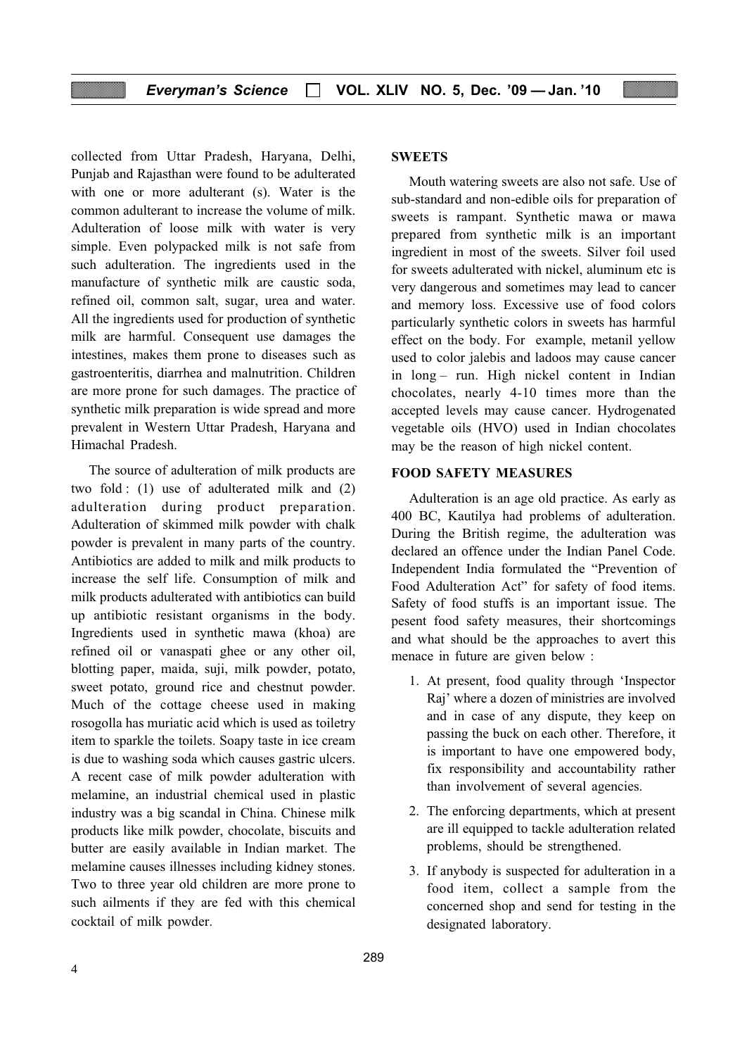collected from Uttar Pradesh, Haryana, Delhi, Punjab and Rajasthan were found to be adulterated with one or more adulterant (s). Water is the common adulterant to increase the volume of milk. Adulteration of loose milk with water is very simple. Even polypacked milk is not safe from such adulteration. The ingredients used in the manufacture of synthetic milk are caustic soda, refined oil, common salt, sugar, urea and water. All the ingredients used for production of synthetic milk are harmful. Consequent use damages the intestines, makes them prone to diseases such as gastroenteritis, diarrhea and malnutrition. Children are more prone for such damages. The practice of synthetic milk preparation is wide spread and more prevalent in Western Uttar Pradesh, Haryana and Himachal Pradesh.

The source of adulteration of milk products are two fold : (1) use of adulterated milk and (2) adulteration during product preparation. Adulteration of skimmed milk powder with chalk powder is prevalent in many parts of the country. Antibiotics are added to milk and milk products to increase the self life. Consumption of milk and milk products adulterated with antibiotics can build up antibiotic resistant organisms in the body. Ingredients used in synthetic mawa (khoa) are refined oil or vanaspati ghee or any other oil, blotting paper, maida, suji, milk powder, potato, sweet potato, ground rice and chestnut powder. Much of the cottage cheese used in making rosogolla has muriatic acid which is used as toiletry item to sparkle the toilets. Soapy taste in ice cream is due to washing soda which causes gastric ulcers. A recent case of milk powder adulteration with melamine, an industrial chemical used in plastic industry was a big scandal in China. Chinese milk products like milk powder, chocolate, biscuits and butter are easily available in Indian market. The melamine causes illnesses including kidney stones. Two to three year old children are more prone to such ailments if they are fed with this chemical cocktail of milk powder.

## SWEETS

Mouth watering sweets are also not safe. Use of sub-standard and non-edible oils for preparation of sweets is rampant. Synthetic mawa or mawa prepared from synthetic milk is an important ingredient in most of the sweets. Silver foil used for sweets adulterated with nickel, aluminum etc is very dangerous and sometimes may lead to cancer and memory loss. Excessive use of food colors particularly synthetic colors in sweets has harmful effect on the body. For example, metanil yellow used to color jalebis and ladoos may cause cancer in long – run. High nickel content in Indian chocolates, nearly 4-10 times more than the accepted levels may cause cancer. Hydrogenated vegetable oils (HVO) used in Indian chocolates may be the reason of high nickel content.

## FOOD SAFETY MEASURES

Adulteration is an age old practice. As early as 400 BC, Kautilya had problems of adulteration. During the British regime, the adulteration was declared an offence under the Indian Panel Code. Independent India formulated the "Prevention of Food Adulteration Act" for safety of food items. Safety of food stuffs is an important issue. The pesent food safety measures, their shortcomings and what should be the approaches to avert this menace in future are given below :

1. At present, food quality through 'Inspector Raj' where a dozen of ministries are involved and in case of any dispute, they keep on passing the buck on each other. Therefore, it is important to have one empowered body, fix responsibility and accountability rather than involvement of several agencies.
2. The enforcing departments, which at present are ill equipped to tackle adulteration related problems, should be strengthened.
3. If anybody is suspected for adulteration in a food item, collect a sample from the concerned shop and send for testing in the designated laboratory.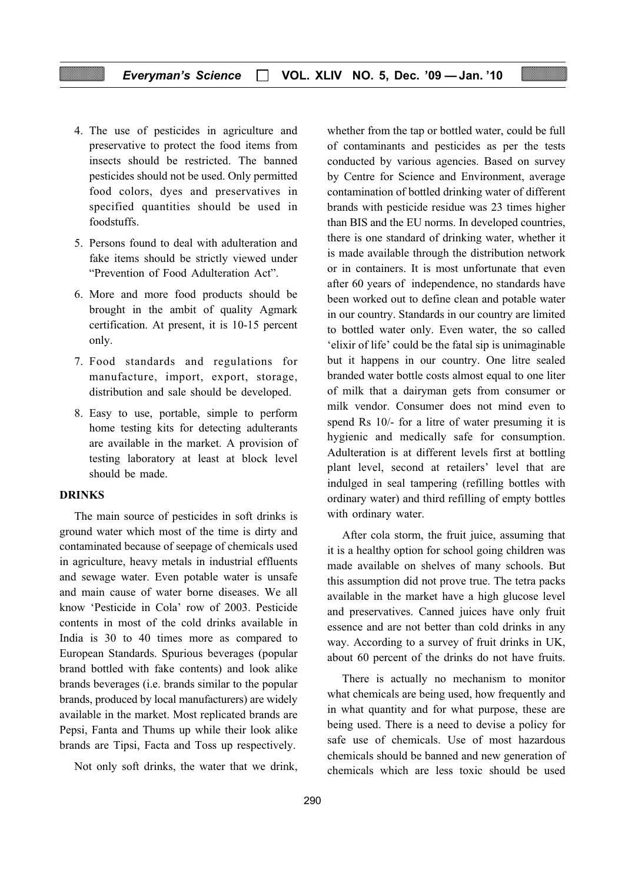4. The use of pesticides in agriculture and preservative to protect the food items from insects should be restricted. The banned pesticides should not be used. Only permitted food colors, dyes and preservatives in specified quantities should be used in foodstuffs.

5. Persons found to deal with adulteration and fake items should be strictly viewed under "Prevention of Food Adulteration Act".

6. More and more food products should be brought in the ambit of quality Agmark certification. At present, it is 10-15 percent only.

7. Food standards and regulations for manufacture, import, export, storage, distribution and sale should be developed.

8. Easy to use, portable, simple to perform home testing kits for detecting adulterants are available in the market. A provision of testing laboratory at least at block level should be made.

## DRINKS

The main source of pesticides in soft drinks is ground water which most of the time is dirty and contaminated because of seepage of chemicals used in agriculture, heavy metals in industrial effluents and sewage water. Even potable water is unsafe and main cause of water borne diseases. We all know 'Pesticide in Cola' row of 2003. Pesticide contents in most of the cold drinks available in India is 30 to 40 times more as compared to European Standards. Spurious beverages (popular brand bottled with fake contents) and look alike brands beverages (i.e. brands similar to the popular brands, produced by local manufacturers) are widely available in the market. Most replicated brands are Pepsi, Fanta and Thums up while their look alike brands are Tipsi, Facta and Toss up respectively.

Not only soft drinks, the water that we drink, whether from the tap or bottled water, could be full of contaminants and pesticides as per the tests conducted by various agencies. Based on survey by Centre for Science and Environment, average contamination of bottled drinking water of different brands with pesticide residue was 23 times higher than BIS and the EU norms. In developed countries, there is one standard of drinking water, whether it is made available through the distribution network or in containers. It is most unfortunate that even after 60 years of independence, no standards have been worked out to define clean and potable water in our country. Standards in our country are limited to bottled water only. Even water, the so called 'elixir of life' could be the fatal sip is unimaginable but it happens in our country. One litre sealed branded water bottle costs almost equal to one liter of milk that a dairyman gets from consumer or milk vendor. Consumer does not mind even to spend Rs 10/- for a litre of water presuming it is hygienic and medically safe for consumption. Adulteration is at different levels first at bottling plant level, second at retailers' level that are indulged in seal tampering (refilling bottles with ordinary water) and third refilling of empty bottles with ordinary water.

After cola storm, the fruit juice, assuming that it is a healthy option for school going children was made available on shelves of many schools. But this assumption did not prove true. The tetra packs available in the market have a high glucose level and preservatives. Canned juices have only fruit essence and are not better than cold drinks in any way. According to a survey of fruit drinks in UK, about 60 percent of the drinks do not have fruits.

There is actually no mechanism to monitor what chemicals are being used, how frequently and in what quantity and for what purpose, these are being used. There is a need to devise a policy for safe use of chemicals. Use of most hazardous chemicals should be banned and new generation of chemicals which are less toxic should be used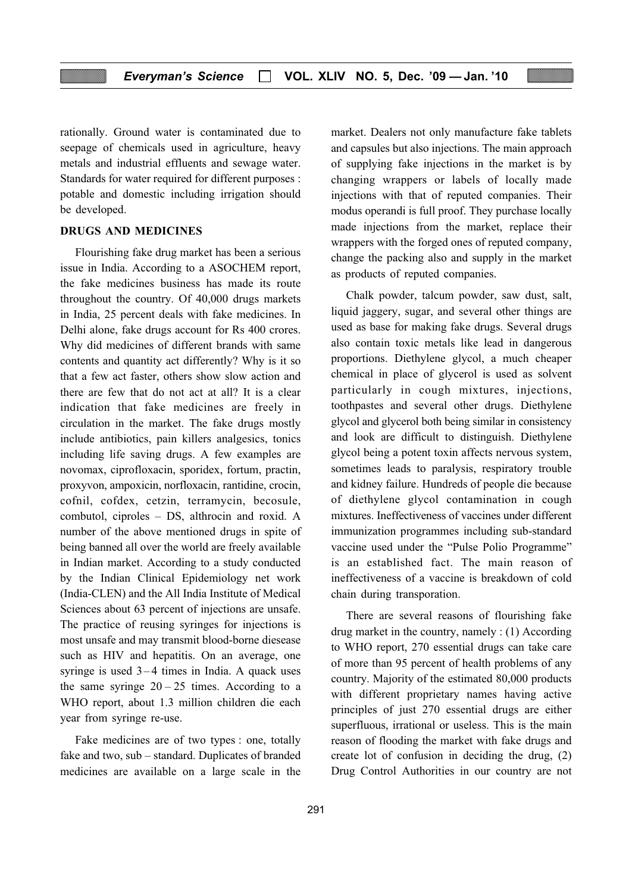rationally. Ground water is contaminated due to seepage of chemicals used in agriculture, heavy metals and industrial effluents and sewage water. Standards for water required for different purposes : potable and domestic including irrigation should be developed.

## DRUGS AND MEDICINES

Flourishing fake drug market has been a serious issue in India. According to a ASOCHEM report, the fake medicines business has made its route throughout the country. Of 40,000 drugs markets in India, 25 percent deals with fake medicines. In Delhi alone, fake drugs account for Rs 400 crores. Why did medicines of different brands with same contents and quantity act differently? Why is it so that a few act faster, others show slow action and there are few that do not act at all? It is a clear indication that fake medicines are freely in circulation in the market. The fake drugs mostly include antibiotics, pain killers analgesics, tonics including life saving drugs. A few examples are novomax, ciprofloxacin, sporidex, fortum, practin, proxyvon, ampoxicin, norfloxacin, rantidine, crocin, cofnil, cofdex, cetzin, terramycin, becosule, combutol, ciproles – DS, althrocin and roxid. A number of the above mentioned drugs in spite of being banned all over the world are freely available in Indian market. According to a study conducted by the Indian Clinical Epidemiology net work (India-CLEN) and the All India Institute of Medical Sciences about 63 percent of injections are unsafe. The practice of reusing syringes for injections is most unsafe and may transmit blood-borne diesease such as HIV and hepatitis. On an average, one syringe is used 3 – 4 times in India. A quack uses the same syringe 20 – 25 times. According to a WHO report, about 1.3 million children die each year from syringe re-use.

Fake medicines are of two types : one, totally fake and two, sub – standard. Duplicates of branded medicines are available on a large scale in the market. Dealers not only manufacture fake tablets and capsules but also injections. The main approach of supplying fake injections in the market is by changing wrappers or labels of locally made injections with that of reputed companies. Their modus operandi is full proof. They purchase locally made injections from the market, replace their wrappers with the forged ones of reputed company, change the packing also and supply in the market as products of reputed companies.

Chalk powder, talcum powder, saw dust, salt, liquid jaggery, sugar, and several other things are used as base for making fake drugs. Several drugs also contain toxic metals like lead in dangerous proportions. Diethylene glycol, a much cheaper chemical in place of glycerol is used as solvent particularly in cough mixtures, injections, toothpastes and several other drugs. Diethylene glycol and glycerol both being similar in consistency and look are difficult to distinguish. Diethylene glycol being a potent toxin affects nervous system, sometimes leads to paralysis, respiratory trouble and kidney failure. Hundreds of people die because of diethylene glycol contamination in cough mixtures. Ineffectiveness of vaccines under different immunization programmes including sub-standard vaccine used under the "Pulse Polio Programme" is an established fact. The main reason of ineffectiveness of a vaccine is breakdown of cold chain during transporation.

There are several reasons of flourishing fake drug market in the country, namely : (1) According to WHO report, 270 essential drugs can take care of more than 95 percent of health problems of any country. Majority of the estimated 80,000 products with different proprietary names having active principles of just 270 essential drugs are either superfluous, irrational or useless. This is the main reason of flooding the market with fake drugs and create lot of confusion in deciding the drug, (2) Drug Control Authorities in our country are not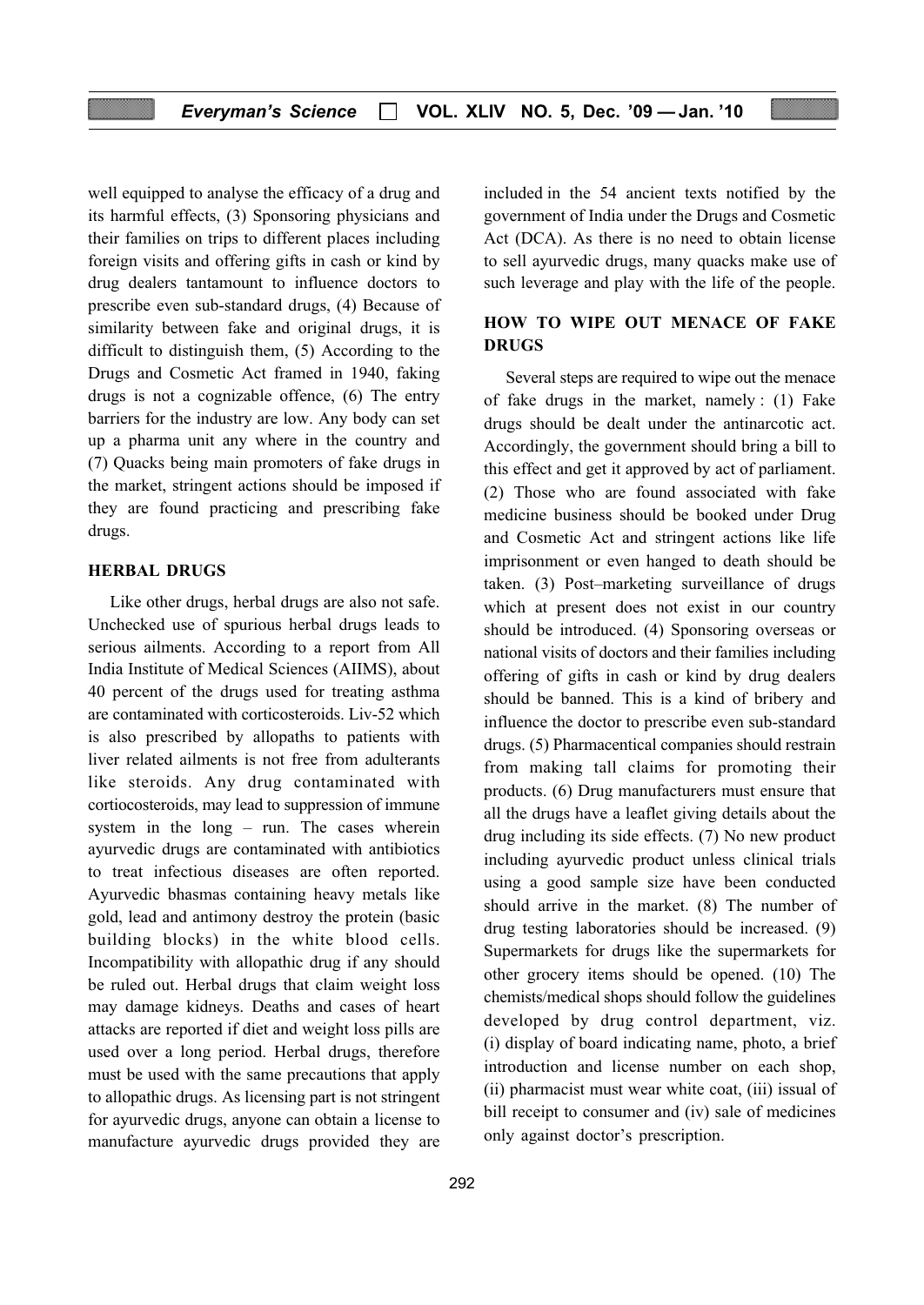well equipped to analyse the efficacy of a drug and its harmful effects, (3) Sponsoring physicians and their families on trips to different places including foreign visits and offering gifts in cash or kind by drug dealers tantamount to influence doctors to prescribe even sub-standard drugs, (4) Because of similarity between fake and original drugs, it is difficult to distinguish them, (5) According to the Drugs and Cosmetic Act framed in 1940, faking drugs is not a cognizable offence, (6) The entry barriers for the industry are low. Any body can set up a pharma unit any where in the country and (7) Quacks being main promoters of fake drugs in the market, stringent actions should be imposed if they are found practicing and prescribing fake drugs.

## HERBAL DRUGS

Like other drugs, herbal drugs are also not safe. Unchecked use of spurious herbal drugs leads to serious ailments. According to a report from All India Institute of Medical Sciences (AIIMS), about 40 percent of the drugs used for treating asthma are contaminated with corticosteroids. Liv-52 which is also prescribed by allopaths to patients with liver related ailments is not free from adulterants like steroids. Any drug contaminated with cortiocosteroids, may lead to suppression of immune system in the long – run. The cases wherein ayurvedic drugs are contaminated with antibiotics to treat infectious diseases are often reported. Ayurvedic bhasmas containing heavy metals like gold, lead and antimony destroy the protein (basic building blocks) in the white blood cells. Incompatibility with allopathic drug if any should be ruled out. Herbal drugs that claim weight loss may damage kidneys. Deaths and cases of heart attacks are reported if diet and weight loss pills are used over a long period. Herbal drugs, therefore must be used with the same precautions that apply to allopathic drugs. As licensing part is not stringent for ayurvedic drugs, anyone can obtain a license to manufacture ayurvedic drugs provided they are included in the 54 ancient texts notified by the government of India under the Drugs and Cosmetic Act (DCA). As there is no need to obtain license to sell ayurvedic drugs, many quacks make use of such leverage and play with the life of the people.

## HOW TO WIPE OUT MENACE OF FAKE DRUGS

Several steps are required to wipe out the menace of fake drugs in the market, namely : (1) Fake drugs should be dealt under the antinarcotic act. Accordingly, the government should bring a bill to this effect and get it approved by act of parliament. (2) Those who are found associated with fake medicine business should be booked under Drug and Cosmetic Act and stringent actions like life imprisonment or even hanged to death should be taken. (3) Post–marketing surveillance of drugs which at present does not exist in our country should be introduced. (4) Sponsoring overseas or national visits of doctors and their families including offering of gifts in cash or kind by drug dealers should be banned. This is a kind of bribery and influence the doctor to prescribe even sub-standard drugs. (5) Pharmacentical companies should restrain from making tall claims for promoting their products. (6) Drug manufacturers must ensure that all the drugs have a leaflet giving details about the drug including its side effects. (7) No new product including ayurvedic product unless clinical trials using a good sample size have been conducted should arrive in the market. (8) The number of drug testing laboratories should be increased. (9) Supermarkets for drugs like the supermarkets for other grocery items should be opened. (10) The chemists/medical shops should follow the guidelines developed by drug control department, viz. (i) display of board indicating name, photo, a brief introduction and license number on each shop, (ii) pharmacist must wear white coat, (iii) issual of bill receipt to consumer and (iv) sale of medicines only against doctor's prescription.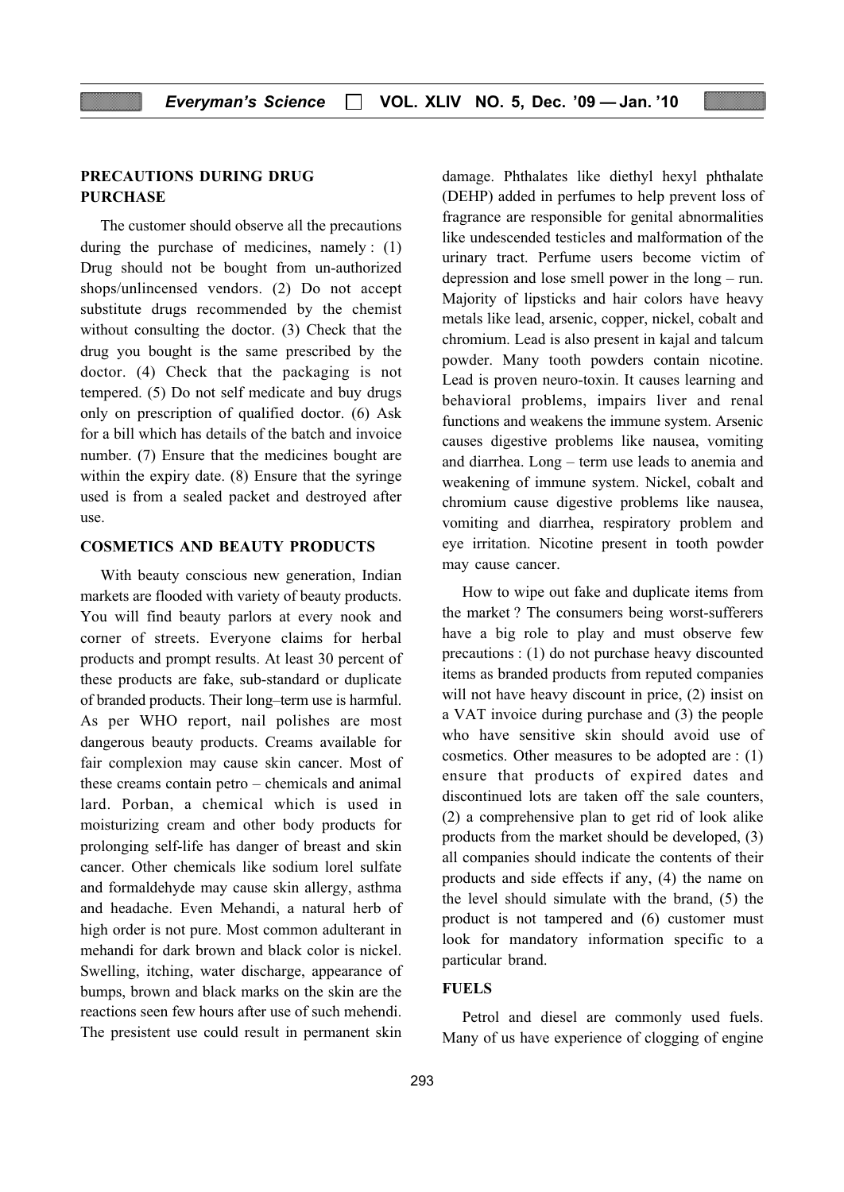## PRECAUTIONS DURING DRUG PURCHASE

The customer should observe all the precautions during the purchase of medicines, namely : (1) Drug should not be bought from un-authorized shops/unlincensed vendors. (2) Do not accept substitute drugs recommended by the chemist without consulting the doctor. (3) Check that the drug you bought is the same prescribed by the doctor. (4) Check that the packaging is not tempered. (5) Do not self medicate and buy drugs only on prescription of qualified doctor. (6) Ask for a bill which has details of the batch and invoice number. (7) Ensure that the medicines bought are within the expiry date. (8) Ensure that the syringe used is from a sealed packet and destroyed after use.

## COSMETICS AND BEAUTY PRODUCTS

With beauty conscious new generation, Indian markets are flooded with variety of beauty products. You will find beauty parlors at every nook and corner of streets. Everyone claims for herbal products and prompt results. At least 30 percent of these products are fake, sub-standard or duplicate of branded products. Their long–term use is harmful. As per WHO report, nail polishes are most dangerous beauty products. Creams available for fair complexion may cause skin cancer. Most of these creams contain petro – chemicals and animal lard. Porban, a chemical which is used in moisturizing cream and other body products for prolonging self-life has danger of breast and skin cancer. Other chemicals like sodium lorel sulfate and formaldehyde may cause skin allergy, asthma and headache. Even Mehandi, a natural herb of high order is not pure. Most common adulterant in mehandi for dark brown and black color is nickel. Swelling, itching, water discharge, appearance of bumps, brown and black marks on the skin are the reactions seen few hours after use of such mehendi. The presistent use could result in permanent skin damage. Phthalates like diethyl hexyl phthalate (DEHP) added in perfumes to help prevent loss of fragrance are responsible for genital abnormalities like undescended testicles and malformation of the urinary tract. Perfume users become victim of depression and lose smell power in the long – run. Majority of lipsticks and hair colors have heavy metals like lead, arsenic, copper, nickel, cobalt and chromium. Lead is also present in kajal and talcum powder. Many tooth powders contain nicotine. Lead is proven neuro-toxin. It causes learning and behavioral problems, impairs liver and renal functions and weakens the immune system. Arsenic causes digestive problems like nausea, vomiting and diarrhea. Long – term use leads to anemia and weakening of immune system. Nickel, cobalt and chromium cause digestive problems like nausea, vomiting and diarrhea, respiratory problem and eye irritation. Nicotine present in tooth powder may cause cancer.

How to wipe out fake and duplicate items from the market ? The consumers being worst-sufferers have a big role to play and must observe few precautions : (1) do not purchase heavy discounted items as branded products from reputed companies will not have heavy discount in price, (2) insist on a VAT invoice during purchase and (3) the people who have sensitive skin should avoid use of cosmetics. Other measures to be adopted are : (1) ensure that products of expired dates and discontinued lots are taken off the sale counters, (2) a comprehensive plan to get rid of look alike products from the market should be developed, (3) all companies should indicate the contents of their products and side effects if any, (4) the name on the level should simulate with the brand, (5) the product is not tampered and (6) customer must look for mandatory information specific to a particular brand.

## FUELS

Petrol and diesel are commonly used fuels. Many of us have experience of clogging of engine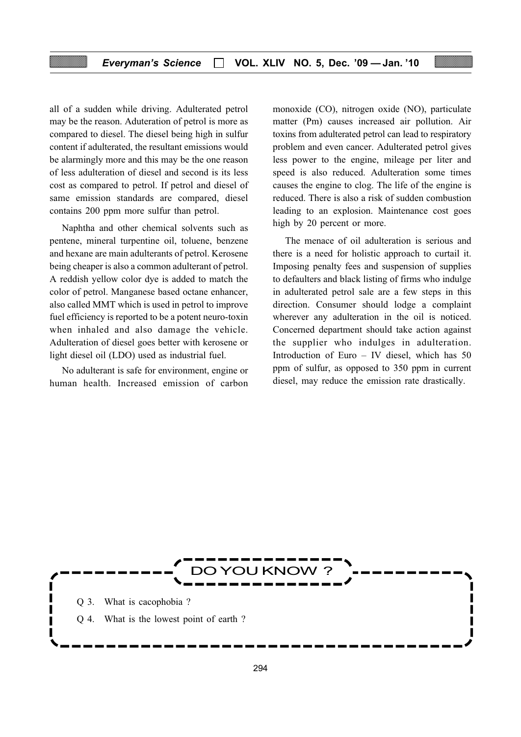all of a sudden while driving. Adulterated petrol may be the reason. Aduteration of petrol is more as compared to diesel. The diesel being high in sulfur content if adulterated, the resultant emissions would be alarmingly more and this may be the one reason of less adulteration of diesel and second is its less cost as compared to petrol. If petrol and diesel of same emission standards are compared, diesel contains 200 ppm more sulfur than petrol.

Naphtha and other chemical solvents such as pentene, mineral turpentine oil, toluene, benzene and hexane are main adulterants of petrol. Kerosene being cheaper is also a common adulterant of petrol. A reddish yellow color dye is added to match the color of petrol. Manganese based octane enhancer, also called MMT which is used in petrol to improve fuel efficiency is reported to be a potent neuro-toxin when inhaled and also damage the vehicle. Adulteration of diesel goes better with kerosene or light diesel oil (LDO) used as industrial fuel.

No adulterant is safe for environment, engine or human health. Increased emission of carbon monoxide (CO), nitrogen oxide (NO), particulate matter (Pm) causes increased air pollution. Air toxins from adulterated petrol can lead to respiratory problem and even cancer. Adulterated petrol gives less power to the engine, mileage per liter and speed is also reduced. Adulteration some times causes the engine to clog. The life of the engine is reduced. There is also a risk of sudden combustion leading to an explosion. Maintenance cost goes high by 20 percent or more.

The menace of oil adulteration is serious and there is a need for holistic approach to curtail it. Imposing penalty fees and suspension of supplies to defaulters and black listing of firms who indulge in adulterated petrol sale are a few steps in this direction. Consumer should lodge a complaint wherever any adulteration in the oil is noticed. Concerned department should take action against the supplier who indulges in adulteration. Introduction of Euro – IV diesel, which has 50 ppm of sulfur, as opposed to 350 ppm in current diesel, may reduce the emission rate drastically.

## DO YOU KNOW ?

Q 3. What is cacophobia ?

Q 4. What is the lowest point of earth ?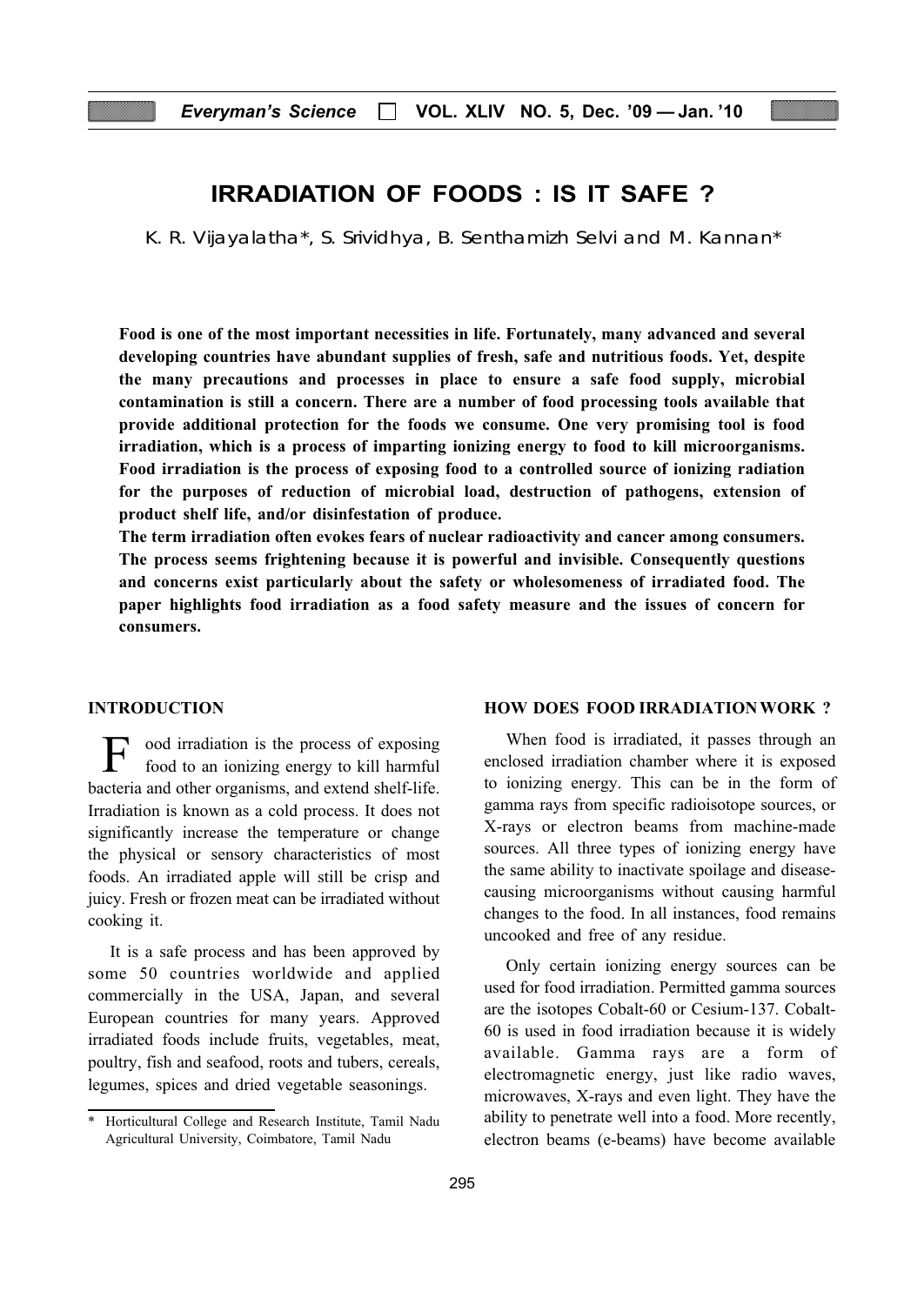# IRRADIATION OF FOODS : IS IT SAFE ?

K. R. Vijayalatha*, S. Srividhya, B. Senthamizh Selvi and M. Kannan*

**Food is one of the most important necessities in life. Fortunately, many advanced and several developing countries have abundant supplies of fresh, safe and nutritious foods. Yet, despite the many precautions and processes in place to ensure a safe food supply, microbial contamination is still a concern. There are a number of food processing tools available that provide additional protection for the foods we consume. One very promising tool is food irradiation, which is a process of imparting ionizing energy to food to kill microorganisms. Food irradiation is the process of exposing food to a controlled source of ionizing radiation for the purposes of reduction of microbial load, destruction of pathogens, extension of product shelf life, and/or disinfestation of produce.**

**The term irradiation often evokes fears of nuclear radioactivity and cancer among consumers. The process seems frightening because it is powerful and invisible. Consequently questions and concerns exist particularly about the safety or wholesomeness of irradiated food. The paper highlights food irradiation as a food safety measure and the issues of concern for consumers.**

## INTRODUCTION

Food irradiation is the process of exposing food to an ionizing energy to kill harmful bacteria and other organisms, and extend shelf-life. Irradiation is known as a cold process. It does not significantly increase the temperature or change the physical or sensory characteristics of most foods. An irradiated apple will still be crisp and juicy. Fresh or frozen meat can be irradiated without cooking it.

It is a safe process and has been approved by some 50 countries worldwide and applied commercially in the USA, Japan, and several European countries for many years. Approved irradiated foods include fruits, vegetables, meat, poultry, fish and seafood, roots and tubers, cereals, legumes, spices and dried vegetable seasonings.

\* Horticultural College and Research Institute, Tamil Nadu Agricultural University, Coimbatore, Tamil Nadu

## HOW DOES FOOD IRRADIATION WORK ?

When food is irradiated, it passes through an enclosed irradiation chamber where it is exposed to ionizing energy. This can be in the form of gamma rays from specific radioisotope sources, or X-rays or electron beams from machine-made sources. All three types of ionizing energy have the same ability to inactivate spoilage and disease-causing microorganisms without causing harmful changes to the food. In all instances, food remains uncooked and free of any residue.

Only certain ionizing energy sources can be used for food irradiation. Permitted gamma sources are the isotopes Cobalt-60 or Cesium-137. Cobalt-60 is used in food irradiation because it is widely available. Gamma rays are a form of electromagnetic energy, just like radio waves, microwaves, X-rays and even light. They have the ability to penetrate well into a food. More recently, electron beams (e-beams) have become available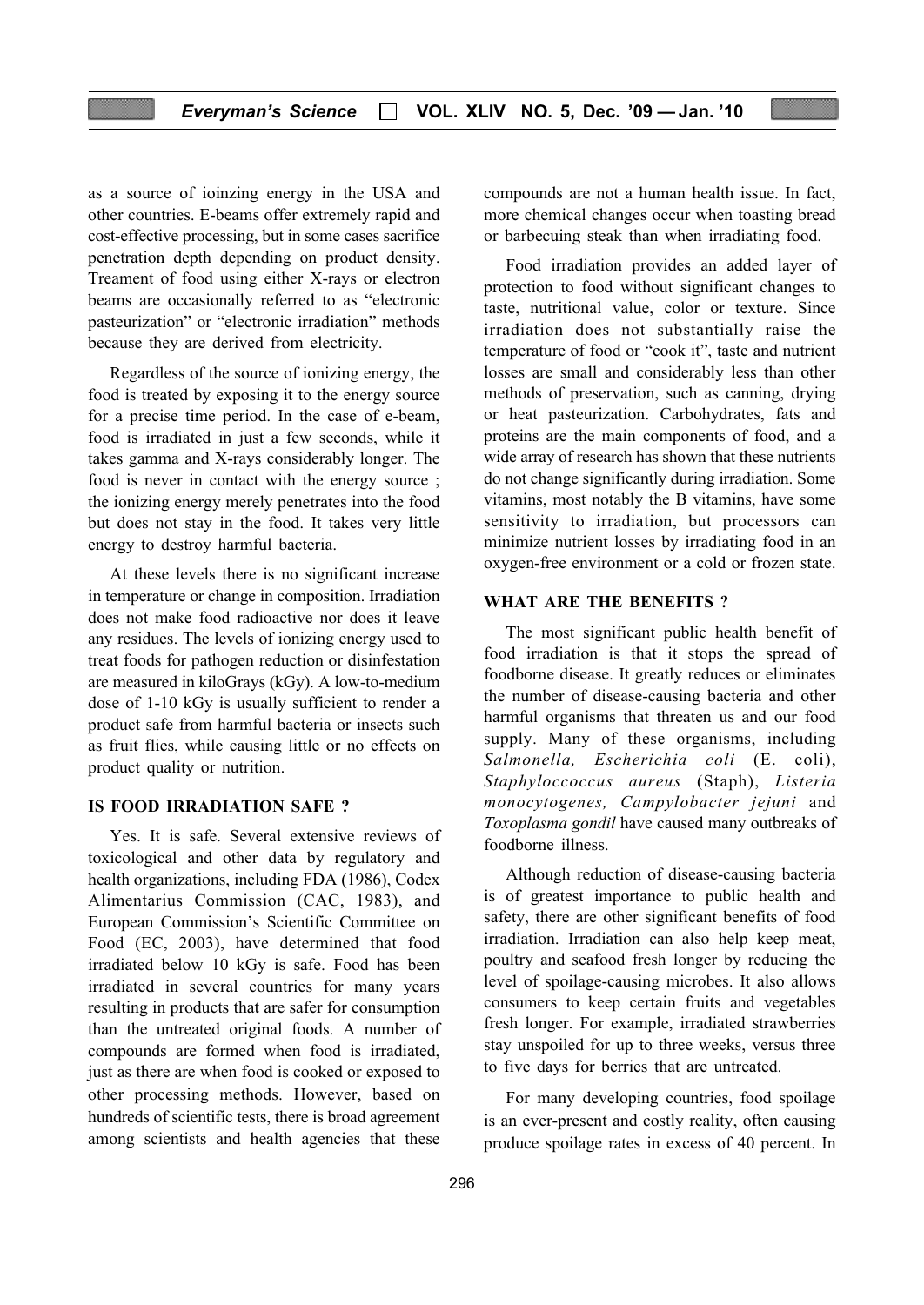as a source of ioinzing energy in the USA and other countries. E-beams offer extremely rapid and cost-effective processing, but in some cases sacrifice penetration depth depending on product density. Treament of food using either X-rays or electron beams are occasionally referred to as "electronic pasteurization" or "electronic irradiation" methods because they are derived from electricity.

Regardless of the source of ionizing energy, the food is treated by exposing it to the energy source for a precise time period. In the case of e-beam, food is irradiated in just a few seconds, while it takes gamma and X-rays considerably longer. The food is never in contact with the energy source ; the ionizing energy merely penetrates into the food but does not stay in the food. It takes very little energy to destroy harmful bacteria.

At these levels there is no significant increase in temperature or change in composition. Irradiation does not make food radioactive nor does it leave any residues. The levels of ionizing energy used to treat foods for pathogen reduction or disinfestation are measured in kiloGrays (kGy). A low-to-medium dose of 1-10 kGy is usually sufficient to render a product safe from harmful bacteria or insects such as fruit flies, while causing little or no effects on product quality or nutrition.

## IS FOOD IRRADIATION SAFE ?

Yes. It is safe. Several extensive reviews of toxicological and other data by regulatory and health organizations, including FDA (1986), Codex Alimentarius Commission (CAC, 1983), and European Commission's Scientific Committee on Food (EC, 2003), have determined that food irradiated below 10 kGy is safe. Food has been irradiated in several countries for many years resulting in products that are safer for consumption than the untreated original foods. A number of compounds are formed when food is irradiated, just as there are when food is cooked or exposed to other processing methods. However, based on hundreds of scientific tests, there is broad agreement among scientists and health agencies that these compounds are not a human health issue. In fact, more chemical changes occur when toasting bread or barbecuing steak than when irradiating food.

Food irradiation provides an added layer of protection to food without significant changes to taste, nutritional value, color or texture. Since irradiation does not substantially raise the temperature of food or "cook it", taste and nutrient losses are small and considerably less than other methods of preservation, such as canning, drying or heat pasteurization. Carbohydrates, fats and proteins are the main components of food, and a wide array of research has shown that these nutrients do not change significantly during irradiation. Some vitamins, most notably the B vitamins, have some sensitivity to irradiation, but processors can minimize nutrient losses by irradiating food in an oxygen-free environment or a cold or frozen state.

## WHAT ARE THE BENEFITS ?

The most significant public health benefit of food irradiation is that it stops the spread of foodborne disease. It greatly reduces or eliminates the number of disease-causing bacteria and other harmful organisms that threaten us and our food supply. Many of these organisms, including *Salmonella, Escherichia coli* (E. coli), *Staphyloccoccus aureus* (Staph), *Listeria monocytogenes, Campylobacter jejuni* and *Toxoplasma gondil* have caused many outbreaks of foodborne illness.

Although reduction of disease-causing bacteria is of greatest importance to public health and safety, there are other significant benefits of food irradiation. Irradiation can also help keep meat, poultry and seafood fresh longer by reducing the level of spoilage-causing microbes. It also allows consumers to keep certain fruits and vegetables fresh longer. For example, irradiated strawberries stay unspoiled for up to three weeks, versus three to five days for berries that are untreated.

For many developing countries, food spoilage is an ever-present and costly reality, often causing produce spoilage rates in excess of 40 percent. In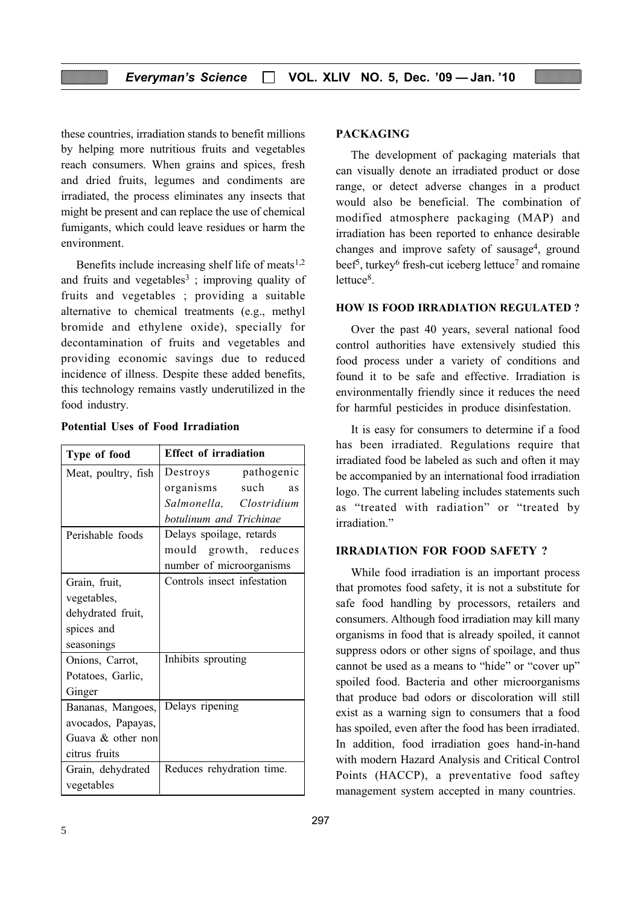these countries, irradiation stands to benefit millions by helping more nutritious fruits and vegetables reach consumers. When grains and spices, fresh and dried fruits, legumes and condiments are irradiated, the process eliminates any insects that might be present and can replace the use of chemical fumigants, which could leave residues or harm the environment.

Benefits include increasing shelf life of meats[1,2] and fruits and vegetables[3] ; improving quality of fruits and vegetables ; providing a suitable alternative to chemical treatments (e.g., methyl bromide and ethylene oxide), specially for decontamination of fruits and vegetables and providing economic savings due to reduced incidence of illness. Despite these added benefits, this technology remains vastly underutilized in the food industry.

**Potential Uses of Food Irradiation**

| Type of food | Effect of irradiation |
|---|---|
| Meat, poultry, fish | Destroys pathogenic organisms such as *Salmonella, Clostridium botulinum and Trichinae* |
| Perishable foods | Delays spoilage, retards mould growth, reduces number of microorganisms |
| Grain, fruit, vegetables, dehydrated fruit, spices and seasonings | Controls insect infestation |
| Onions, Carrot, Potatoes, Garlic, Ginger | Inhibits sprouting |
| Bananas, Mangoes, avocados, Papayas, Guava & other non citrus fruits | Delays ripening |
| Grain, dehydrated vegetables | Reduces rehydration time. |

## PACKAGING

The development of packaging materials that can visually denote an irradiated product or dose range, or detect adverse changes in a product would also be beneficial. The combination of modified atmosphere packaging (MAP) and irradiation has been reported to enhance desirable changes and improve safety of sausage[4], ground beef[5], turkey[6] fresh-cut iceberg lettuce[7] and romaine lettuce[8].

## HOW IS FOOD IRRADIATION REGULATED ?

Over the past 40 years, several national food control authorities have extensively studied this food process under a variety of conditions and found it to be safe and effective. Irradiation is environmentally friendly since it reduces the need for harmful pesticides in produce disinfestation.

It is easy for consumers to determine if a food has been irradiated. Regulations require that irradiated food be labeled as such and often it may be accompanied by an international food irradiation logo. The current labeling includes statements such as "treated with radiation" or "treated by irradiation."

## IRRADIATION FOR FOOD SAFETY ?

While food irradiation is an important process that promotes food safety, it is not a substitute for safe food handling by processors, retailers and consumers. Although food irradiation may kill many organisms in food that is already spoiled, it cannot suppress odors or other signs of spoilage, and thus cannot be used as a means to "hide" or "cover up" spoiled food. Bacteria and other microorganisms that produce bad odors or discoloration will still exist as a warning sign to consumers that a food has spoiled, even after the food has been irradiated. In addition, food irradiation goes hand-in-hand with modern Hazard Analysis and Critical Control Points (HACCP), a preventative food saftey management system accepted in many countries.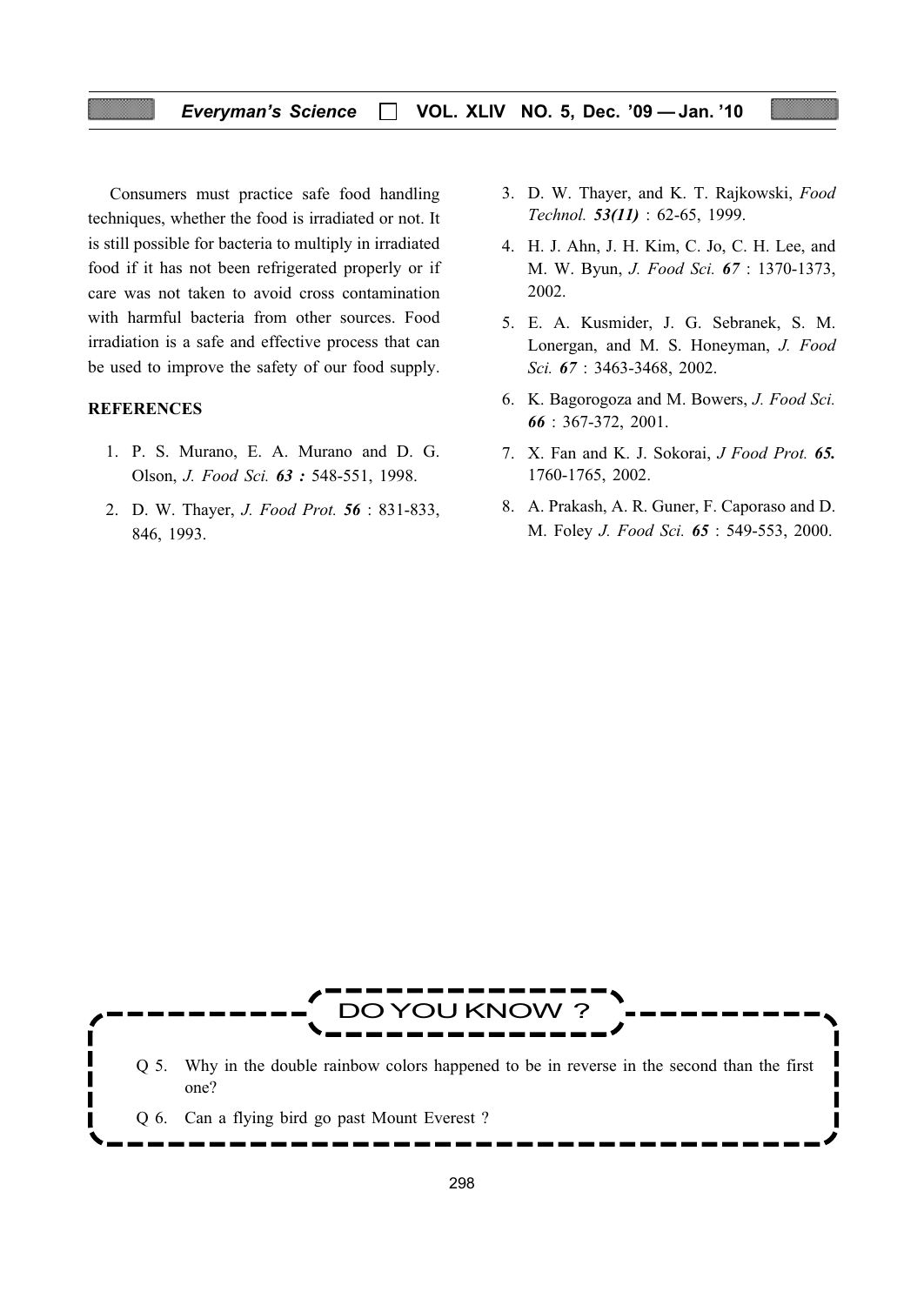Consumers must practice safe food handling techniques, whether the food is irradiated or not. It is still possible for bacteria to multiply in irradiated food if it has not been refrigerated properly or if care was not taken to avoid cross contamination with harmful bacteria from other sources. Food irradiation is a safe and effective process that can be used to improve the safety of our food supply.

**REFERENCES**

1. P. S. Murano, E. A. Murano and D. G. Olson, *J. Food Sci.* ***63 :*** 548-551, 1998.
2. D. W. Thayer, *J. Food Prot.* ***56*** : 831-833, 846, 1993.
3. D. W. Thayer, and K. T. Rajkowski, *Food Technol.* ***53(11)*** : 62-65, 1999.
4. H. J. Ahn, J. H. Kim, C. Jo, C. H. Lee, and M. W. Byun, *J. Food Sci.* ***67*** : 1370-1373, 2002.
5. E. A. Kusmider, J. G. Sebranek, S. M. Lonergan, and M. S. Honeyman, *J. Food Sci.* ***67*** : 3463-3468, 2002.
6. K. Bagorogoza and M. Bowers, *J. Food Sci.* ***66*** : 367-372, 2001.
7. X. Fan and K. J. Sokorai, *J Food Prot.* ***65.*** 1760-1765, 2002.
8. A. Prakash, A. R. Guner, F. Caporaso and D. M. Foley *J. Food Sci.* ***65*** : 549-553, 2000.

## DO YOU KNOW ?

Q 5. Why in the double rainbow colors happened to be in reverse in the second than the first one?

Q 6. Can a flying bird go past Mount Everest ?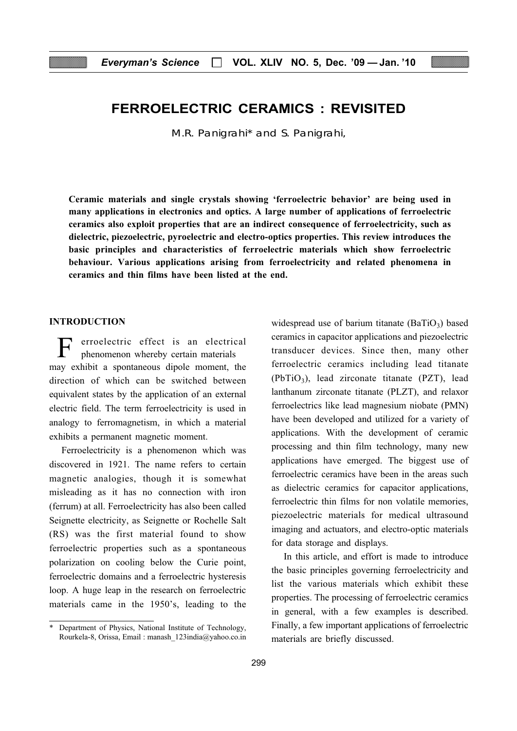# FERROELECTRIC CERAMICS : REVISITED

M.R. Panigrahi* and S. Panigrahi,

**Ceramic materials and single crystals showing 'ferroelectric behavior' are being used in many applications in electronics and optics. A large number of applications of ferroelectric ceramics also exploit properties that are an indirect consequence of ferroelectricity, such as dielectric, piezoelectric, pyroelectric and electro-optics properties. This review introduces the basic principles and characteristics of ferroelectric materials which show ferroelectric behaviour. Various applications arising from ferroelectricity and related phenomena in ceramics and thin films have been listed at the end.**

## INTRODUCTION

Ferroelectric effect is an electrical phenomenon whereby certain materials may exhibit a spontaneous dipole moment, the direction of which can be switched between equivalent states by the application of an external electric field. The term ferroelectricity is used in analogy to ferromagnetism, in which a material exhibits a permanent magnetic moment.

Ferroelectricity is a phenomenon which was discovered in 1921. The name refers to certain magnetic analogies, though it is somewhat misleading as it has no connection with iron (ferrum) at all. Ferroelectricity has also been called Seignette electricity, as Seignette or Rochelle Salt (RS) was the first material found to show ferroelectric properties such as a spontaneous polarization on cooling below the Curie point, ferroelectric domains and a ferroelectric hysteresis loop. A huge leap in the research on ferroelectric materials came in the 1950's, leading to the widespread use of barium titanate ($BaTiO_3$) based ceramics in capacitor applications and piezoelectric transducer devices. Since then, many other ferroelectric ceramics including lead titanate ($PbTiO_3$), lead zirconate titanate (PZT), lead lanthanum zirconate titanate (PLZT), and relaxor ferroelectrics like lead magnesium niobate (PMN) have been developed and utilized for a variety of applications. With the development of ceramic processing and thin film technology, many new applications have emerged. The biggest use of ferroelectric ceramics have been in the areas such as dielectric ceramics for capacitor applications, ferroelectric thin films for non volatile memories, piezoelectric materials for medical ultrasound imaging and actuators, and electro-optic materials for data storage and displays.

In this article, and effort is made to introduce the basic principles governing ferroelectricity and list the various materials which exhibit these properties. The processing of ferroelectric ceramics in general, with a few examples is described. Finally, a few important applications of ferroelectric materials are briefly discussed.

---

\* Department of Physics, National Institute of Technology, Rourkela-8, Orissa, Email : manash_123india@yahoo.co.in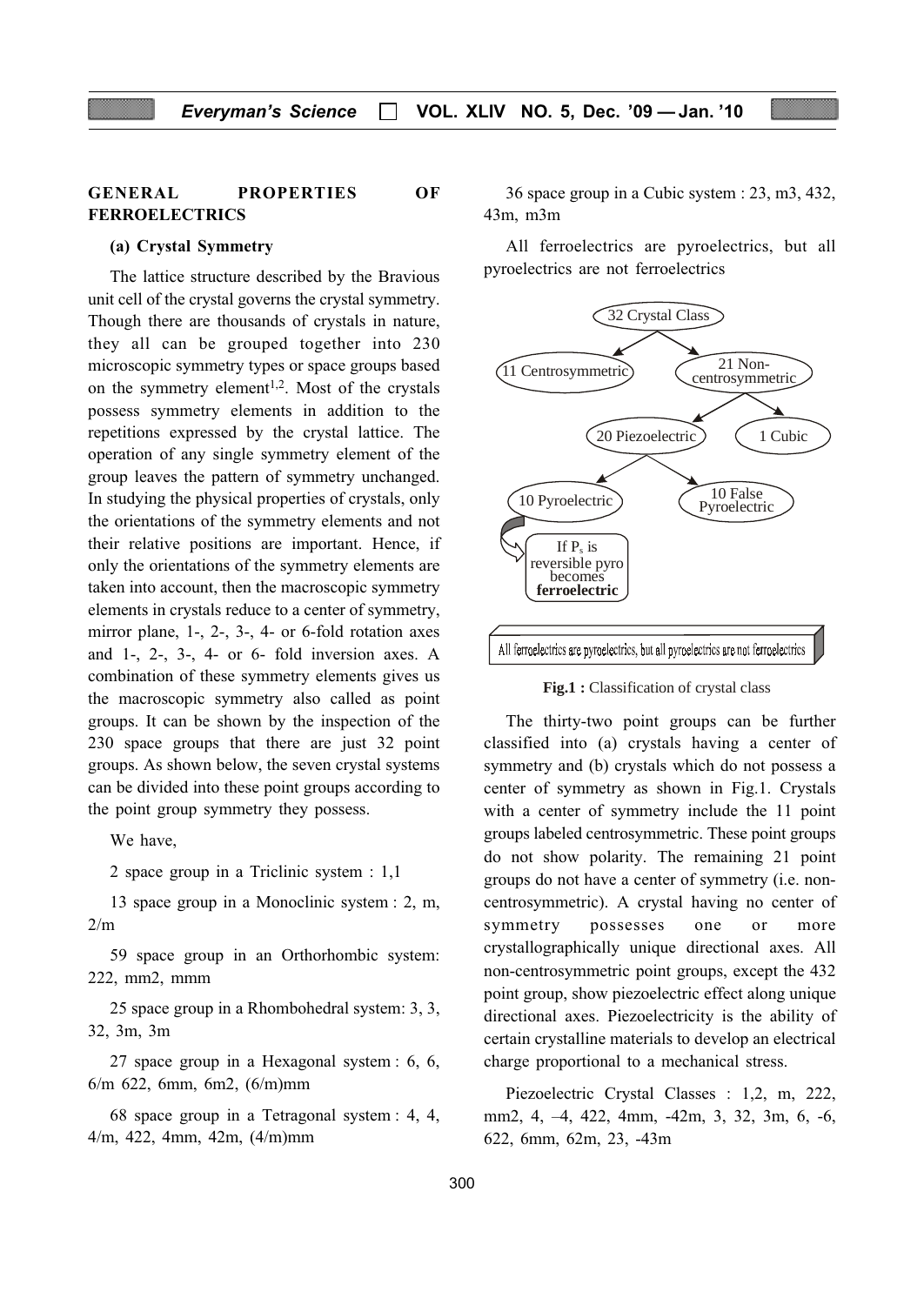## GENERAL PROPERTIES OF FERROELECTRICS

### (a) Crystal Symmetry

The lattice structure described by the Bravious unit cell of the crystal governs the crystal symmetry. Though there are thousands of crystals in nature, they all can be grouped together into 230 microscopic symmetry types or space groups based on the symmetry element[1,2]. Most of the crystals possess symmetry elements in addition to the repetitions expressed by the crystal lattice. The operation of any single symmetry element of the group leaves the pattern of symmetry unchanged. In studying the physical properties of crystals, only the orientations of the symmetry elements and not their relative positions are important. Hence, if only the orientations of the symmetry elements are taken into account, then the macroscopic symmetry elements in crystals reduce to a center of symmetry, mirror plane, 1-, 2-, 3-, 4- or 6-fold rotation axes and 1-, 2-, 3-, 4- or 6- fold inversion axes. A combination of these symmetry elements gives us the macroscopic symmetry also called as point groups. It can be shown by the inspection of the 230 space groups that there are just 32 point groups. As shown below, the seven crystal systems can be divided into these point groups according to the point group symmetry they possess.

We have,

2 space group in a Triclinic system : 1,1

13 space group in a Monoclinic system : 2, m, 2/m

59 space group in an Orthorhombic system: 222, mm2, mmm

25 space group in a Rhombohedral system: 3, 3, 32, 3m, 3m

27 space group in a Hexagonal system : 6, 6, 6/m 622, 6mm, 6m2, (6/m)mm

68 space group in a Tetragonal system : 4, 4, 4/m, 422, 4mm, 42m, (4/m)mm

36 space group in a Cubic system : 23, m3, 432, 43m, m3m

All ferroelectrics are pyroelectrics, but all pyroelectrics are not ferroelectrics

32 Crystal Class → 11 Centrosymmetric; 21 Non-centrosymmetric
21 Non-centrosymmetric → 20 Piezoelectric; 1 Cubic
20 Piezoelectric → 10 Pyroelectric; 10 False Pyroelectric
10 Pyroelectric → If $P_s$ is reversible pyro becomes **ferroelectric**

All ferroelectrics are pyroelectrics, but all pyroelectrics are not ferroelectrics

**Fig.1 :** Classification of crystal class

The thirty-two point groups can be further classified into (a) crystals having a center of symmetry and (b) crystals which do not possess a center of symmetry as shown in Fig.1. Crystals with a center of symmetry include the 11 point groups labeled centrosymmetric. These point groups do not show polarity. The remaining 21 point groups do not have a center of symmetry (i.e. non-centrosymmetric). A crystal having no center of symmetry possesses one or more crystallographically unique directional axes. All non-centrosymmetric point groups, except the 432 point group, show piezoelectric effect along unique directional axes. Piezoelectricity is the ability of certain crystalline materials to develop an electrical charge proportional to a mechanical stress.

Piezoelectric Crystal Classes : 1,2, m, 222, mm2, 4, –4, 422, 4mm, -42m, 3, 32, 3m, 6, -6, 622, 6mm, 62m, 23, -43m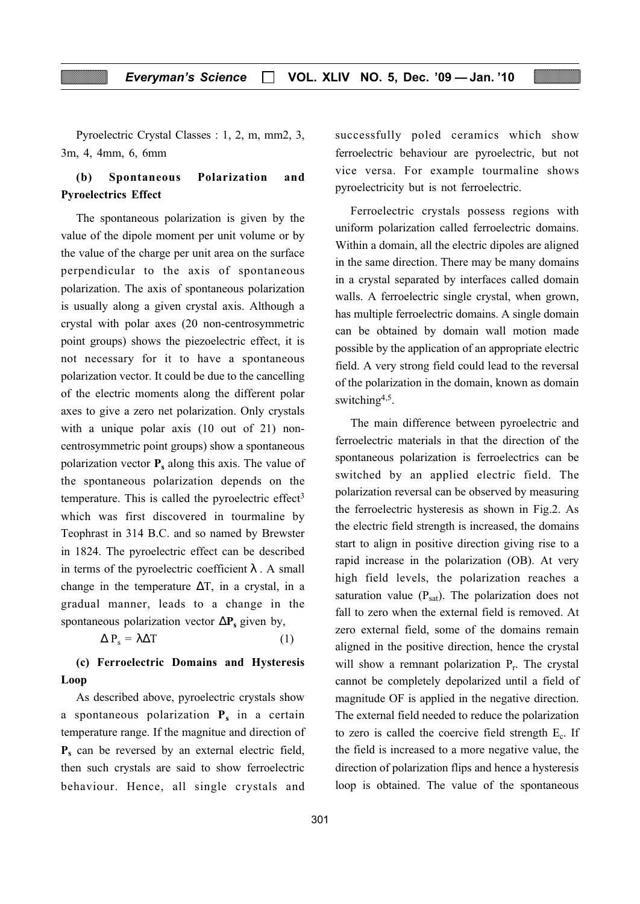Pyroelectric Crystal Classes : 1, 2, m, mm2, 3, 3m, 4, 4mm, 6, 6mm

### (b) Spontaneous Polarization and Pyroelectrics Effect

The spontaneous polarization is given by the value of the dipole moment per unit volume or by the value of the charge per unit area on the surface perpendicular to the axis of spontaneous polarization. The axis of spontaneous polarization is usually along a given crystal axis. Although a crystal with polar axes (20 non-centrosymmetric point groups) shows the piezoelectric effect, it is not necessary for it to have a spontaneous polarization vector. It could be due to the cancelling of the electric moments along the different polar axes to give a zero net polarization. Only crystals with a unique polar axis (10 out of 21) non-centrosymmetric point groups) show a spontaneous polarization vector $\mathbf{P_s}$ along this axis. The value of the spontaneous polarization depends on the temperature. This is called the pyroelectric effect[3] which was first discovered in tourmaline by Teophrast in 314 B.C. and so named by Brewster in 1824. The pyroelectric effect can be described in terms of the pyroelectric coefficient $\lambda$ . A small change in the temperature $\Delta T$, in a crystal, in a gradual manner, leads to a change in the spontaneous polarization vector $\Delta \mathbf{P_s}$ given by,

$$\Delta P_s = \lambda \Delta T \qquad (1)$$

### (c) Ferroelectric Domains and Hysteresis Loop

As described above, pyroelectric crystals show a spontaneous polarization $\mathbf{P_s}$ in a certain temperature range. If the magnitue and direction of $\mathbf{P_s}$ can be reversed by an external electric field, then such crystals are said to show ferroelectric behaviour. Hence, all single crystals and successfully poled ceramics which show ferroelectric behaviour are pyroelectric, but not vice versa. For example tourmaline shows pyroelectricity but is not ferroelectric.

Ferroelectric crystals possess regions with uniform polarization called ferroelectric domains. Within a domain, all the electric dipoles are aligned in the same direction. There may be many domains in a crystal separated by interfaces called domain walls. A ferroelectric single crystal, when grown, has multiple ferroelectric domains. A single domain can be obtained by domain wall motion made possible by the application of an appropriate electric field. A very strong field could lead to the reversal of the polarization in the domain, known as domain switching[4,5].

The main difference between pyroelectric and ferroelectric materials in that the direction of the spontaneous polarization is ferroelectrics can be switched by an applied electric field. The polarization reversal can be observed by measuring the ferroelectric hysteresis as shown in Fig.2. As the electric field strength is increased, the domains start to align in positive direction giving rise to a rapid increase in the polarization (OB). At very high field levels, the polarization reaches a saturation value ($P_{sat}$). The polarization does not fall to zero when the external field is removed. At zero external field, some of the domains remain aligned in the positive direction, hence the crystal will show a remnant polarization $P_r$. The crystal cannot be completely depolarized until a field of magnitude OF is applied in the negative direction. The external field needed to reduce the polarization to zero is called the coercive field strength $E_c$. If the field is increased to a more negative value, the direction of polarization flips and hence a hysteresis loop is obtained. The value of the spontaneous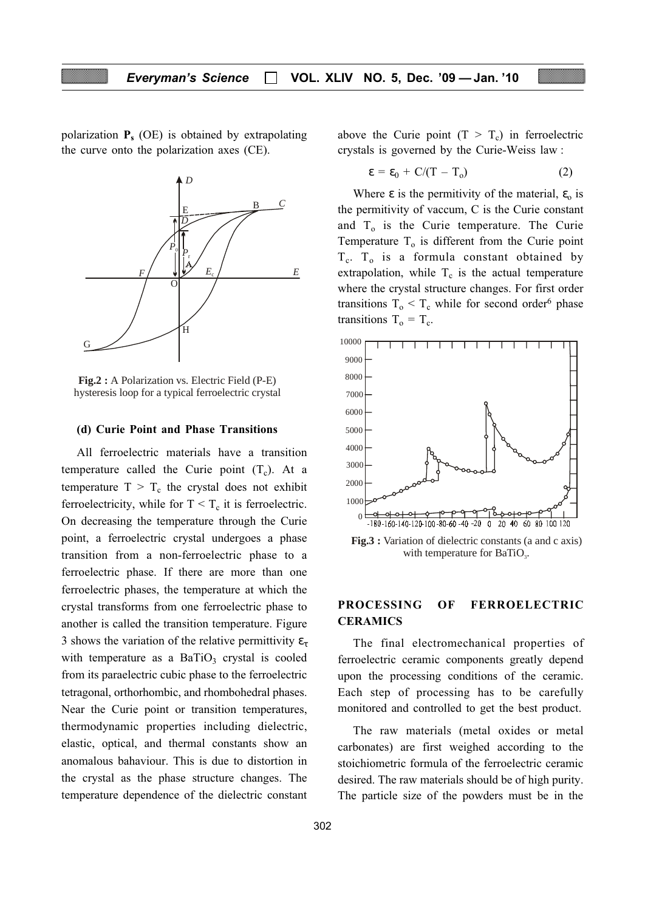polarization $\mathbf{P_s}$ (OE) is obtained by extrapolating the curve onto the polarization axes (CE).

**Fig.2 :** A Polarization vs. Electric Field (P-E) hysteresis loop for a typical ferroelectric crystal

#### (d) Curie Point and Phase Transitions

All ferroelectric materials have a transition temperature called the Curie point ($T_c$). At a temperature $T > T_c$ the crystal does not exhibit ferroelectricity, while for $T < T_c$ it is ferroelectric. On decreasing the temperature through the Curie point, a ferroelectric crystal undergoes a phase transition from a non-ferroelectric phase to a ferroelectric phase. If there are more than one ferroelectric phases, the temperature at which the crystal transforms from one ferroelectric phase to another is called the transition temperature. Figure 3 shows the variation of the relative permittivity $\varepsilon_r$ with temperature as a $BaTiO_3$ crystal is cooled from its paraelectric cubic phase to the ferroelectric tetragonal, orthorhombic, and rhombohedral phases. Near the Curie point or transition temperatures, thermodynamic properties including dielectric, elastic, optical, and thermal constants show an anomalous bahaviour. This is due to distortion in the crystal as the phase structure changes. The temperature dependence of the dielectric constant above the Curie point ($T > T_c$) in ferroelectric crystals is governed by the Curie-Weiss law :

$$\varepsilon = \varepsilon_0 + C/(T - T_o) \qquad (2)$$

Where $\varepsilon$ is the permitivity of the material, $\varepsilon_o$ is the permitivity of vaccum, C is the Curie constant and $T_o$ is the Curie temperature. The Curie Temperature $T_o$ is different from the Curie point $T_c$. $T_o$ is a formula constant obtained by extrapolation, while $T_c$ is the actual temperature where the crystal structure changes. For first order transitions $T_o < T_c$ while for second order[6] phase transitions $T_o = T_c$.

**Fig.3 :** Variation of dielectric constants (a and c axis) with temperature for $BaTiO_3$.

## PROCESSING OF FERROELECTRIC CERAMICS

The final electromechanical properties of ferroelectric ceramic components greatly depend upon the processing conditions of the ceramic. Each step of processing has to be carefully monitored and controlled to get the best product.

The raw materials (metal oxides or metal carbonates) are first weighed according to the stoichiometric formula of the ferroelectric ceramic desired. The raw materials should be of high purity. The particle size of the powders must be in the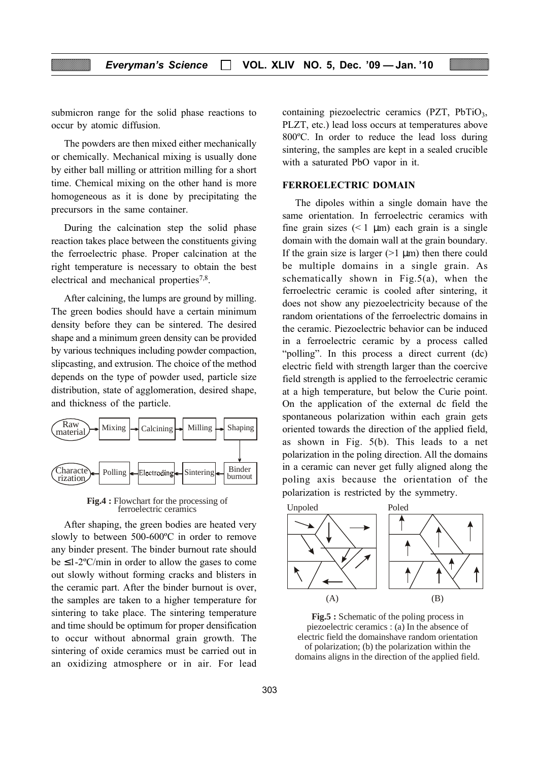submicron range for the solid phase reactions to occur by atomic diffusion.

The powders are then mixed either mechanically or chemically. Mechanical mixing is usually done by either ball milling or attrition milling for a short time. Chemical mixing on the other hand is more homogeneous as it is done by precipitating the precursors in the same container.

During the calcination step the solid phase reaction takes place between the constituents giving the ferroelectric phase. Proper calcination at the right temperature is necessary to obtain the best electrical and mechanical properties[7,8].

After calcining, the lumps are ground by milling. The green bodies should have a certain minimum density before they can be sintered. The desired shape and a minimum green density can be provided by various techniques including powder compaction, slipcasting, and extrusion. The choice of the method depends on the type of powder used, particle size distribution, state of agglomeration, desired shape, and thickness of the particle.

Raw material → Mixing → Calcining → Milling → Shaping → Binder burnout → Sintering → Electroding → Polling → Characterization

**Fig.4 :** Flowchart for the processing of ferroelectric ceramics

After shaping, the green bodies are heated very slowly to between 500-600ºC in order to remove any binder present. The binder burnout rate should be ≤1-2ºC/min in order to allow the gases to come out slowly without forming cracks and blisters in the ceramic part. After the binder burnout is over, the samples are taken to a higher temperature for sintering to take place. The sintering temperature and time should be optimum for proper densification to occur without abnormal grain growth. The sintering of oxide ceramics must be carried out in an oxidizing atmosphere or in air. For lead containing piezoelectric ceramics (PZT, $PbTiO_3$, PLZT, etc.) lead loss occurs at temperatures above 800ºC. In order to reduce the lead loss during sintering, the samples are kept in a sealed crucible with a saturated PbO vapor in it.

## FERROELECTRIC DOMAIN

The dipoles within a single domain have the same orientation. In ferroelectric ceramics with fine grain sizes (< 1 μm) each grain is a single domain with the domain wall at the grain boundary. If the grain size is larger (>1 μm) then there could be multiple domains in a single grain. As schematically shown in Fig.5(a), when the ferroelectric ceramic is cooled after sintering, it does not show any piezoelectricity because of the random orientations of the ferroelectric domains in the ceramic. Piezoelectric behavior can be induced in a ferroelectric ceramic by a process called "polling". In this process a direct current (dc) electric field with strength larger than the coercive field strength is applied to the ferroelectric ceramic at a high temperature, but below the Curie point. On the application of the external dc field the spontaneous polarization within each grain gets oriented towards the direction of the applied field, as shown in Fig. 5(b). This leads to a net polarization in the poling direction. All the domains in a ceramic can never get fully aligned along the poling axis because the orientation of the polarization is restricted by the symmetry.

Unpoled — Poled

(A) (B)

**Fig.5 :** Schematic of the poling process in piezoelectric ceramics : (a) In the absence of electric field the domainshave random orientation of polarization; (b) the polarization within the domains aligns in the direction of the applied field.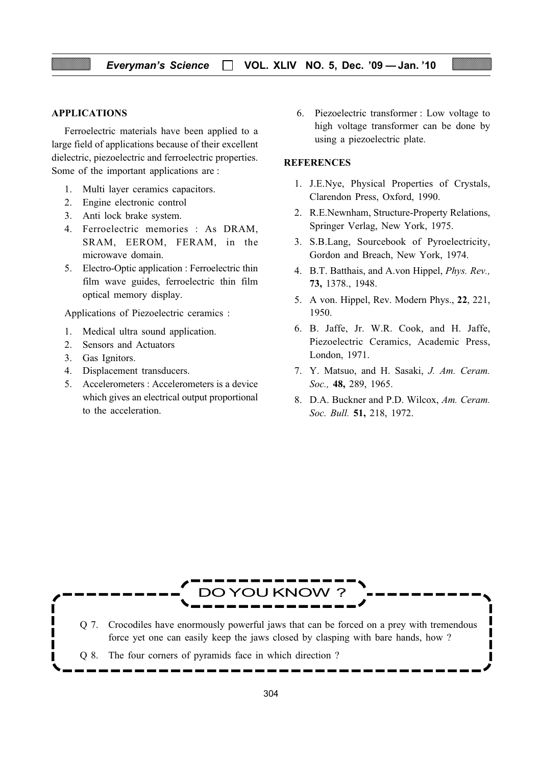## APPLICATIONS

Ferroelectric materials have been applied to a large field of applications because of their excellent dielectric, piezoelectric and ferroelectric properties. Some of the important applications are :

1. Multi layer ceramics capacitors.
2. Engine electronic control
3. Anti lock brake system.
4. Ferroelectric memories : As DRAM, SRAM, EEROM, FERAM, in the microwave domain.
5. Electro-Optic application : Ferroelectric thin film wave guides, ferroelectric thin film optical memory display.

Applications of Piezoelectric ceramics :

1. Medical ultra sound application.
2. Sensors and Actuators
3. Gas Ignitors.
4. Displacement transducers.
5. Accelerometers : Accelerometers is a device which gives an electrical output proportional to the acceleration.
6. Piezoelectric transformer : Low voltage to high voltage transformer can be done by using a piezoelectric plate.

## REFERENCES

1. J.E.Nye, Physical Properties of Crystals, Clarendon Press, Oxford, 1990.
2. R.E.Newnham, Structure-Property Relations, Springer Verlag, New York, 1975.
3. S.B.Lang, Sourcebook of Pyroelectricity, Gordon and Breach, New York, 1974.
4. B.T. Batthais, and A.von Hippel, *Phys. Rev.,* **73,** 1378., 1948.
5. A von. Hippel, Rev. Modern Phys., **22**, 221, 1950.
6. B. Jaffe, Jr. W.R. Cook, and H. Jaffe, Piezoelectric Ceramics, Academic Press, London, 1971.
7. Y. Matsuo, and H. Sasaki, *J. Am. Ceram. Soc.,* **48,** 289, 1965.
8. D.A. Buckner and P.D. Wilcox, *Am. Ceram. Soc. Bull.* **51,** 218, 1972.

## DO YOU KNOW ?

Q 7. Crocodiles have enormously powerful jaws that can be forced on a prey with tremendous force yet one can easily keep the jaws closed by clasping with bare hands, how ?

Q 8. The four corners of pyramids face in which direction ?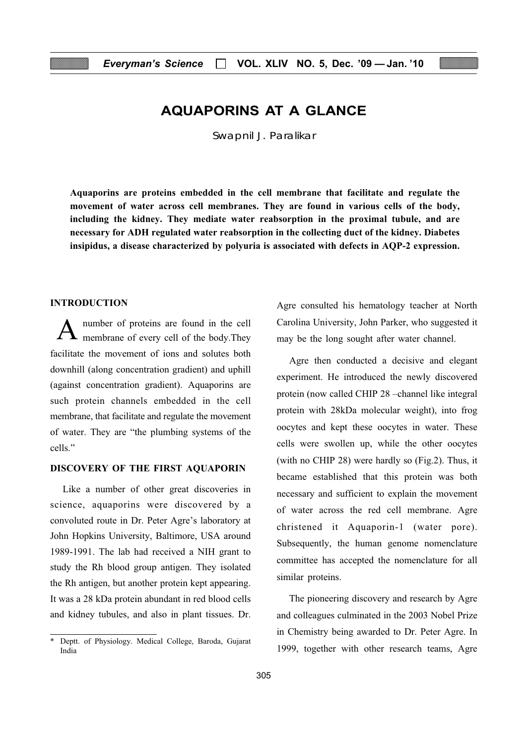# AQUAPORINS AT A GLANCE

Swapnil J. Paralikar

**Aquaporins are proteins embedded in the cell membrane that facilitate and regulate the movement of water across cell membranes. They are found in various cells of the body, including the kidney. They mediate water reabsorption in the proximal tubule, and are necessary for ADH regulated water reabsorption in the collecting duct of the kidney. Diabetes insipidus, a disease characterized by polyuria is associated with defects in AQP-2 expression.**

## INTRODUCTION

A number of proteins are found in the cell membrane of every cell of the body.They facilitate the movement of ions and solutes both downhill (along concentration gradient) and uphill (against concentration gradient). Aquaporins are such protein channels embedded in the cell membrane, that facilitate and regulate the movement of water. They are "the plumbing systems of the cells."

## DISCOVERY OF THE FIRST AQUAPORIN

Like a number of other great discoveries in science, aquaporins were discovered by a convoluted route in Dr. Peter Agre's laboratory at John Hopkins University, Baltimore, USA around 1989-1991. The lab had received a NIH grant to study the Rh blood group antigen. They isolated the Rh antigen, but another protein kept appearing. It was a 28 kDa protein abundant in red blood cells and kidney tubules, and also in plant tissues. Dr. Agre consulted his hematology teacher at North Carolina University, John Parker, who suggested it may be the long sought after water channel.

Agre then conducted a decisive and elegant experiment. He introduced the newly discovered protein (now called CHIP 28 –channel like integral protein with 28kDa molecular weight), into frog oocytes and kept these oocytes in water. These cells were swollen up, while the other oocytes (with no CHIP 28) were hardly so (Fig.2). Thus, it became established that this protein was both necessary and sufficient to explain the movement of water across the red cell membrane. Agre christened it Aquaporin-1 (water pore). Subsequently, the human genome nomenclature committee has accepted the nomenclature for all similar proteins.

The pioneering discovery and research by Agre and colleagues culminated in the 2003 Nobel Prize in Chemistry being awarded to Dr. Peter Agre. In 1999, together with other research teams, Agre

* Deptt. of Physiology. Medical College, Baroda, Gujarat India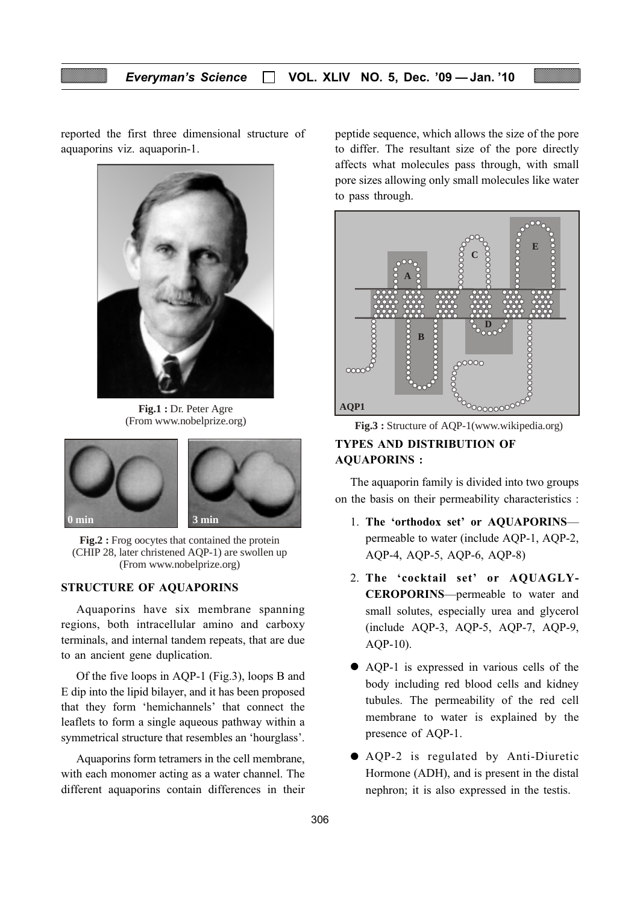reported the first three dimensional structure of aquaporins viz. aquaporin-1.

**Fig.1 :** Dr. Peter Agre
(From www.nobelprize.org)

**Fig.2 :** Frog oocytes that contained the protein (CHIP 28, later christened AQP-1) are swollen up
(From www.nobelprize.org)

## STRUCTURE OF AQUAPORINS

Aquaporins have six membrane spanning regions, both intracellular amino and carboxy terminals, and internal tandem repeats, that are due to an ancient gene duplication.

Of the five loops in AQP-1 (Fig.3), loops B and E dip into the lipid bilayer, and it has been proposed that they form 'hemichannels' that connect the leaflets to form a single aqueous pathway within a symmetrical structure that resembles an 'hourglass'.

Aquaporins form tetramers in the cell membrane, with each monomer acting as a water channel. The different aquaporins contain differences in their peptide sequence, which allows the size of the pore to differ. The resultant size of the pore directly affects what molecules pass through, with small pore sizes allowing only small molecules like water to pass through.

**Fig.3 :** Structure of AQP-1(www.wikipedia.org)

## TYPES AND DISTRIBUTION OF AQUAPORINS :

The aquaporin family is divided into two groups on the basis on their permeability characteristics :

1. **The 'orthodox set' or AQUAPORINS**—permeable to water (include AQP-1, AQP-2, AQP-4, AQP-5, AQP-6, AQP-8)
2. **The 'cocktail set' or AQUAGLYCEROPORINS**—permeable to water and small solutes, especially urea and glycerol (include AQP-3, AQP-5, AQP-7, AQP-9, AQP-10).

- AQP-1 is expressed in various cells of the body including red blood cells and kidney tubules. The permeability of the red cell membrane to water is explained by the presence of AQP-1.
- AQP-2 is regulated by Anti-Diuretic Hormone (ADH), and is present in the distal nephron; it is also expressed in the testis.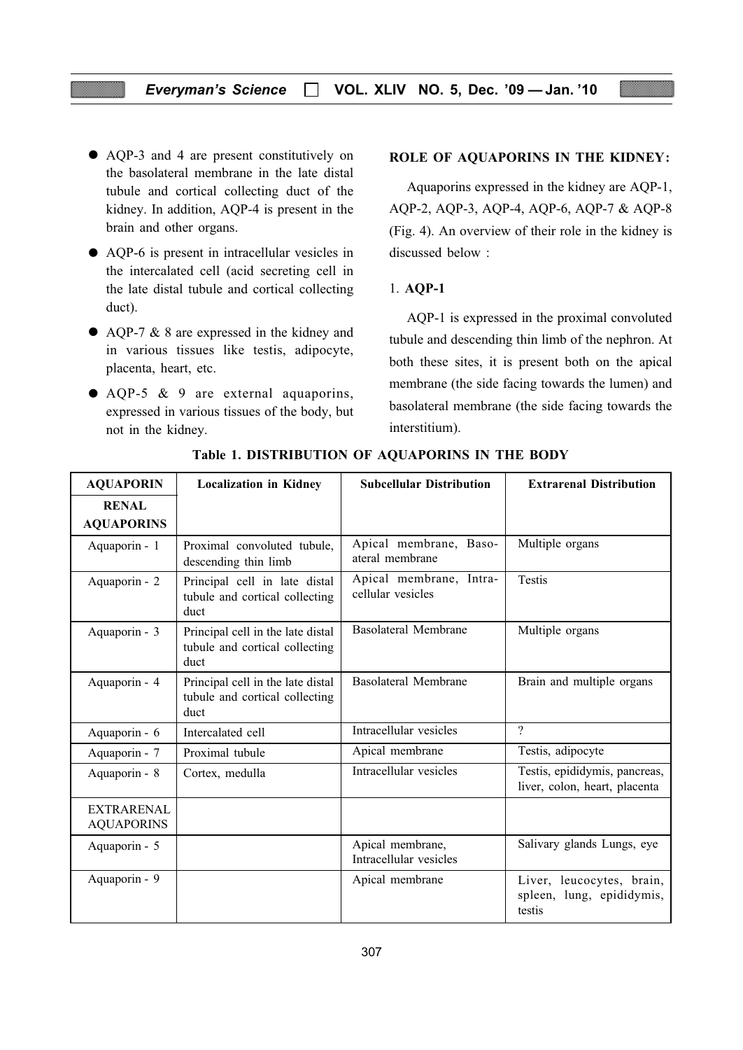- AQP-3 and 4 are present constitutively on the basolateral membrane in the late distal tubule and cortical collecting duct of the kidney. In addition, AQP-4 is present in the brain and other organs.
- AQP-6 is present in intracellular vesicles in the intercalated cell (acid secreting cell in the late distal tubule and cortical collecting duct).
- AQP-7 & 8 are expressed in the kidney and in various tissues like testis, adipocyte, placenta, heart, etc.
- AQP-5 & 9 are external aquaporins, expressed in various tissues of the body, but not in the kidney.

## ROLE OF AQUAPORINS IN THE KIDNEY:

Aquaporins expressed in the kidney are AQP-1, AQP-2, AQP-3, AQP-4, AQP-6, AQP-7 & AQP-8 (Fig. 4). An overview of their role in the kidney is discussed below :

### 1. AQP-1

AQP-1 is expressed in the proximal convoluted tubule and descending thin limb of the nephron. At both these sites, it is present both on the apical membrane (the side facing towards the lumen) and basolateral membrane (the side facing towards the interstitium).

**Table 1. DISTRIBUTION OF AQUAPORINS IN THE BODY**

| AQUAPORIN | Localization in Kidney | Subcellular Distribution | Extrarenal Distribution |
|---|---|---|---|
| **RENAL AQUAPORINS** | | | |
| Aquaporin - 1 | Proximal convoluted tubule, descending thin limb | Apical membrane, Basoateral membrane | Multiple organs |
| Aquaporin - 2 | Principal cell in late distal tubule and cortical collecting duct | Apical membrane, Intracellular vesicles | Testis |
| Aquaporin - 3 | Principal cell in the late distal tubule and cortical collecting duct | Basolateral Membrane | Multiple organs |
| Aquaporin - 4 | Principal cell in the late distal tubule and cortical collecting duct | Basolateral Membrane | Brain and multiple organs |
| Aquaporin - 6 | Intercalated cell | Intracellular vesicles | ? |
| Aquaporin - 7 | Proximal tubule | Apical membrane | Testis, adipocyte |
| Aquaporin - 8 | Cortex, medulla | Intracellular vesicles | Testis, epididymis, pancreas, liver, colon, heart, placenta |
| EXTRARENAL AQUAPORINS | | | |
| Aquaporin - 5 | | Apical membrane, Intracellular vesicles | Salivary glands Lungs, eye |
| Aquaporin - 9 | | Apical membrane | Liver, leucocytes, brain, spleen, lung, epididymis, testis |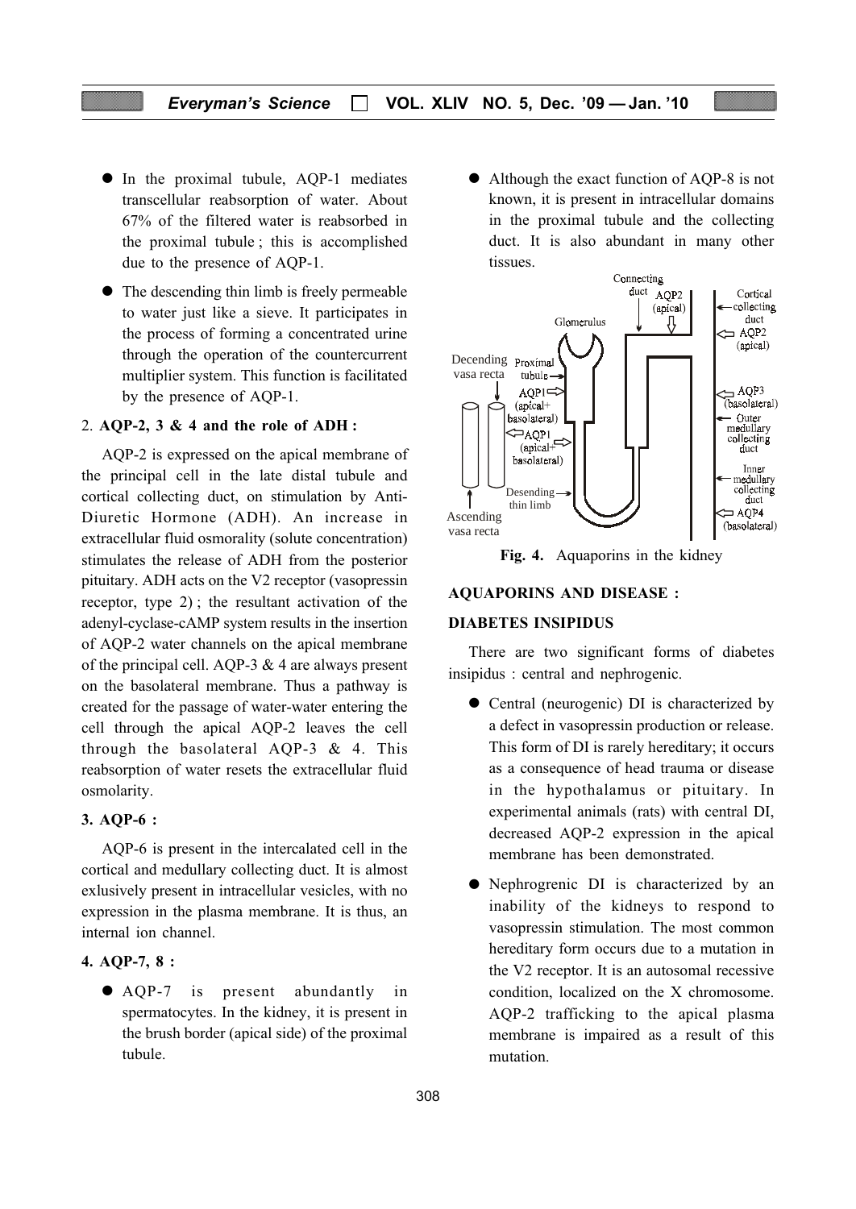- In the proximal tubule, AQP-1 mediates transcellular reabsorption of water. About 67% of the filtered water is reabsorbed in the proximal tubule ; this is accomplished due to the presence of AQP-1.

- The descending thin limb is freely permeable to water just like a sieve. It participates in the process of forming a concentrated urine through the operation of the countercurrent multiplier system. This function is facilitated by the presence of AQP-1.

2. **AQP-2, 3 & 4 and the role of ADH :**

AQP-2 is expressed on the apical membrane of the principal cell in the late distal tubule and cortical collecting duct, on stimulation by Anti-Diuretic Hormone (ADH). An increase in extracellular fluid osmorality (solute concentration) stimulates the release of ADH from the posterior pituitary. ADH acts on the V2 receptor (vasopressin receptor, type 2) ; the resultant activation of the adenyl-cyclase-cAMP system results in the insertion of AQP-2 water channels on the apical membrane of the principal cell. AQP-3 & 4 are always present on the basolateral membrane. Thus a pathway is created for the passage of water-water entering the cell through the apical AQP-2 leaves the cell through the basolateral AQP-3 & 4. This reabsorption of water resets the extracellular fluid osmolarity.

**3. AQP-6 :**

AQP-6 is present in the intercalated cell in the cortical and medullary collecting duct. It is almost exlusively present in intracellular vesicles, with no expression in the plasma membrane. It is thus, an internal ion channel.

**4. AQP-7, 8 :**

- AQP-7 is present abundantly in spermatocytes. In the kidney, it is present in the brush border (apical side) of the proximal tubule.

- Although the exact function of AQP-8 is not known, it is present in intracellular domains in the proximal tubule and the collecting duct. It is also abundant in many other tissues.

**Fig. 4.** Aquaporins in the kidney

**AQUAPORINS AND DISEASE :**

**DIABETES INSIPIDUS**

There are two significant forms of diabetes insipidus : central and nephrogenic.

- Central (neurogenic) DI is characterized by a defect in vasopressin production or release. This form of DI is rarely hereditary; it occurs as a consequence of head trauma or disease in the hypothalamus or pituitary. In experimental animals (rats) with central DI, decreased AQP-2 expression in the apical membrane has been demonstrated.

- Nephrogrenic DI is characterized by an inability of the kidneys to respond to vasopressin stimulation. The most common hereditary form occurs due to a mutation in the V2 receptor. It is an autosomal recessive condition, localized on the X chromosome. AQP-2 trafficking to the apical plasma membrane is impaired as a result of this mutation.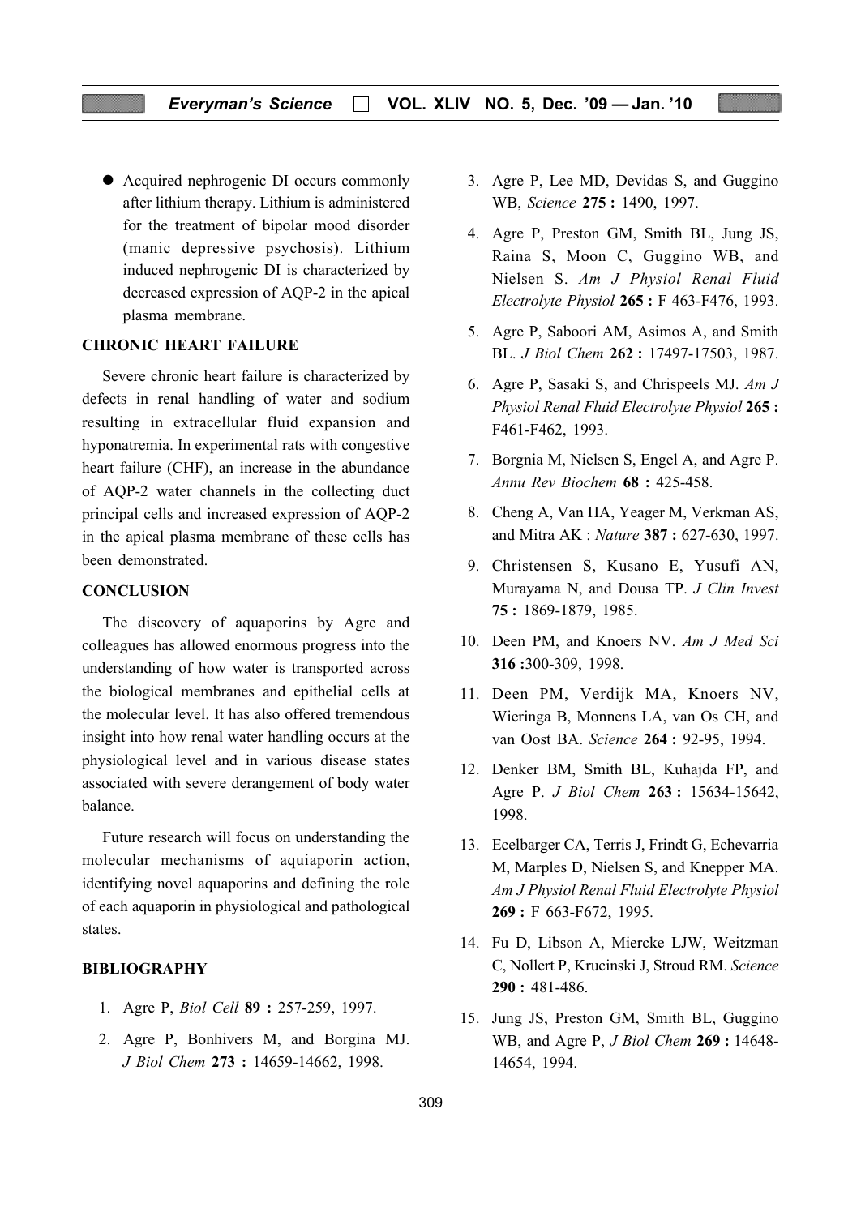- Acquired nephrogenic DI occurs commonly after lithium therapy. Lithium is administered for the treatment of bipolar mood disorder (manic depressive psychosis). Lithium induced nephrogenic DI is characterized by decreased expression of AQP-2 in the apical plasma membrane.

## CHRONIC HEART FAILURE

Severe chronic heart failure is characterized by defects in renal handling of water and sodium resulting in extracellular fluid expansion and hyponatremia. In experimental rats with congestive heart failure (CHF), an increase in the abundance of AQP-2 water channels in the collecting duct principal cells and increased expression of AQP-2 in the apical plasma membrane of these cells has been demonstrated.

## CONCLUSION

The discovery of aquaporins by Agre and colleagues has allowed enormous progress into the understanding of how water is transported across the biological membranes and epithelial cells at the molecular level. It has also offered tremendous insight into how renal water handling occurs at the physiological level and in various disease states associated with severe derangement of body water balance.

Future research will focus on understanding the molecular mechanisms of aquiaporin action, identifying novel aquaporins and defining the role of each aquaporin in physiological and pathological states.

## BIBLIOGRAPHY

1. Agre P, *Biol Cell* **89 :** 257-259, 1997.
2. Agre P, Bonhivers M, and Borgina MJ. *J Biol Chem* **273 :** 14659-14662, 1998.
3. Agre P, Lee MD, Devidas S, and Guggino WB, *Science* **275 :** 1490, 1997.
4. Agre P, Preston GM, Smith BL, Jung JS, Raina S, Moon C, Guggino WB, and Nielsen S. *Am J Physiol Renal Fluid Electrolyte Physiol* **265 :** F 463-F476, 1993.
5. Agre P, Saboori AM, Asimos A, and Smith BL. *J Biol Chem* **262 :** 17497-17503, 1987.
6. Agre P, Sasaki S, and Chrispeels MJ. *Am J Physiol Renal Fluid Electrolyte Physiol* **265 :** F461-F462, 1993.
7. Borgnia M, Nielsen S, Engel A, and Agre P. *Annu Rev Biochem* **68 :** 425-458.
8. Cheng A, Van HA, Yeager M, Verkman AS, and Mitra AK : *Nature* **387 :** 627-630, 1997.
9. Christensen S, Kusano E, Yusufi AN, Murayama N, and Dousa TP. *J Clin Invest* **75 :** 1869-1879, 1985.
10. Deen PM, and Knoers NV. *Am J Med Sci* **316 :**300-309, 1998.
11. Deen PM, Verdijk MA, Knoers NV, Wieringa B, Monnens LA, van Os CH, and van Oost BA. *Science* **264 :** 92-95, 1994.
12. Denker BM, Smith BL, Kuhajda FP, and Agre P. *J Biol Chem* **263 :** 15634-15642, 1998.
13. Ecelbarger CA, Terris J, Frindt G, Echevarria M, Marples D, Nielsen S, and Knepper MA. *Am J Physiol Renal Fluid Electrolyte Physiol* **269 :** F 663-F672, 1995.
14. Fu D, Libson A, Miercke LJW, Weitzman C, Nollert P, Krucinski J, Stroud RM. *Science* **290 :** 481-486.
15. Jung JS, Preston GM, Smith BL, Guggino WB, and Agre P, *J Biol Chem* **269 :** 14648-14654, 1994.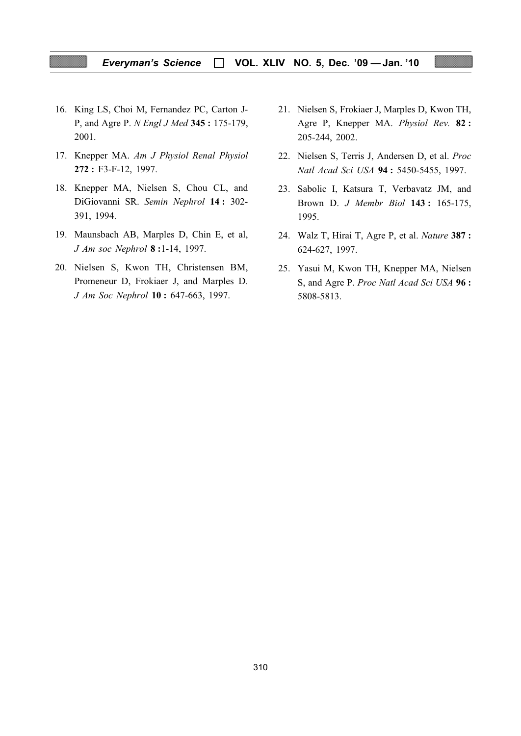16. King LS, Choi M, Fernandez PC, Carton J-P, and Agre P. *N Engl J Med* **345 :** 175-179, 2001.

17. Knepper MA. *Am J Physiol Renal Physiol* **272 :** F3-F-12, 1997.

18. Knepper MA, Nielsen S, Chou CL, and DiGiovanni SR. *Semin Nephrol* **14 :** 302-391, 1994.

19. Maunsbach AB, Marples D, Chin E, et al, *J Am soc Nephrol* **8 :**1-14, 1997.

20. Nielsen S, Kwon TH, Christensen BM, Promeneur D, Frokiaer J, and Marples D. *J Am Soc Nephrol* **10 :** 647-663, 1997.

21. Nielsen S, Frokiaer J, Marples D, Kwon TH, Agre P, Knepper MA. *Physiol Rev.* **82 :** 205-244, 2002.

22. Nielsen S, Terris J, Andersen D, et al. *Proc Natl Acad Sci USA* **94 :** 5450-5455, 1997.

23. Sabolic I, Katsura T, Verbavatz JM, and Brown D. *J Membr Biol* **143 :** 165-175, 1995.

24. Walz T, Hirai T, Agre P, et al. *Nature* **387 :** 624-627, 1997.

25. Yasui M, Kwon TH, Knepper MA, Nielsen S, and Agre P. *Proc Natl Acad Sci USA* **96 :** 5808-5813.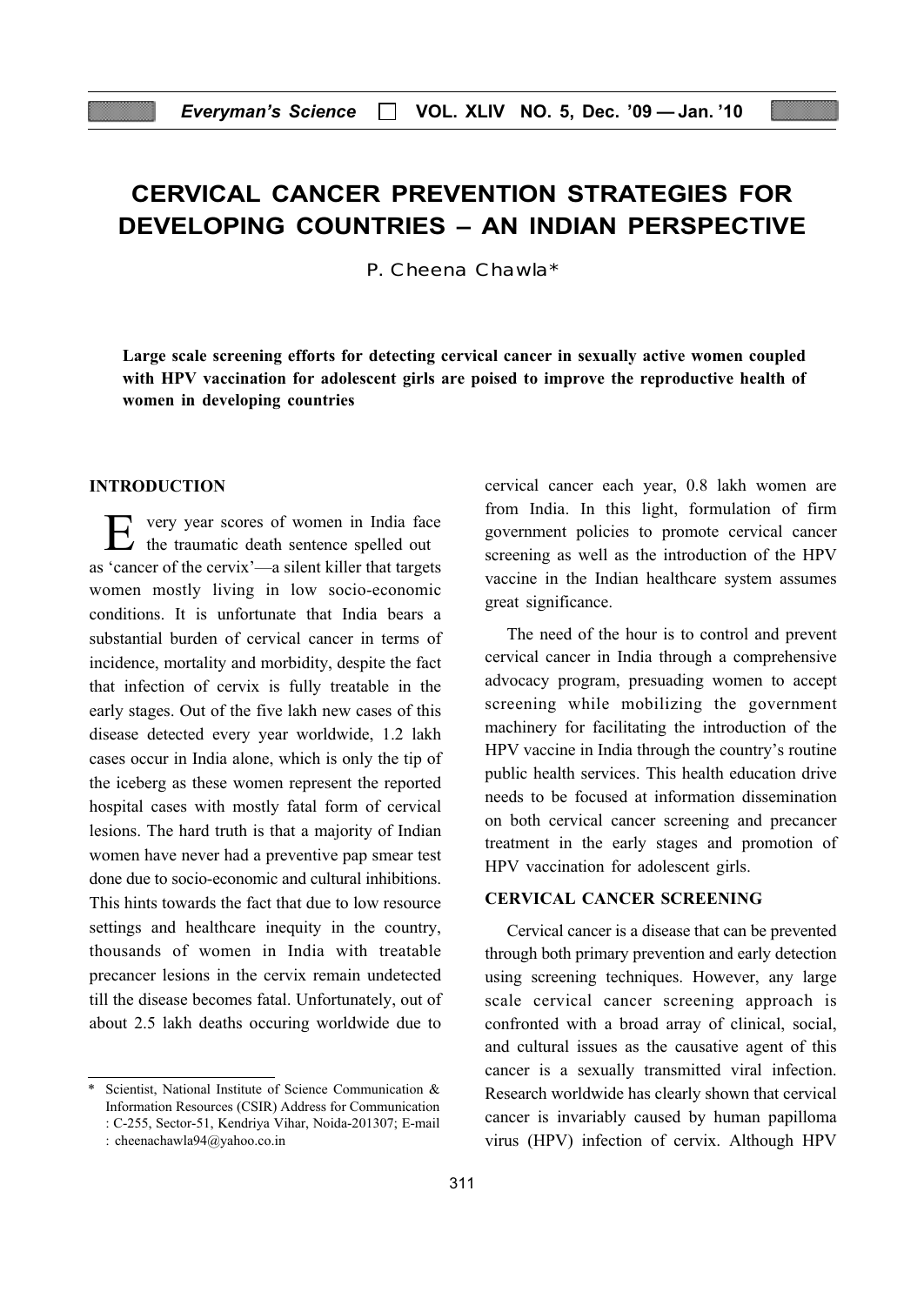# CERVICAL CANCER PREVENTION STRATEGIES FOR DEVELOPING COUNTRIES – AN INDIAN PERSPECTIVE

P. Cheena Chawla*

**Large scale screening efforts for detecting cervical cancer in sexually active women coupled with HPV vaccination for adolescent girls are poised to improve the reproductive health of women in developing countries**

## INTRODUCTION

Every year scores of women in India face the traumatic death sentence spelled out as 'cancer of the cervix'—a silent killer that targets women mostly living in low socio-economic conditions. It is unfortunate that India bears a substantial burden of cervical cancer in terms of incidence, mortality and morbidity, despite the fact that infection of cervix is fully treatable in the early stages. Out of the five lakh new cases of this disease detected every year worldwide, 1.2 lakh cases occur in India alone, which is only the tip of the iceberg as these women represent the reported hospital cases with mostly fatal form of cervical lesions. The hard truth is that a majority of Indian women have never had a preventive pap smear test done due to socio-economic and cultural inhibitions. This hints towards the fact that due to low resource settings and healthcare inequity in the country, thousands of women in India with treatable precancer lesions in the cervix remain undetected till the disease becomes fatal. Unfortunately, out of about 2.5 lakh deaths occuring worldwide due to cervical cancer each year, 0.8 lakh women are from India. In this light, formulation of firm government policies to promote cervical cancer screening as well as the introduction of the HPV vaccine in the Indian healthcare system assumes great significance.

The need of the hour is to control and prevent cervical cancer in India through a comprehensive advocacy program, presuading women to accept screening while mobilizing the government machinery for facilitating the introduction of the HPV vaccine in India through the country's routine public health services. This health education drive needs to be focused at information dissemination on both cervical cancer screening and precancer treatment in the early stages and promotion of HPV vaccination for adolescent girls.

## CERVICAL CANCER SCREENING

Cervical cancer is a disease that can be prevented through both primary prevention and early detection using screening techniques. However, any large scale cervical cancer screening approach is confronted with a broad array of clinical, social, and cultural issues as the causative agent of this cancer is a sexually transmitted viral infection. Research worldwide has clearly shown that cervical cancer is invariably caused by human papilloma virus (HPV) infection of cervix. Although HPV

---

\* Scientist, National Institute of Science Communication & Information Resources (CSIR) Address for Communication : C-255, Sector-51, Kendriya Vihar, Noida-201307; E-mail : cheenachawla94@yahoo.co.in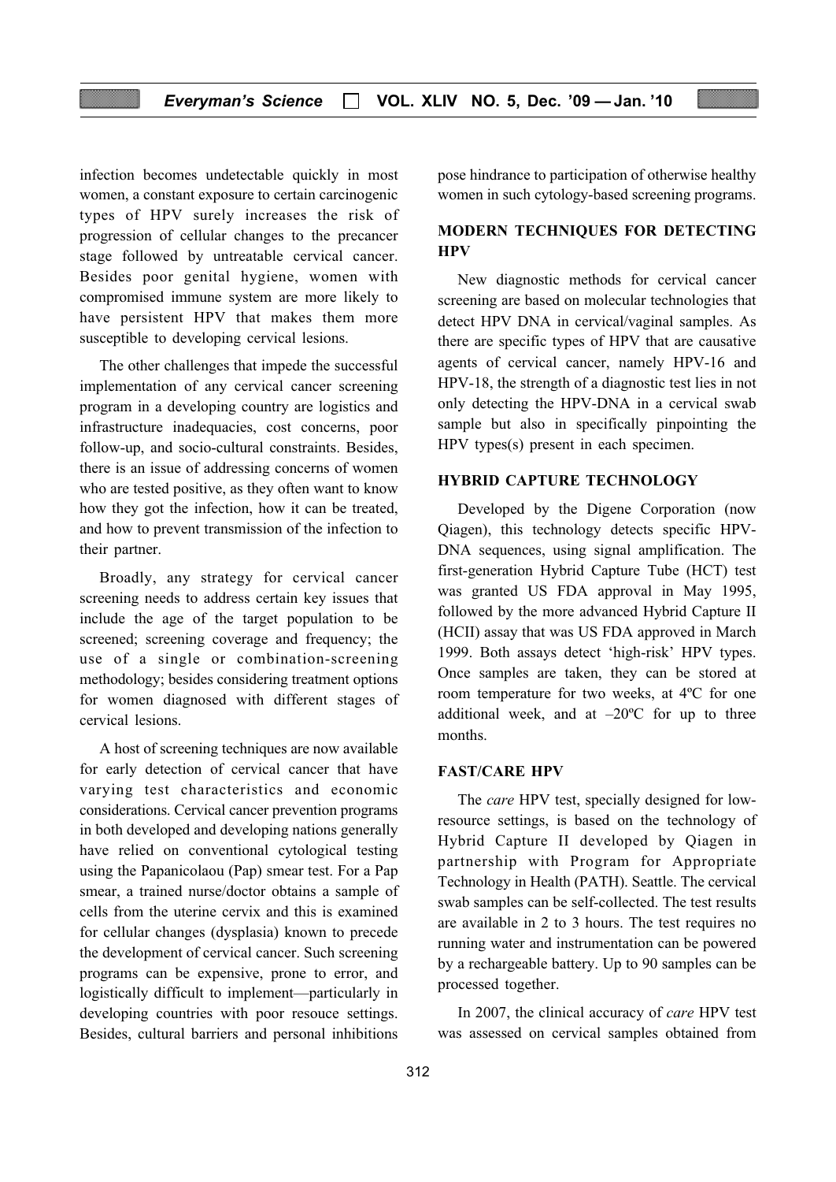infection becomes undetectable quickly in most women, a constant exposure to certain carcinogenic types of HPV surely increases the risk of progression of cellular changes to the precancer stage followed by untreatable cervical cancer. Besides poor genital hygiene, women with compromised immune system are more likely to have persistent HPV that makes them more susceptible to developing cervical lesions.

The other challenges that impede the successful implementation of any cervical cancer screening program in a developing country are logistics and infrastructure inadequacies, cost concerns, poor follow-up, and socio-cultural constraints. Besides, there is an issue of addressing concerns of women who are tested positive, as they often want to know how they got the infection, how it can be treated, and how to prevent transmission of the infection to their partner.

Broadly, any strategy for cervical cancer screening needs to address certain key issues that include the age of the target population to be screened; screening coverage and frequency; the use of a single or combination-screening methodology; besides considering treatment options for women diagnosed with different stages of cervical lesions.

A host of screening techniques are now available for early detection of cervical cancer that have varying test characteristics and economic considerations. Cervical cancer prevention programs in both developed and developing nations generally have relied on conventional cytological testing using the Papanicolaou (Pap) smear test. For a Pap smear, a trained nurse/doctor obtains a sample of cells from the uterine cervix and this is examined for cellular changes (dysplasia) known to precede the development of cervical cancer. Such screening programs can be expensive, prone to error, and logistically difficult to implement—particularly in developing countries with poor resouce settings. Besides, cultural barriers and personal inhibitions pose hindrance to participation of otherwise healthy women in such cytology-based screening programs.

## MODERN TECHNIQUES FOR DETECTING HPV

New diagnostic methods for cervical cancer screening are based on molecular technologies that detect HPV DNA in cervical/vaginal samples. As there are specific types of HPV that are causative agents of cervical cancer, namely HPV-16 and HPV-18, the strength of a diagnostic test lies in not only detecting the HPV-DNA in a cervical swab sample but also in specifically pinpointing the HPV types(s) present in each specimen.

## HYBRID CAPTURE TECHNOLOGY

Developed by the Digene Corporation (now Qiagen), this technology detects specific HPV-DNA sequences, using signal amplification. The first-generation Hybrid Capture Tube (HCT) test was granted US FDA approval in May 1995, followed by the more advanced Hybrid Capture II (HCII) assay that was US FDA approved in March 1999. Both assays detect 'high-risk' HPV types. Once samples are taken, they can be stored at room temperature for two weeks, at 4ºC for one additional week, and at –20ºC for up to three months.

## FAST/CARE HPV

The *care* HPV test, specially designed for low-resource settings, is based on the technology of Hybrid Capture II developed by Qiagen in partnership with Program for Appropriate Technology in Health (PATH). Seattle. The cervical swab samples can be self-collected. The test results are available in 2 to 3 hours. The test requires no running water and instrumentation can be powered by a rechargeable battery. Up to 90 samples can be processed together.

In 2007, the clinical accuracy of *care* HPV test was assessed on cervical samples obtained from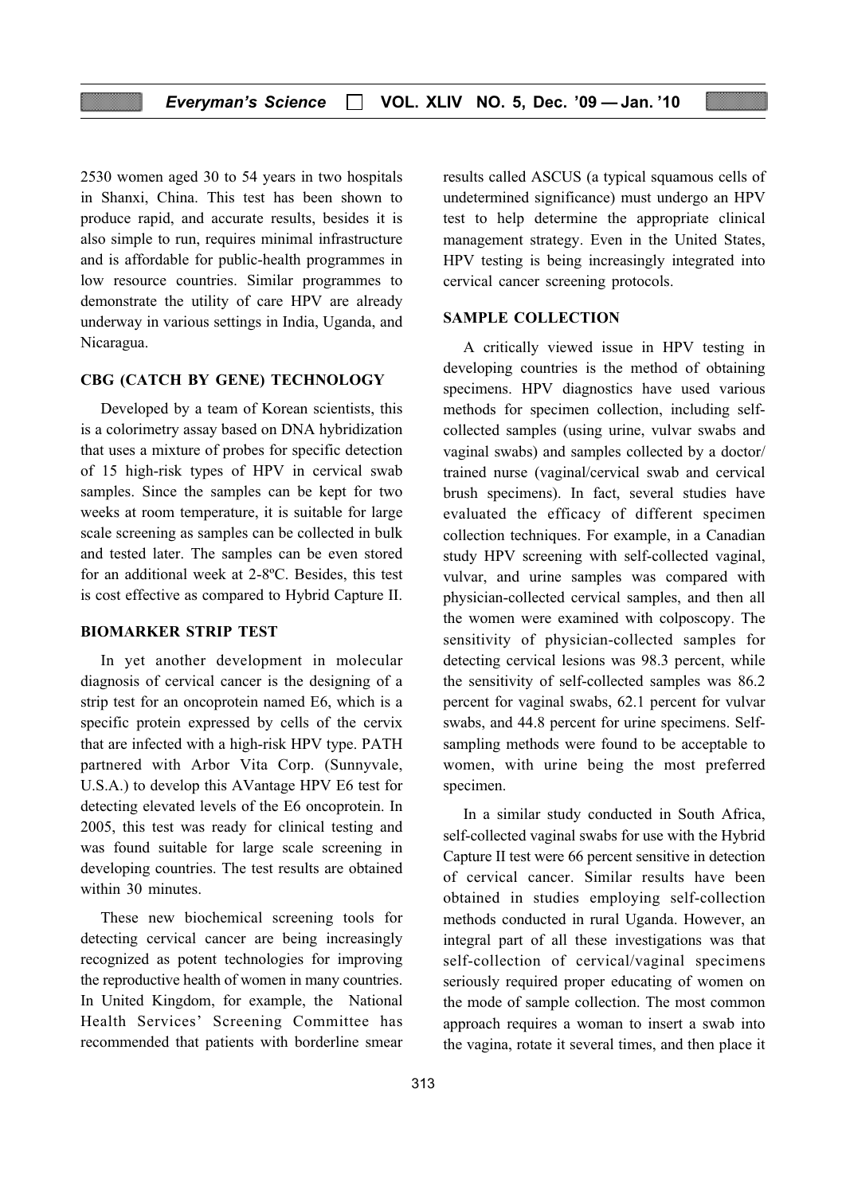2530 women aged 30 to 54 years in two hospitals in Shanxi, China. This test has been shown to produce rapid, and accurate results, besides it is also simple to run, requires minimal infrastructure and is affordable for public-health programmes in low resource countries. Similar programmes to demonstrate the utility of care HPV are already underway in various settings in India, Uganda, and Nicaragua.

## CBG (CATCH BY GENE) TECHNOLOGY

Developed by a team of Korean scientists, this is a colorimetry assay based on DNA hybridization that uses a mixture of probes for specific detection of 15 high-risk types of HPV in cervical swab samples. Since the samples can be kept for two weeks at room temperature, it is suitable for large scale screening as samples can be collected in bulk and tested later. The samples can be even stored for an additional week at 2-8ºC. Besides, this test is cost effective as compared to Hybrid Capture II.

## BIOMARKER STRIP TEST

In yet another development in molecular diagnosis of cervical cancer is the designing of a strip test for an oncoprotein named E6, which is a specific protein expressed by cells of the cervix that are infected with a high-risk HPV type. PATH partnered with Arbor Vita Corp. (Sunnyvale, U.S.A.) to develop this AVantage HPV E6 test for detecting elevated levels of the E6 oncoprotein. In 2005, this test was ready for clinical testing and was found suitable for large scale screening in developing countries. The test results are obtained within 30 minutes.

These new biochemical screening tools for detecting cervical cancer are being increasingly recognized as potent technologies for improving the reproductive health of women in many countries. In United Kingdom, for example, the National Health Services' Screening Committee has recommended that patients with borderline smear results called ASCUS (a typical squamous cells of undetermined significance) must undergo an HPV test to help determine the appropriate clinical management strategy. Even in the United States, HPV testing is being increasingly integrated into cervical cancer screening protocols.

## SAMPLE COLLECTION

A critically viewed issue in HPV testing in developing countries is the method of obtaining specimens. HPV diagnostics have used various methods for specimen collection, including self-collected samples (using urine, vulvar swabs and vaginal swabs) and samples collected by a doctor/ trained nurse (vaginal/cervical swab and cervical brush specimens). In fact, several studies have evaluated the efficacy of different specimen collection techniques. For example, in a Canadian study HPV screening with self-collected vaginal, vulvar, and urine samples was compared with physician-collected cervical samples, and then all the women were examined with colposcopy. The sensitivity of physician-collected samples for detecting cervical lesions was 98.3 percent, while the sensitivity of self-collected samples was 86.2 percent for vaginal swabs, 62.1 percent for vulvar swabs, and 44.8 percent for urine specimens. Self-sampling methods were found to be acceptable to women, with urine being the most preferred specimen.

In a similar study conducted in South Africa, self-collected vaginal swabs for use with the Hybrid Capture II test were 66 percent sensitive in detection of cervical cancer. Similar results have been obtained in studies employing self-collection methods conducted in rural Uganda. However, an integral part of all these investigations was that self-collection of cervical/vaginal specimens seriously required proper educating of women on the mode of sample collection. The most common approach requires a woman to insert a swab into the vagina, rotate it several times, and then place it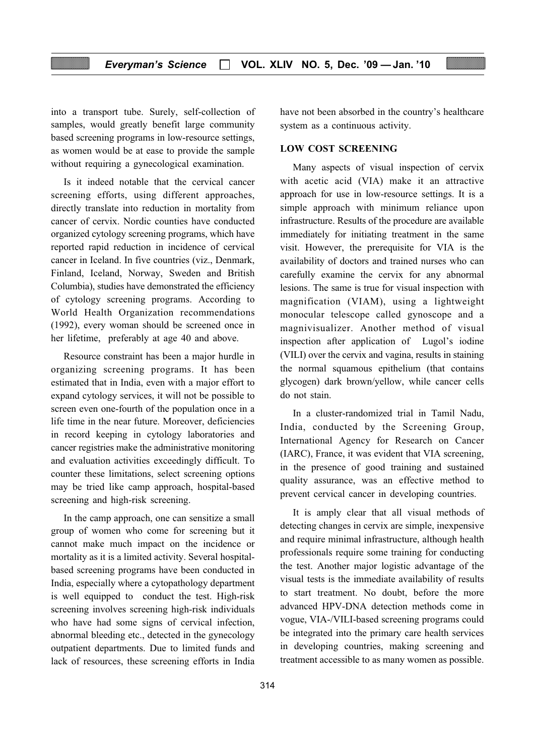into a transport tube. Surely, self-collection of samples, would greatly benefit large community based screening programs in low-resource settings, as women would be at ease to provide the sample without requiring a gynecological examination.

Is it indeed notable that the cervical cancer screening efforts, using different approaches, directly translate into reduction in mortality from cancer of cervix. Nordic counties have conducted organized cytology screening programs, which have reported rapid reduction in incidence of cervical cancer in Iceland. In five countries (viz., Denmark, Finland, Iceland, Norway, Sweden and British Columbia), studies have demonstrated the efficiency of cytology screening programs. According to World Health Organization recommendations (1992), every woman should be screened once in her lifetime, preferably at age 40 and above.

Resource constraint has been a major hurdle in organizing screening programs. It has been estimated that in India, even with a major effort to expand cytology services, it will not be possible to screen even one-fourth of the population once in a life time in the near future. Moreover, deficiencies in record keeping in cytology laboratories and cancer registries make the administrative monitoring and evaluation activities exceedingly difficult. To counter these limitations, select screening options may be tried like camp approach, hospital-based screening and high-risk screening.

In the camp approach, one can sensitize a small group of women who come for screening but it cannot make much impact on the incidence or mortality as it is a limited activity. Several hospital-based screening programs have been conducted in India, especially where a cytopathology department is well equipped to conduct the test. High-risk screening involves screening high-risk individuals who have had some signs of cervical infection, abnormal bleeding etc., detected in the gynecology outpatient departments. Due to limited funds and lack of resources, these screening efforts in India have not been absorbed in the country's healthcare system as a continuous activity.

## LOW COST SCREENING

Many aspects of visual inspection of cervix with acetic acid (VIA) make it an attractive approach for use in low-resource settings. It is a simple approach with minimum reliance upon infrastructure. Results of the procedure are available immediately for initiating treatment in the same visit. However, the prerequisite for VIA is the availability of doctors and trained nurses who can carefully examine the cervix for any abnormal lesions. The same is true for visual inspection with magnification (VIAM), using a lightweight monocular telescope called gynoscope and a magnivisualizer. Another method of visual inspection after application of Lugol's iodine (VILI) over the cervix and vagina, results in staining the normal squamous epithelium (that contains glycogen) dark brown/yellow, while cancer cells do not stain.

In a cluster-randomized trial in Tamil Nadu, India, conducted by the Screening Group, International Agency for Research on Cancer (IARC), France, it was evident that VIA screening, in the presence of good training and sustained quality assurance, was an effective method to prevent cervical cancer in developing countries.

It is amply clear that all visual methods of detecting changes in cervix are simple, inexpensive and require minimal infrastructure, although health professionals require some training for conducting the test. Another major logistic advantage of the visual tests is the immediate availability of results to start treatment. No doubt, before the more advanced HPV-DNA detection methods come in vogue, VIA-/VILI-based screening programs could be integrated into the primary care health services in developing countries, making screening and treatment accessible to as many women as possible.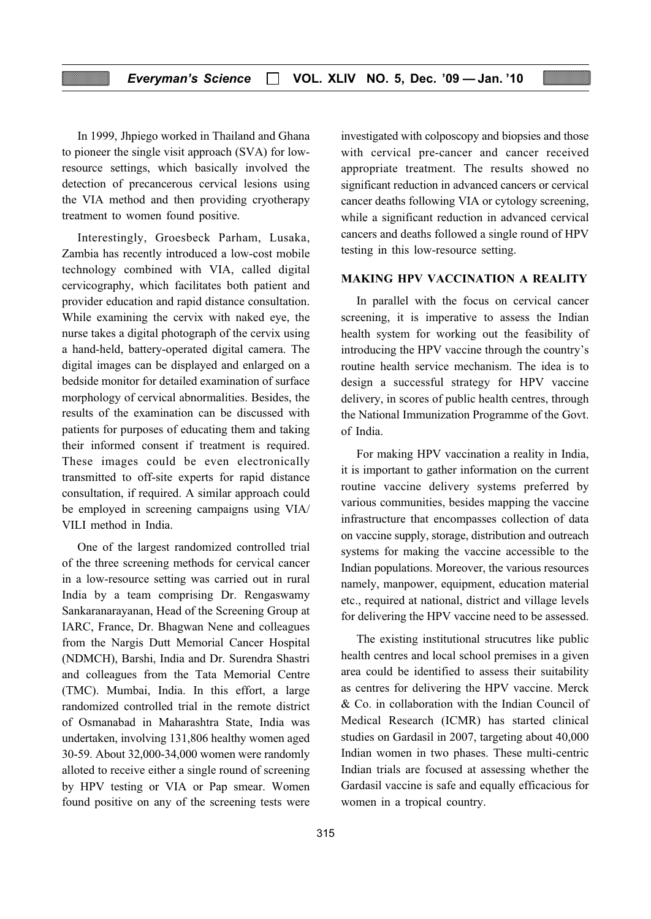In 1999, Jhpiego worked in Thailand and Ghana to pioneer the single visit approach (SVA) for low-resource settings, which basically involved the detection of precancerous cervical lesions using the VIA method and then providing cryotherapy treatment to women found positive.

Interestingly, Groesbeck Parham, Lusaka, Zambia has recently introduced a low-cost mobile technology combined with VIA, called digital cervicography, which facilitates both patient and provider education and rapid distance consultation. While examining the cervix with naked eye, the nurse takes a digital photograph of the cervix using a hand-held, battery-operated digital camera. The digital images can be displayed and enlarged on a bedside monitor for detailed examination of surface morphology of cervical abnormalities. Besides, the results of the examination can be discussed with patients for purposes of educating them and taking their informed consent if treatment is required. These images could be even electronically transmitted to off-site experts for rapid distance consultation, if required. A similar approach could be employed in screening campaigns using VIA/ VILI method in India.

One of the largest randomized controlled trial of the three screening methods for cervical cancer in a low-resource setting was carried out in rural India by a team comprising Dr. Rengaswamy Sankaranarayanan, Head of the Screening Group at IARC, France, Dr. Bhagwan Nene and colleagues from the Nargis Dutt Memorial Cancer Hospital (NDMCH), Barshi, India and Dr. Surendra Shastri and colleagues from the Tata Memorial Centre (TMC). Mumbai, India. In this effort, a large randomized controlled trial in the remote district of Osmanabad in Maharashtra State, India was undertaken, involving 131,806 healthy women aged 30-59. About 32,000-34,000 women were randomly alloted to receive either a single round of screening by HPV testing or VIA or Pap smear. Women found positive on any of the screening tests were investigated with colposcopy and biopsies and those with cervical pre-cancer and cancer received appropriate treatment. The results showed no significant reduction in advanced cancers or cervical cancer deaths following VIA or cytology screening, while a significant reduction in advanced cervical cancers and deaths followed a single round of HPV testing in this low-resource setting.

## MAKING HPV VACCINATION A REALITY

In parallel with the focus on cervical cancer screening, it is imperative to assess the Indian health system for working out the feasibility of introducing the HPV vaccine through the country's routine health service mechanism. The idea is to design a successful strategy for HPV vaccine delivery, in scores of public health centres, through the National Immunization Programme of the Govt. of India.

For making HPV vaccination a reality in India, it is important to gather information on the current routine vaccine delivery systems preferred by various communities, besides mapping the vaccine infrastructure that encompasses collection of data on vaccine supply, storage, distribution and outreach systems for making the vaccine accessible to the Indian populations. Moreover, the various resources namely, manpower, equipment, education material etc., required at national, district and village levels for delivering the HPV vaccine need to be assessed.

The existing institutional strucutres like public health centres and local school premises in a given area could be identified to assess their suitability as centres for delivering the HPV vaccine. Merck & Co. in collaboration with the Indian Council of Medical Research (ICMR) has started clinical studies on Gardasil in 2007, targeting about 40,000 Indian women in two phases. These multi-centric Indian trials are focused at assessing whether the Gardasil vaccine is safe and equally efficacious for women in a tropical country.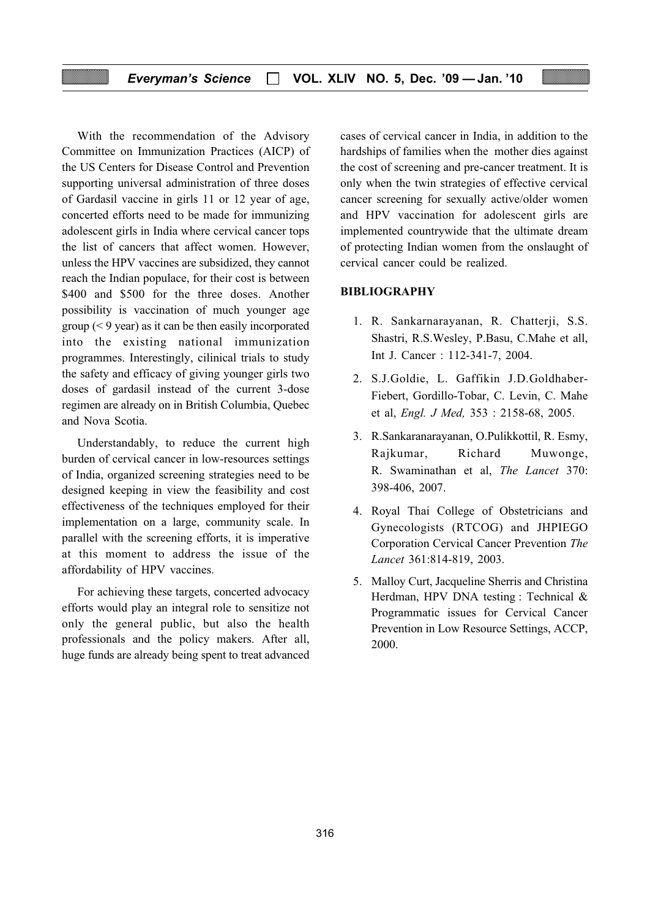With the recommendation of the Advisory Committee on Immunization Practices (AICP) of the US Centers for Disease Control and Prevention supporting universal administration of three doses of Gardasil vaccine in girls 11 or 12 year of age, concerted efforts need to be made for immunizing adolescent girls in India where cervical cancer tops the list of cancers that affect women. However, unless the HPV vaccines are subsidized, they cannot reach the Indian populace, for their cost is between \$400 and \$500 for the three doses. Another possibility is vaccination of much younger age group (< 9 year) as it can be then easily incorporated into the existing national immunization programmes. Interestingly, cilinical trials to study the safety and efficacy of giving younger girls two doses of gardasil instead of the current 3-dose regimen are already on in British Columbia, Quebec and Nova Scotia.

Understandably, to reduce the current high burden of cervical cancer in low-resources settings of India, organized screening strategies need to be designed keeping in view the feasibility and cost effectiveness of the techniques employed for their implementation on a large, community scale. In parallel with the screening efforts, it is imperative at this moment to address the issue of the affordability of HPV vaccines.

For achieving these targets, concerted advocacy efforts would play an integral role to sensitize not only the general public, but also the health professionals and the policy makers. After all, huge funds are already being spent to treat advanced cases of cervical cancer in India, in addition to the hardships of families when the mother dies against the cost of screening and pre-cancer treatment. It is only when the twin strategies of effective cervical cancer screening for sexually active/older women and HPV vaccination for adolescent girls are implemented countrywide that the ultimate dream of protecting Indian women from the onslaught of cervical cancer could be realized.

## BIBLIOGRAPHY

1. R. Sankarnarayanan, R. Chatterji, S.S. Shastri, R.S.Wesley, P.Basu, C.Mahe et all, Int J. Cancer : 112-341-7, 2004.
2. S.J.Goldie, L. Gaffikin J.D.Goldhaber-Fiebert, Gordillo-Tobar, C. Levin, C. Mahe et al, *Engl. J Med,* 353 : 2158-68, 2005.
3. R.Sankaranarayanan, O.Pulikkottil, R. Esmy, Rajkumar, Richard Muwonge, R. Swaminathan et al, *The Lancet* 370: 398-406, 2007.
4. Royal Thai College of Obstetricians and Gynecologists (RTCOG) and JHPIEGO Corporation Cervical Cancer Prevention *The Lancet* 361:814-819, 2003.
5. Malloy Curt, Jacqueline Sherris and Christina Herdman, HPV DNA testing : Technical & Programmatic issues for Cervical Cancer Prevention in Low Resource Settings, ACCP, 2000.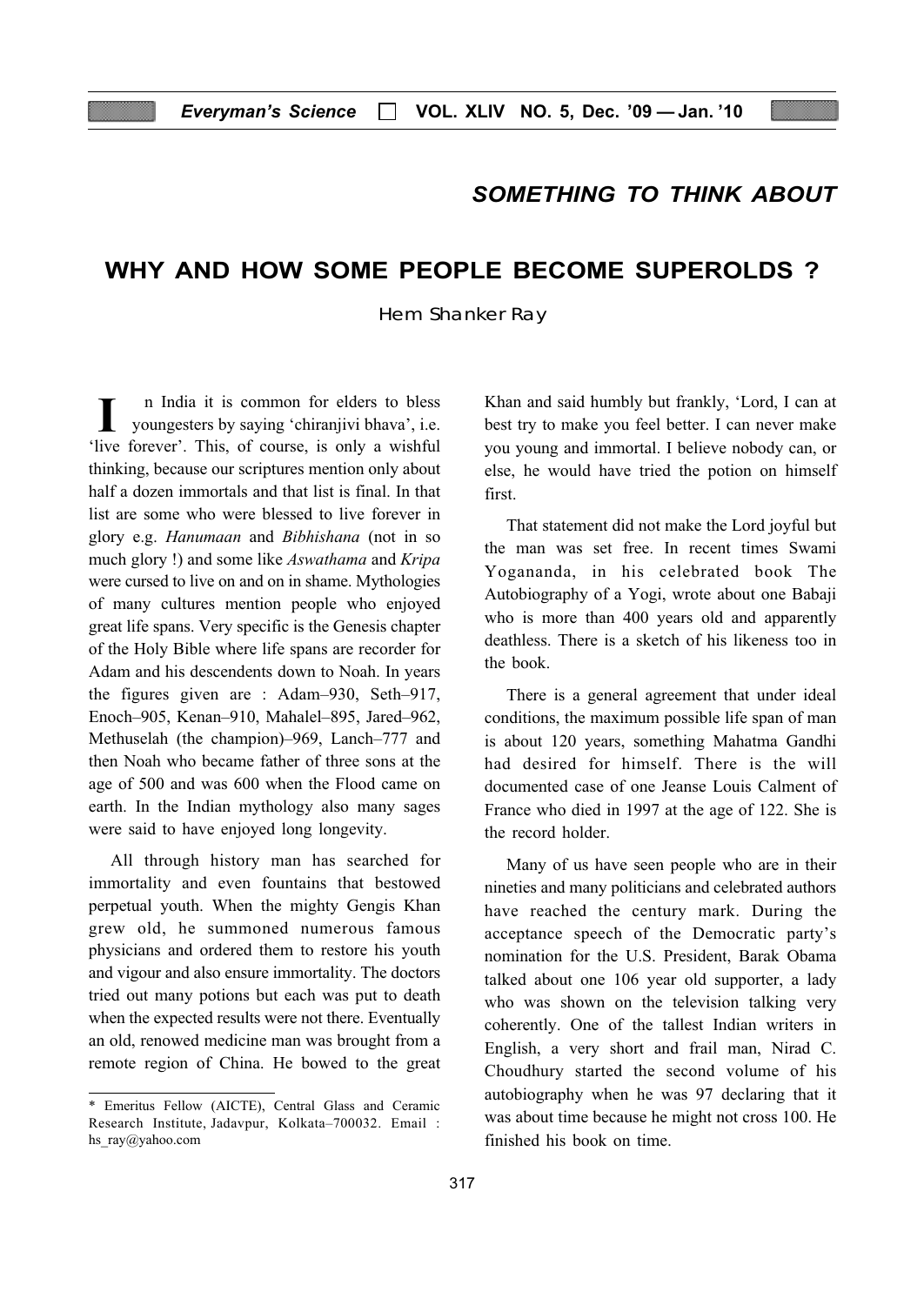## SOMETHING TO THINK ABOUT

# WHY AND HOW SOME PEOPLE BECOME SUPEROLDS ?

Hem Shanker Ray

In India it is common for elders to bless youngesters by saying 'chiranjivi bhava', i.e. 'live forever'. This, of course, is only a wishful thinking, because our scriptures mention only about half a dozen immortals and that list is final. In that list are some who were blessed to live forever in glory e.g. *Hanumaan* and *Bibhishana* (not in so much glory !) and some like *Aswathama* and *Kripa* were cursed to live on and on in shame. Mythologies of many cultures mention people who enjoyed great life spans. Very specific is the Genesis chapter of the Holy Bible where life spans are recorder for Adam and his descendents down to Noah. In years the figures given are : Adam–930, Seth–917, Enoch–905, Kenan–910, Mahalel–895, Jared–962, Methuselah (the champion)–969, Lanch–777 and then Noah who became father of three sons at the age of 500 and was 600 when the Flood came on earth. In the Indian mythology also many sages were said to have enjoyed long longevity.

All through history man has searched for immortality and even fountains that bestowed perpetual youth. When the mighty Gengis Khan grew old, he summoned numerous famous physicians and ordered them to restore his youth and vigour and also ensure immortality. The doctors tried out many potions but each was put to death when the expected results were not there. Eventually an old, renowed medicine man was brought from a remote region of China. He bowed to the great Khan and said humbly but frankly, 'Lord, I can at best try to make you feel better. I can never make you young and immortal. I believe nobody can, or else, he would have tried the potion on himself first.

That statement did not make the Lord joyful but the man was set free. In recent times Swami Yogananda, in his celebrated book The Autobiography of a Yogi, wrote about one Babaji who is more than 400 years old and apparently deathless. There is a sketch of his likeness too in the book.

There is a general agreement that under ideal conditions, the maximum possible life span of man is about 120 years, something Mahatma Gandhi had desired for himself. There is the will documented case of one Jeanse Louis Calment of France who died in 1997 at the age of 122. She is the record holder.

Many of us have seen people who are in their nineties and many politicians and celebrated authors have reached the century mark. During the acceptance speech of the Democratic party's nomination for the U.S. President, Barak Obama talked about one 106 year old supporter, a lady who was shown on the television talking very coherently. One of the tallest Indian writers in English, a very short and frail man, Nirad C. Choudhury started the second volume of his autobiography when he was 97 declaring that it was about time because he might not cross 100. He finished his book on time.

---

* Emeritus Fellow (AICTE), Central Glass and Ceramic Research Institute, Jadavpur, Kolkata–700032. Email : hs_ray@yahoo.com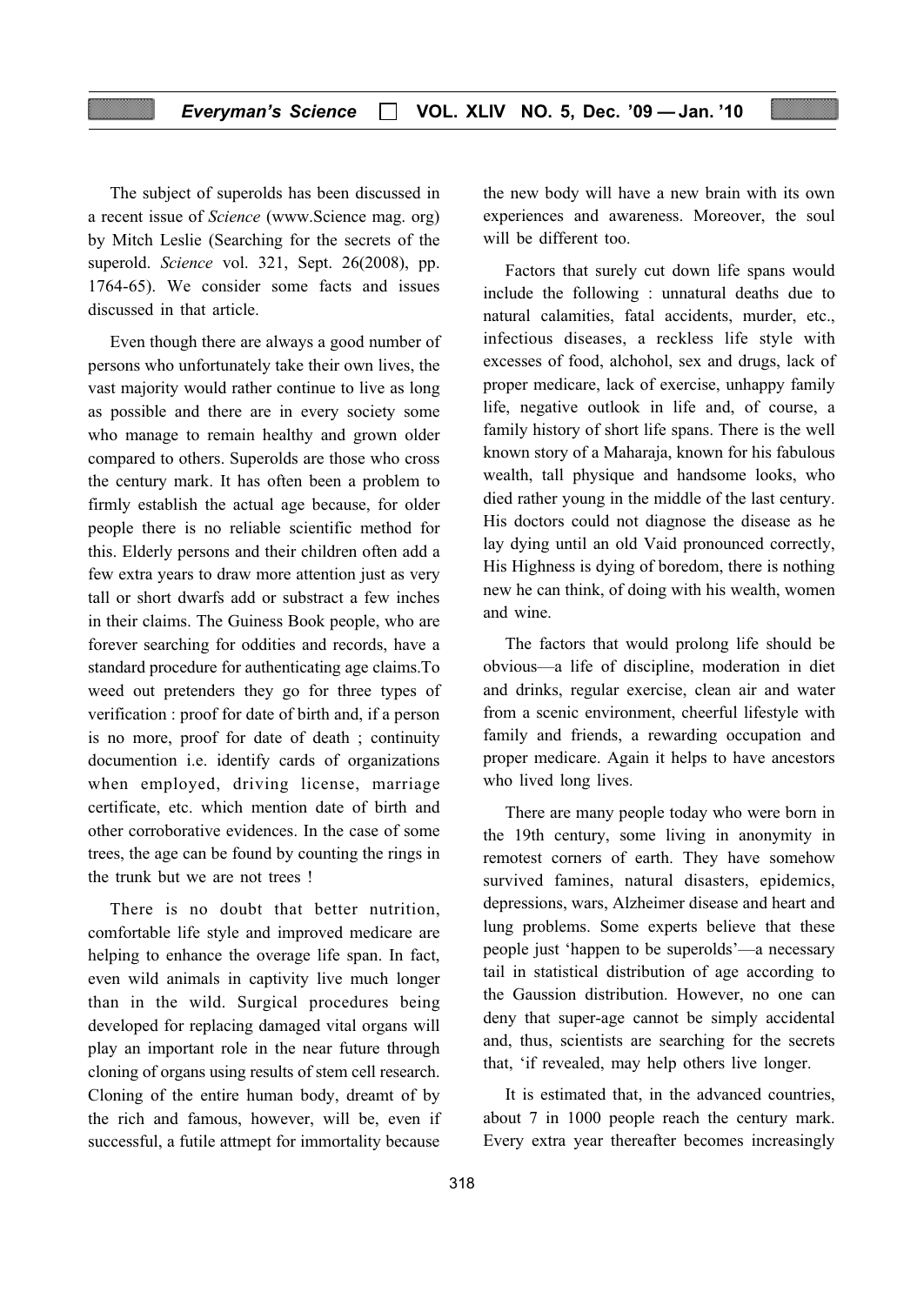The subject of superolds has been discussed in a recent issue of *Science* (www.Science mag. org) by Mitch Leslie (Searching for the secrets of the superold. *Science* vol. 321, Sept. 26(2008), pp. 1764-65). We consider some facts and issues discussed in that article.

Even though there are always a good number of persons who unfortunately take their own lives, the vast majority would rather continue to live as long as possible and there are in every society some who manage to remain healthy and grown older compared to others. Superolds are those who cross the century mark. It has often been a problem to firmly establish the actual age because, for older people there is no reliable scientific method for this. Elderly persons and their children often add a few extra years to draw more attention just as very tall or short dwarfs add or substract a few inches in their claims. The Guiness Book people, who are forever searching for oddities and records, have a standard procedure for authenticating age claims.To weed out pretenders they go for three types of verification : proof for date of birth and, if a person is no more, proof for date of death ; continuity documention i.e. identify cards of organizations when employed, driving license, marriage certificate, etc. which mention date of birth and other corroborative evidences. In the case of some trees, the age can be found by counting the rings in the trunk but we are not trees !

There is no doubt that better nutrition, comfortable life style and improved medicare are helping to enhance the overage life span. In fact, even wild animals in captivity live much longer than in the wild. Surgical procedures being developed for replacing damaged vital organs will play an important role in the near future through cloning of organs using results of stem cell research. Cloning of the entire human body, dreamt of by the rich and famous, however, will be, even if successful, a futile attmept for immortality because the new body will have a new brain with its own experiences and awareness. Moreover, the soul will be different too.

Factors that surely cut down life spans would include the following : unnatural deaths due to natural calamities, fatal accidents, murder, etc., infectious diseases, a reckless life style with excesses of food, alchohol, sex and drugs, lack of proper medicare, lack of exercise, unhappy family life, negative outlook in life and, of course, a family history of short life spans. There is the well known story of a Maharaja, known for his fabulous wealth, tall physique and handsome looks, who died rather young in the middle of the last century. His doctors could not diagnose the disease as he lay dying until an old Vaid pronounced correctly, His Highness is dying of boredom, there is nothing new he can think, of doing with his wealth, women and wine.

The factors that would prolong life should be obvious—a life of discipline, moderation in diet and drinks, regular exercise, clean air and water from a scenic environment, cheerful lifestyle with family and friends, a rewarding occupation and proper medicare. Again it helps to have ancestors who lived long lives.

There are many people today who were born in the 19th century, some living in anonymity in remotest corners of earth. They have somehow survived famines, natural disasters, epidemics, depressions, wars, Alzheimer disease and heart and lung problems. Some experts believe that these people just 'happen to be superolds'—a necessary tail in statistical distribution of age according to the Gaussion distribution. However, no one can deny that super-age cannot be simply accidental and, thus, scientists are searching for the secrets that, 'if revealed, may help others live longer.

It is estimated that, in the advanced countries, about 7 in 1000 people reach the century mark. Every extra year thereafter becomes increasingly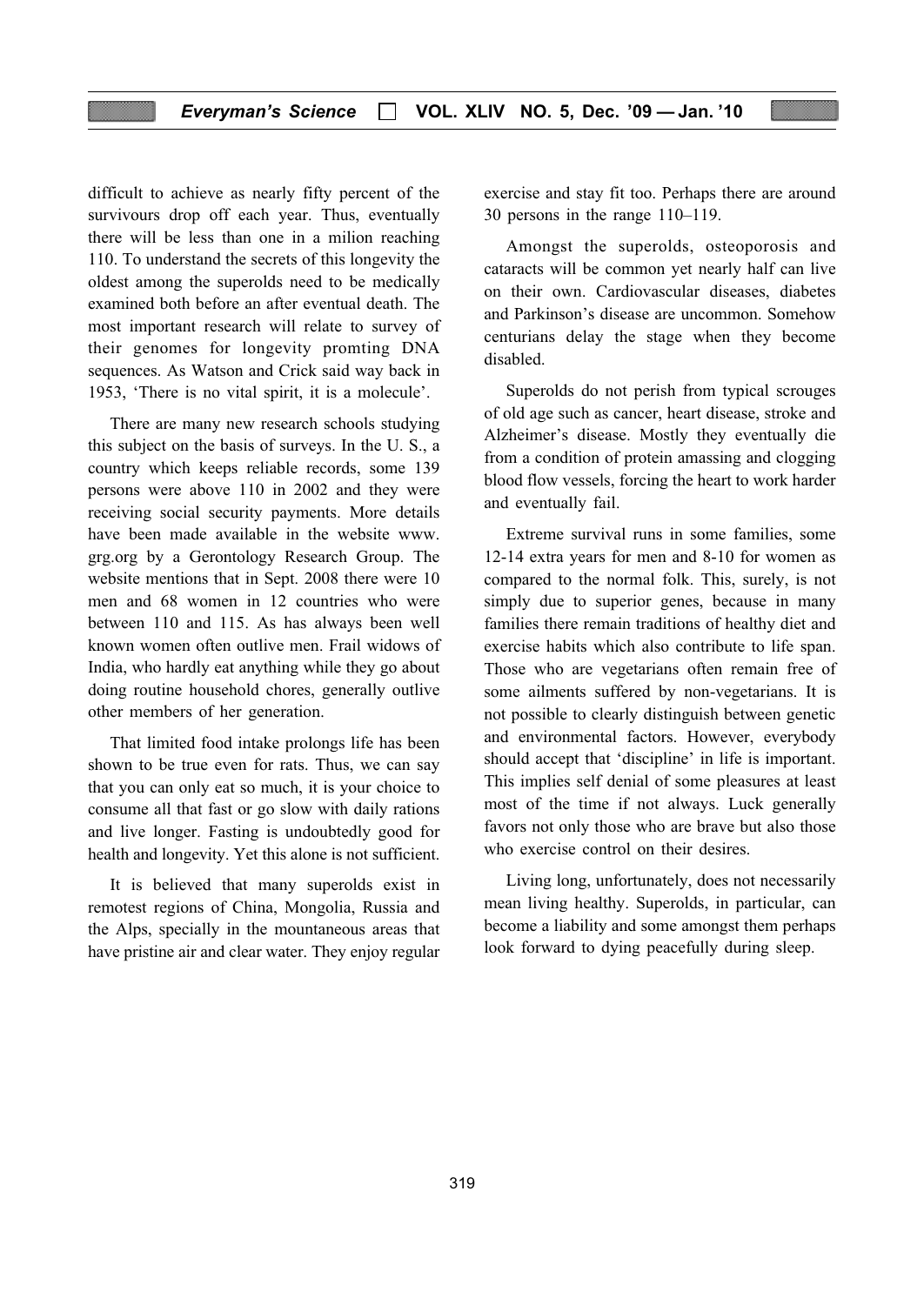difficult to achieve as nearly fifty percent of the survivours drop off each year. Thus, eventually there will be less than one in a milion reaching 110. To understand the secrets of this longevity the oldest among the superolds need to be medically examined both before an after eventual death. The most important research will relate to survey of their genomes for longevity promting DNA sequences. As Watson and Crick said way back in 1953, 'There is no vital spirit, it is a molecule'.

There are many new research schools studying this subject on the basis of surveys. In the U. S., a country which keeps reliable records, some 139 persons were above 110 in 2002 and they were receiving social security payments. More details have been made available in the website www.grg.org by a Gerontology Research Group. The website mentions that in Sept. 2008 there were 10 men and 68 women in 12 countries who were between 110 and 115. As has always been well known women often outlive men. Frail widows of India, who hardly eat anything while they go about doing routine household chores, generally outlive other members of her generation.

That limited food intake prolongs life has been shown to be true even for rats. Thus, we can say that you can only eat so much, it is your choice to consume all that fast or go slow with daily rations and live longer. Fasting is undoubtedly good for health and longevity. Yet this alone is not sufficient.

It is believed that many superolds exist in remotest regions of China, Mongolia, Russia and the Alps, specially in the mountaneous areas that have pristine air and clear water. They enjoy regular exercise and stay fit too. Perhaps there are around 30 persons in the range 110–119.

Amongst the superolds, osteoporosis and cataracts will be common yet nearly half can live on their own. Cardiovascular diseases, diabetes and Parkinson's disease are uncommon. Somehow centurians delay the stage when they become disabled.

Superolds do not perish from typical scrouges of old age such as cancer, heart disease, stroke and Alzheimer's disease. Mostly they eventually die from a condition of protein amassing and clogging blood flow vessels, forcing the heart to work harder and eventually fail.

Extreme survival runs in some families, some 12-14 extra years for men and 8-10 for women as compared to the normal folk. This, surely, is not simply due to superior genes, because in many families there remain traditions of healthy diet and exercise habits which also contribute to life span. Those who are vegetarians often remain free of some ailments suffered by non-vegetarians. It is not possible to clearly distinguish between genetic and environmental factors. However, everybody should accept that 'discipline' in life is important. This implies self denial of some pleasures at least most of the time if not always. Luck generally favors not only those who are brave but also those who exercise control on their desires.

Living long, unfortunately, does not necessarily mean living healthy. Superolds, in particular, can become a liability and some amongst them perhaps look forward to dying peacefully during sleep.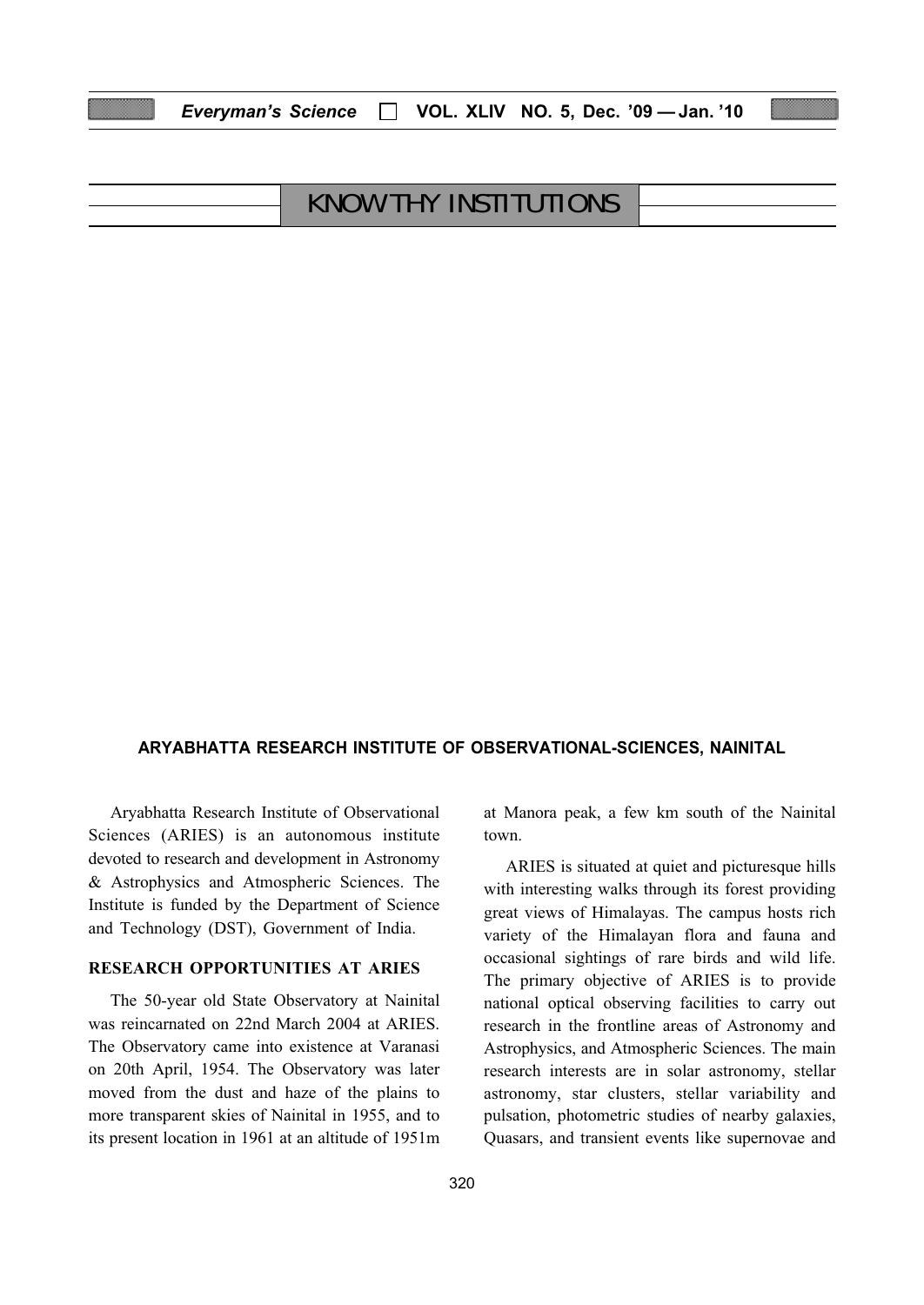# KNOW THY INSTITUTIONS

## ARYABHATTA RESEARCH INSTITUTE OF OBSERVATIONAL-SCIENCES, NAINITAL

Aryabhatta Research Institute of Observational Sciences (ARIES) is an autonomous institute devoted to research and development in Astronomy & Astrophysics and Atmospheric Sciences. The Institute is funded by the Department of Science and Technology (DST), Government of India.

### RESEARCH OPPORTUNITIES AT ARIES

The 50-year old State Observatory at Nainital was reincarnated on 22nd March 2004 at ARIES. The Observatory came into existence at Varanasi on 20th April, 1954. The Observatory was later moved from the dust and haze of the plains to more transparent skies of Nainital in 1955, and to its present location in 1961 at an altitude of 1951m at Manora peak, a few km south of the Nainital town.

ARIES is situated at quiet and picturesque hills with interesting walks through its forest providing great views of Himalayas. The campus hosts rich variety of the Himalayan flora and fauna and occasional sightings of rare birds and wild life. The primary objective of ARIES is to provide national optical observing facilities to carry out research in the frontline areas of Astronomy and Astrophysics, and Atmospheric Sciences. The main research interests are in solar astronomy, stellar astronomy, star clusters, stellar variability and pulsation, photometric studies of nearby galaxies, Quasars, and transient events like supernovae and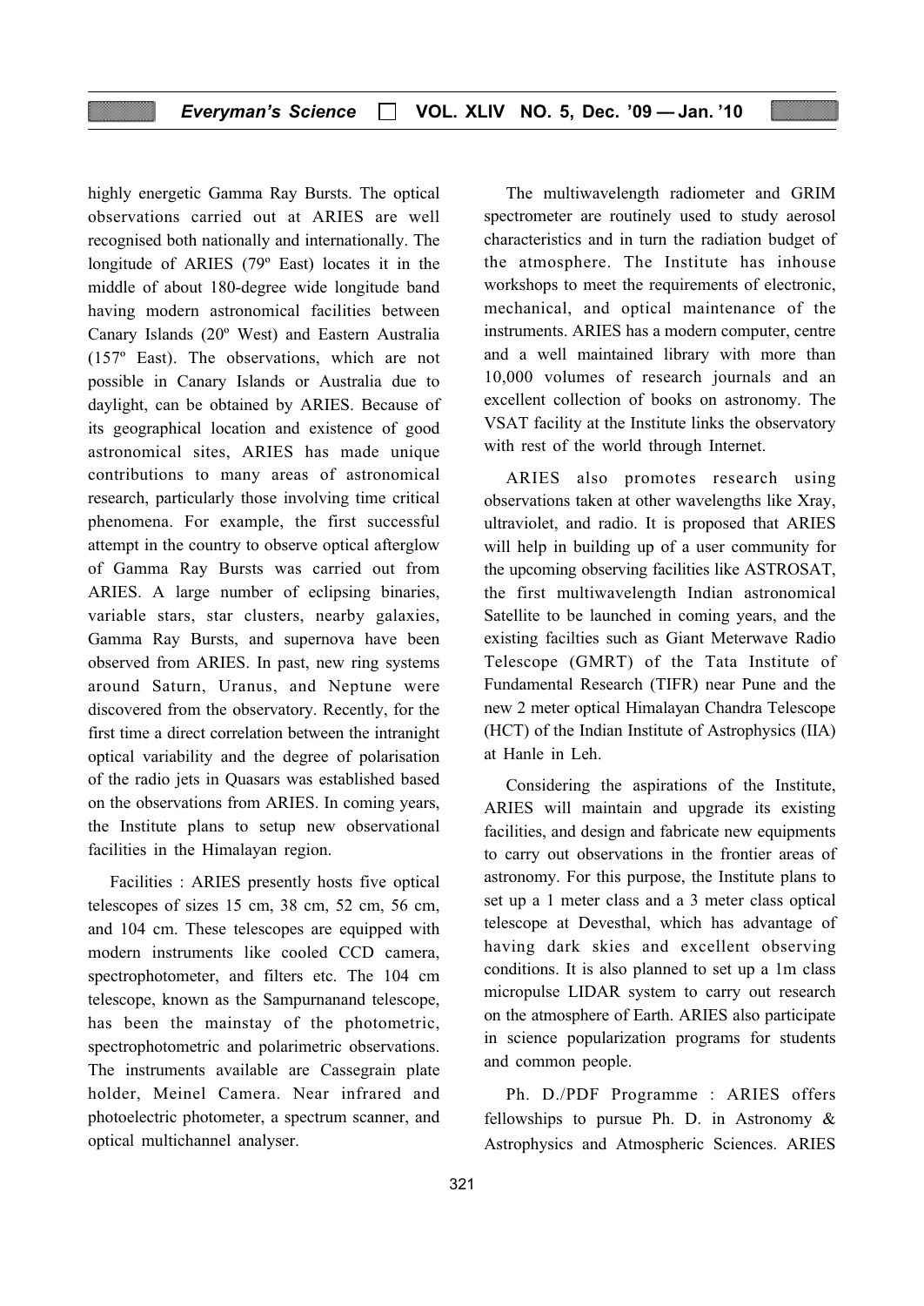highly energetic Gamma Ray Bursts. The optical observations carried out at ARIES are well recognised both nationally and internationally. The longitude of ARIES (79º East) locates it in the middle of about 180-degree wide longitude band having modern astronomical facilities between Canary Islands (20º West) and Eastern Australia (157º East). The observations, which are not possible in Canary Islands or Australia due to daylight, can be obtained by ARIES. Because of its geographical location and existence of good astronomical sites, ARIES has made unique contributions to many areas of astronomical research, particularly those involving time critical phenomena. For example, the first successful attempt in the country to observe optical afterglow of Gamma Ray Bursts was carried out from ARIES. A large number of eclipsing binaries, variable stars, star clusters, nearby galaxies, Gamma Ray Bursts, and supernova have been observed from ARIES. In past, new ring systems around Saturn, Uranus, and Neptune were discovered from the observatory. Recently, for the first time a direct correlation between the intranight optical variability and the degree of polarisation of the radio jets in Quasars was established based on the observations from ARIES. In coming years, the Institute plans to setup new observational facilities in the Himalayan region.

Facilities : ARIES presently hosts five optical telescopes of sizes 15 cm, 38 cm, 52 cm, 56 cm, and 104 cm. These telescopes are equipped with modern instruments like cooled CCD camera, spectrophotometer, and filters etc. The 104 cm telescope, known as the Sampurnanand telescope, has been the mainstay of the photometric, spectrophotometric and polarimetric observations. The instruments available are Cassegrain plate holder, Meinel Camera. Near infrared and photoelectric photometer, a spectrum scanner, and optical multichannel analyser.

The multiwavelength radiometer and GRIM spectrometer are routinely used to study aerosol characteristics and in turn the radiation budget of the atmosphere. The Institute has inhouse workshops to meet the requirements of electronic, mechanical, and optical maintenance of the instruments. ARIES has a modern computer, centre and a well maintained library with more than 10,000 volumes of research journals and an excellent collection of books on astronomy. The VSAT facility at the Institute links the observatory with rest of the world through Internet.

ARIES also promotes research using observations taken at other wavelengths like Xray, ultraviolet, and radio. It is proposed that ARIES will help in building up of a user community for the upcoming observing facilities like ASTROSAT, the first multiwavelength Indian astronomical Satellite to be launched in coming years, and the existing facilties such as Giant Meterwave Radio Telescope (GMRT) of the Tata Institute of Fundamental Research (TIFR) near Pune and the new 2 meter optical Himalayan Chandra Telescope (HCT) of the Indian Institute of Astrophysics (IIA) at Hanle in Leh.

Considering the aspirations of the Institute, ARIES will maintain and upgrade its existing facilities, and design and fabricate new equipments to carry out observations in the frontier areas of astronomy. For this purpose, the Institute plans to set up a 1 meter class and a 3 meter class optical telescope at Devesthal, which has advantage of having dark skies and excellent observing conditions. It is also planned to set up a 1m class micropulse LIDAR system to carry out research on the atmosphere of Earth. ARIES also participate in science popularization programs for students and common people.

Ph. D./PDF Programme : ARIES offers fellowships to pursue Ph. D. in Astronomy & Astrophysics and Atmospheric Sciences. ARIES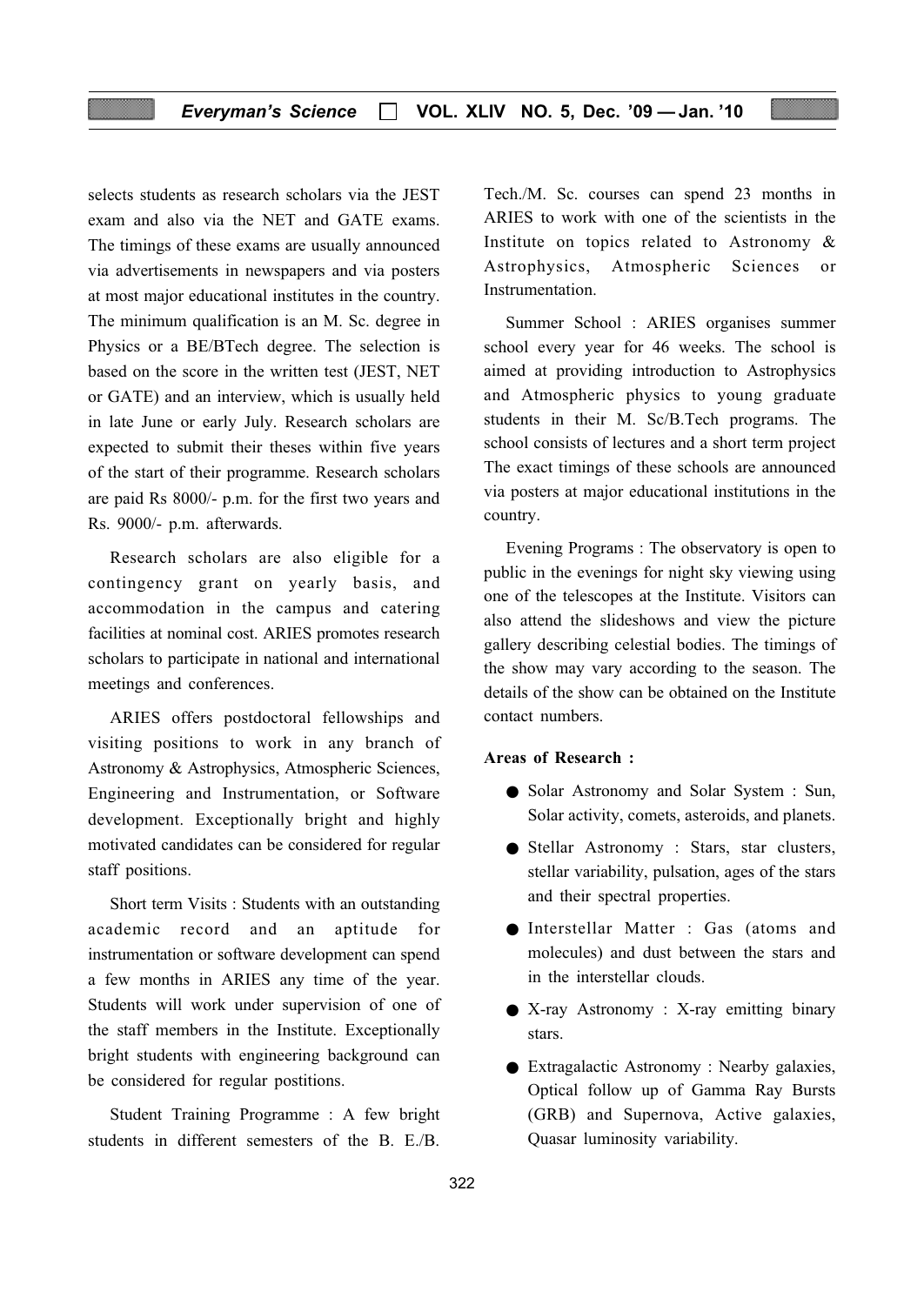selects students as research scholars via the JEST exam and also via the NET and GATE exams. The timings of these exams are usually announced via advertisements in newspapers and via posters at most major educational institutes in the country. The minimum qualification is an M. Sc. degree in Physics or a BE/BTech degree. The selection is based on the score in the written test (JEST, NET or GATE) and an interview, which is usually held in late June or early July. Research scholars are expected to submit their theses within five years of the start of their programme. Research scholars are paid Rs 8000/- p.m. for the first two years and Rs. 9000/- p.m. afterwards.

Research scholars are also eligible for a contingency grant on yearly basis, and accommodation in the campus and catering facilities at nominal cost. ARIES promotes research scholars to participate in national and international meetings and conferences.

ARIES offers postdoctoral fellowships and visiting positions to work in any branch of Astronomy & Astrophysics, Atmospheric Sciences, Engineering and Instrumentation, or Software development. Exceptionally bright and highly motivated candidates can be considered for regular staff positions.

Short term Visits : Students with an outstanding academic record and an aptitude for instrumentation or software development can spend a few months in ARIES any time of the year. Students will work under supervision of one of the staff members in the Institute. Exceptionally bright students with engineering background can be considered for regular postitions.

Student Training Programme : A few bright students in different semesters of the B. E./B. Tech./M. Sc. courses can spend 23 months in ARIES to work with one of the scientists in the Institute on topics related to Astronomy & Astrophysics, Atmospheric Sciences or Instrumentation.

Summer School : ARIES organises summer school every year for 46 weeks. The school is aimed at providing introduction to Astrophysics and Atmospheric physics to young graduate students in their M. Sc/B.Tech programs. The school consists of lectures and a short term project The exact timings of these schools are announced via posters at major educational institutions in the country.

Evening Programs : The observatory is open to public in the evenings for night sky viewing using one of the telescopes at the Institute. Visitors can also attend the slideshows and view the picture gallery describing celestial bodies. The timings of the show may vary according to the season. The details of the show can be obtained on the Institute contact numbers.

**Areas of Research :**

- Solar Astronomy and Solar System : Sun, Solar activity, comets, asteroids, and planets.
- Stellar Astronomy : Stars, star clusters, stellar variability, pulsation, ages of the stars and their spectral properties.
- Interstellar Matter : Gas (atoms and molecules) and dust between the stars and in the interstellar clouds.
- X-ray Astronomy : X-ray emitting binary stars.
- Extragalactic Astronomy : Nearby galaxies, Optical follow up of Gamma Ray Bursts (GRB) and Supernova, Active galaxies, Quasar luminosity variability.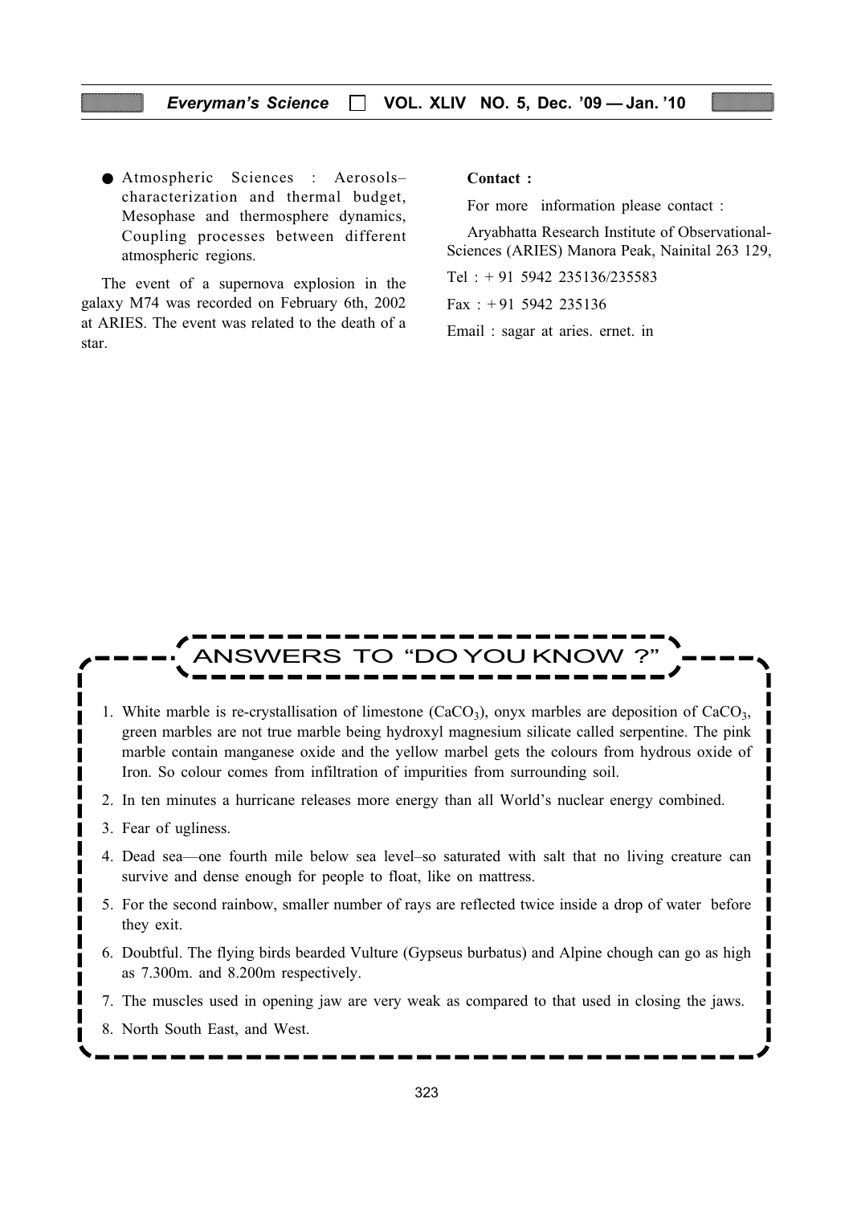- Atmospheric Sciences : Aerosols–characterization and thermal budget, Mesophase and thermosphere dynamics, Coupling processes between different atmospheric regions.

The event of a supernova explosion in the galaxy M74 was recorded on February 6th, 2002 at ARIES. The event was related to the death of a star.

**Contact :**

For more information please contact :

Aryabhatta Research Institute of Observational-Sciences (ARIES) Manora Peak, Nainital 263 129,

Tel : + 91 5942 235136/235583

Fax : + 91 5942 235136

Email : sagar at aries. ernet. in

## ANSWERS TO "DO YOU KNOW ?"

1. White marble is re-crystallisation of limestone ($CaCO_3$), onyx marbles are deposition of $CaCO_3$, green marbles are not true marble being hydroxyl magnesium silicate called serpentine. The pink marble contain manganese oxide and the yellow marbel gets the colours from hydrous oxide of Iron. So colour comes from infiltration of impurities from surrounding soil.
2. In ten minutes a hurricane releases more energy than all World's nuclear energy combined.
3. Fear of ugliness.
4. Dead sea—one fourth mile below sea level–so saturated with salt that no living creature can survive and dense enough for people to float, like on mattress.
5. For the second rainbow, smaller number of rays are reflected twice inside a drop of water before they exit.
6. Doubtful. The flying birds bearded Vulture (Gypseus burbatus) and Alpine chough can go as high as 7.300m. and 8.200m respectively.
7. The muscles used in opening jaw are very weak as compared to that used in closing the jaws.
8. North South East, and West.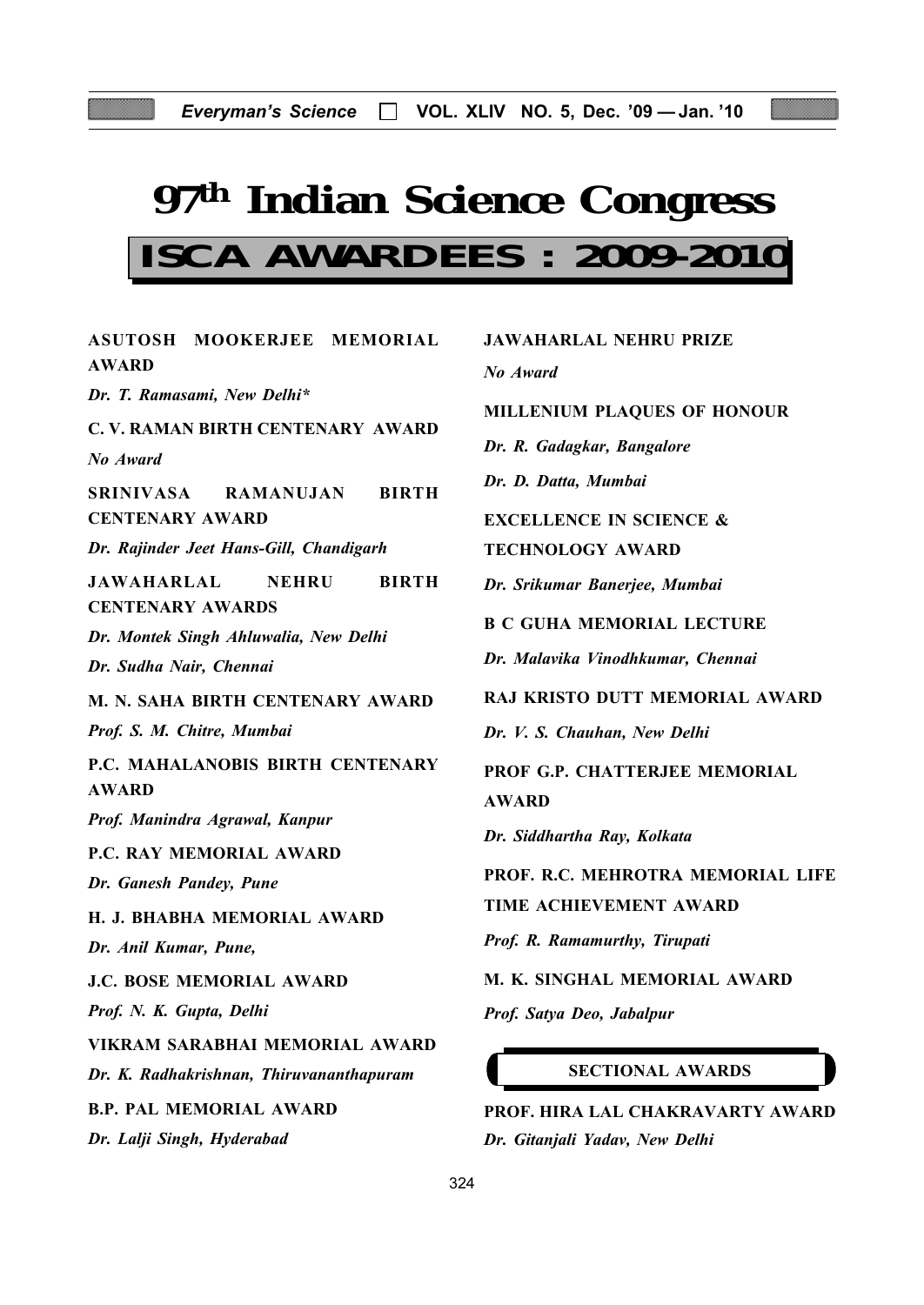# 97th Indian Science Congress

## ISCA AWARDEES : 2009-2010

**ASUTOSH MOOKERJEE MEMORIAL AWARD**

*Dr. T. Ramasami, New Delhi**

**C. V. RAMAN BIRTH CENTENARY AWARD**

*No Award*

**SRINIVASA RAMANUJAN BIRTH CENTENARY AWARD**

*Dr. Rajinder Jeet Hans-Gill, Chandigarh*

**JAWAHARLAL NEHRU BIRTH CENTENARY AWARDS**

*Dr. Montek Singh Ahluwalia, New Delhi*

*Dr. Sudha Nair, Chennai*

**M. N. SAHA BIRTH CENTENARY AWARD**

*Prof. S. M. Chitre, Mumbai*

**P.C. MAHALANOBIS BIRTH CENTENARY AWARD**

*Prof. Manindra Agrawal, Kanpur*

**P.C. RAY MEMORIAL AWARD**

*Dr. Ganesh Pandey, Pune*

**H. J. BHABHA MEMORIAL AWARD**

*Dr. Anil Kumar, Pune,*

**J.C. BOSE MEMORIAL AWARD**

*Prof. N. K. Gupta, Delhi*

**VIKRAM SARABHAI MEMORIAL AWARD**

*Dr. K. Radhakrishnan, Thiruvananthapuram*

**B.P. PAL MEMORIAL AWARD**

*Dr. Lalji Singh, Hyderabad*

**JAWAHARLAL NEHRU PRIZE**

*No Award*

**MILLENIUM PLAQUES OF HONOUR**

*Dr. R. Gadagkar, Bangalore*

*Dr. D. Datta, Mumbai*

**EXCELLENCE IN SCIENCE & TECHNOLOGY AWARD**

*Dr. Srikumar Banerjee, Mumbai*

**B C GUHA MEMORIAL LECTURE**

*Dr. Malavika Vinodhkumar, Chennai*

**RAJ KRISTO DUTT MEMORIAL AWARD**

*Dr. V. S. Chauhan, New Delhi*

**PROF G.P. CHATTERJEE MEMORIAL AWARD**

*Dr. Siddhartha Ray, Kolkata*

**PROF. R.C. MEHROTRA MEMORIAL LIFE TIME ACHIEVEMENT AWARD**

*Prof. R. Ramamurthy, Tirupati*

**M. K. SINGHAL MEMORIAL AWARD**

*Prof. Satya Deo, Jabalpur*

### SECTIONAL AWARDS

**PROF. HIRA LAL CHAKRAVARTY AWARD**

*Dr. Gitanjali Yadav, New Delhi*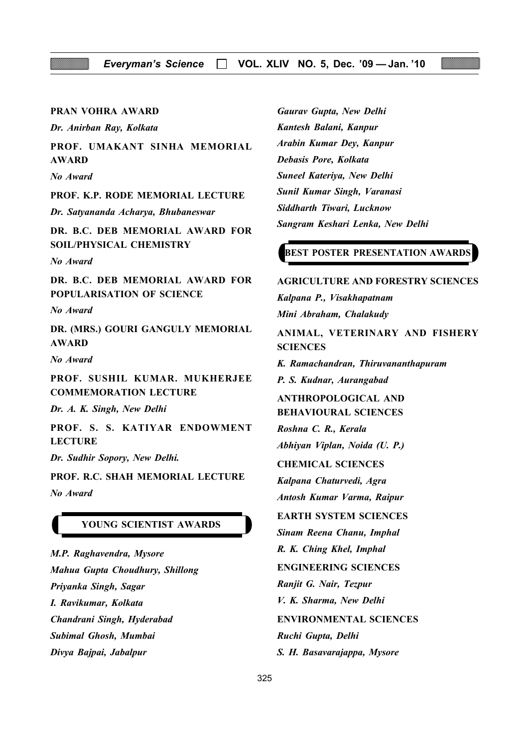**PRAN VOHRA AWARD**

*Dr. Anirban Ray, Kolkata*

**PROF. UMAKANT SINHA MEMORIAL AWARD**

*No Award*

**PROF. K.P. RODE MEMORIAL LECTURE**

*Dr. Satyananda Acharya, Bhubaneswar*

**DR. B.C. DEB MEMORIAL AWARD FOR SOIL/PHYSICAL CHEMISTRY**

*No Award*

**DR. B.C. DEB MEMORIAL AWARD FOR POPULARISATION OF SCIENCE**

*No Award*

**DR. (MRS.) GOURI GANGULY MEMORIAL AWARD**

*No Award*

**PROF. SUSHIL KUMAR. MUKHERJEE COMMEMORATION LECTURE**

*Dr. A. K. Singh, New Delhi*

**PROF. S. S. KATIYAR ENDOWMENT LECTURE**

*Dr. Sudhir Sopory, New Delhi.*

**PROF. R.C. SHAH MEMORIAL LECTURE**

*No Award*

## YOUNG SCIENTIST AWARDS

*M.P. Raghavendra, Mysore*

*Mahua Gupta Choudhury, Shillong*

*Priyanka Singh, Sagar*

*I. Ravikumar, Kolkata*

*Chandrani Singh, Hyderabad*

*Subimal Ghosh, Mumbai*

*Divya Bajpai, Jabalpur*

*Gaurav Gupta, New Delhi*

*Kantesh Balani, Kanpur*

*Arabin Kumar Dey, Kanpur*

*Debasis Pore, Kolkata*

*Suneel Kateriya, New Delhi*

*Sunil Kumar Singh, Varanasi*

*Siddharth Tiwari, Lucknow*

*Sangram Keshari Lenka, New Delhi*

## BEST POSTER PRESENTATION AWARDS

**AGRICULTURE AND FORESTRY SCIENCES**

*Kalpana P., Visakhapatnam*

*Mini Abraham, Chalakudy*

**ANIMAL, VETERINARY AND FISHERY SCIENCES**

*K. Ramachandran, Thiruvananthapuram*

*P. S. Kudnar, Aurangabad*

**ANTHROPOLOGICAL AND BEHAVIOURAL SCIENCES**

*Roshna C. R., Kerala*

*Abhiyan Viplan, Noida (U. P.)*

**CHEMICAL SCIENCES**

*Kalpana Chaturvedi, Agra*

*Antosh Kumar Varma, Raipur*

**EARTH SYSTEM SCIENCES**

*Sinam Reena Chanu, Imphal*

*R. K. Ching Khel, Imphal*

**ENGINEERING SCIENCES**

*Ranjit G. Nair, Tezpur*

*V. K. Sharma, New Delhi*

**ENVIRONMENTAL SCIENCES**

*Ruchi Gupta, Delhi*

*S. H. Basavarajappa, Mysore*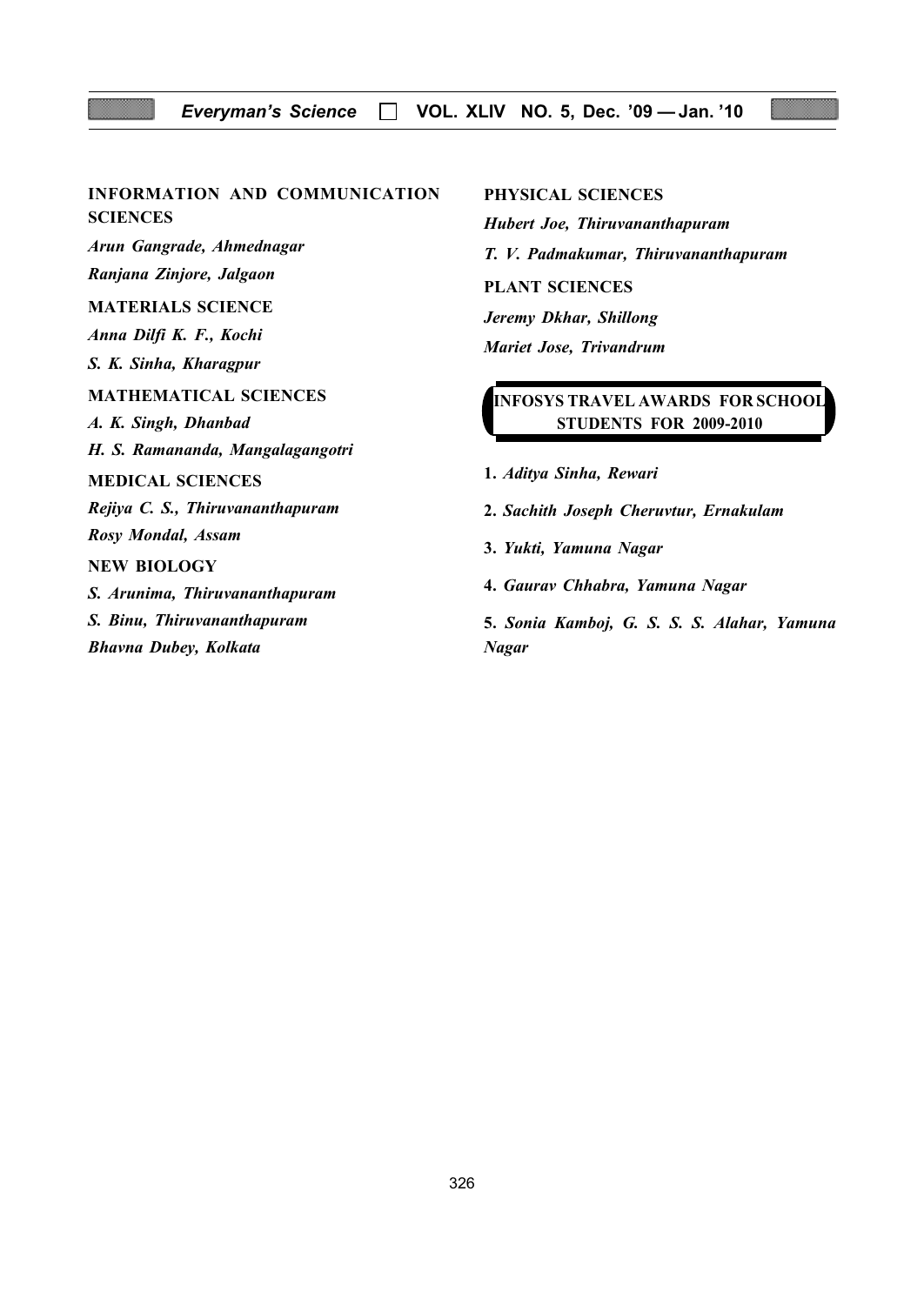**INFORMATION AND COMMUNICATION SCIENCES**

*Arun Gangrade, Ahmednagar*

*Ranjana Zinjore, Jalgaon*

**MATERIALS SCIENCE**

*Anna Dilfi K. F., Kochi*

*S. K. Sinha, Kharagpur*

**MATHEMATICAL SCIENCES**

*A. K. Singh, Dhanbad*

*H. S. Ramananda, Mangalagangotri*

**MEDICAL SCIENCES**

*Rejiya C. S., Thiruvananthapuram*

*Rosy Mondal, Assam*

**NEW BIOLOGY**

*S. Arunima, Thiruvananthapuram*

*S. Binu, Thiruvananthapuram*

*Bhavna Dubey, Kolkata*

**PHYSICAL SCIENCES**

*Hubert Joe, Thiruvananthapuram*

*T. V. Padmakumar, Thiruvananthapuram*

**PLANT SCIENCES**

*Jeremy Dkhar, Shillong*

*Mariet Jose, Trivandrum*

## INFOSYS TRAVEL AWARDS FOR SCHOOL STUDENTS FOR 2009-2010

1. *Aditya Sinha, Rewari*
2. *Sachith Joseph Cheruvtur, Ernakulam*
3. *Yukti, Yamuna Nagar*
4. *Gaurav Chhabra, Yamuna Nagar*
5. *Sonia Kamboj, G. S. S. S. Alahar, Yamuna Nagar*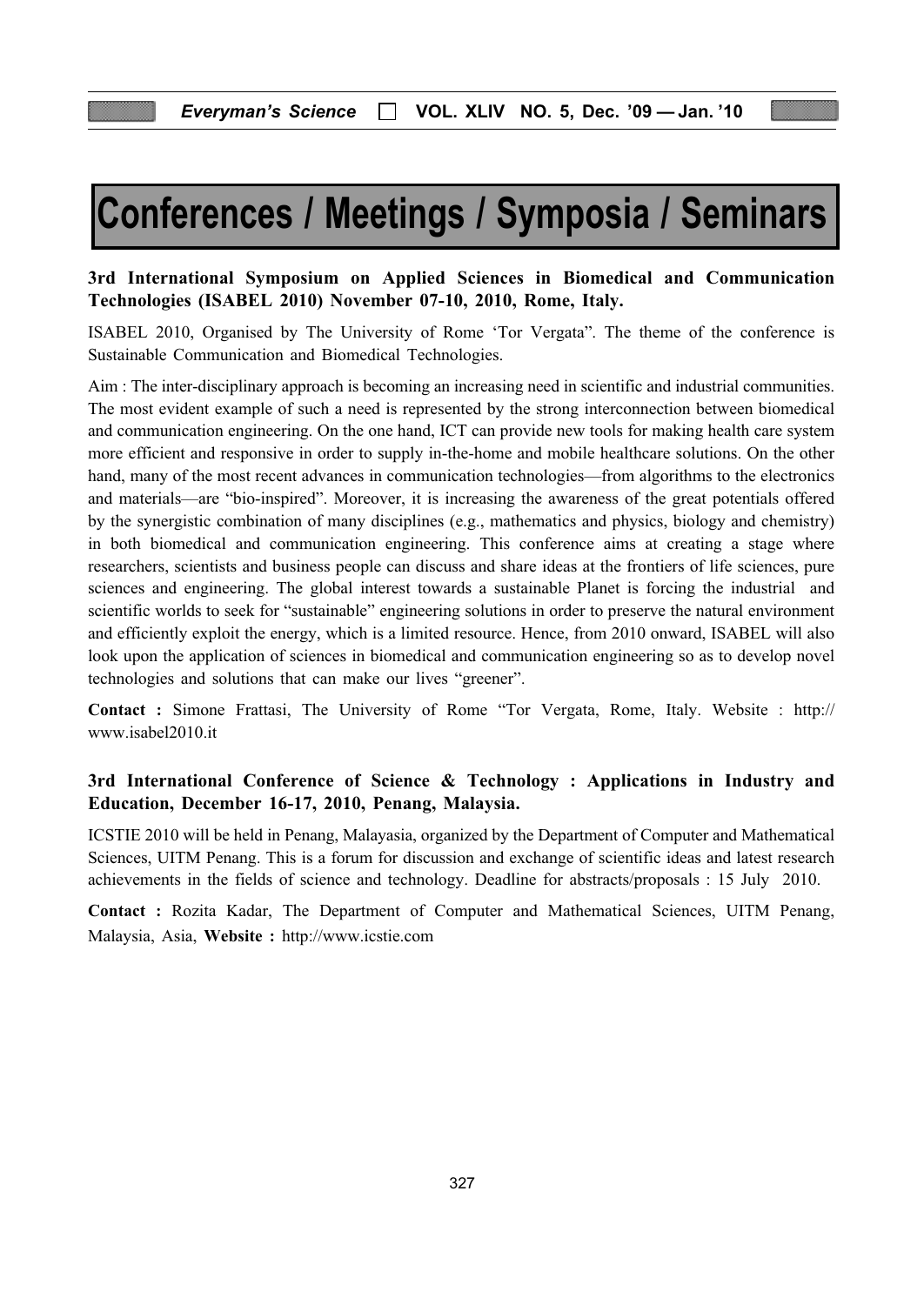# Conferences / Meetings / Symposia / Seminars

**3rd International Symposium on Applied Sciences in Biomedical and Communication Technologies (ISABEL 2010) November 07-10, 2010, Rome, Italy.**

ISABEL 2010, Organised by The University of Rome 'Tor Vergata". The theme of the conference is Sustainable Communication and Biomedical Technologies.

Aim : The inter-disciplinary approach is becoming an increasing need in scientific and industrial communities. The most evident example of such a need is represented by the strong interconnection between biomedical and communication engineering. On the one hand, ICT can provide new tools for making health care system more efficient and responsive in order to supply in-the-home and mobile healthcare solutions. On the other hand, many of the most recent advances in communication technologies—from algorithms to the electronics and materials—are "bio-inspired". Moreover, it is increasing the awareness of the great potentials offered by the synergistic combination of many disciplines (e.g., mathematics and physics, biology and chemistry) in both biomedical and communication engineering. This conference aims at creating a stage where researchers, scientists and business people can discuss and share ideas at the frontiers of life sciences, pure sciences and engineering. The global interest towards a sustainable Planet is forcing the industrial and scientific worlds to seek for "sustainable" engineering solutions in order to preserve the natural environment and efficiently exploit the energy, which is a limited resource. Hence, from 2010 onward, ISABEL will also look upon the application of sciences in biomedical and communication engineering so as to develop novel technologies and solutions that can make our lives "greener".

**Contact :** Simone Frattasi, The University of Rome "Tor Vergata, Rome, Italy. Website : http://www.isabel2010.it

**3rd International Conference of Science & Technology : Applications in Industry and Education, December 16-17, 2010, Penang, Malaysia.**

ICSTIE 2010 will be held in Penang, Malayasia, organized by the Department of Computer and Mathematical Sciences, UITM Penang. This is a forum for discussion and exchange of scientific ideas and latest research achievements in the fields of science and technology. Deadline for abstracts/proposals : 15 July 2010.

**Contact :** Rozita Kadar, The Department of Computer and Mathematical Sciences, UITM Penang, Malaysia, Asia, **Website :** http://www.icstie.com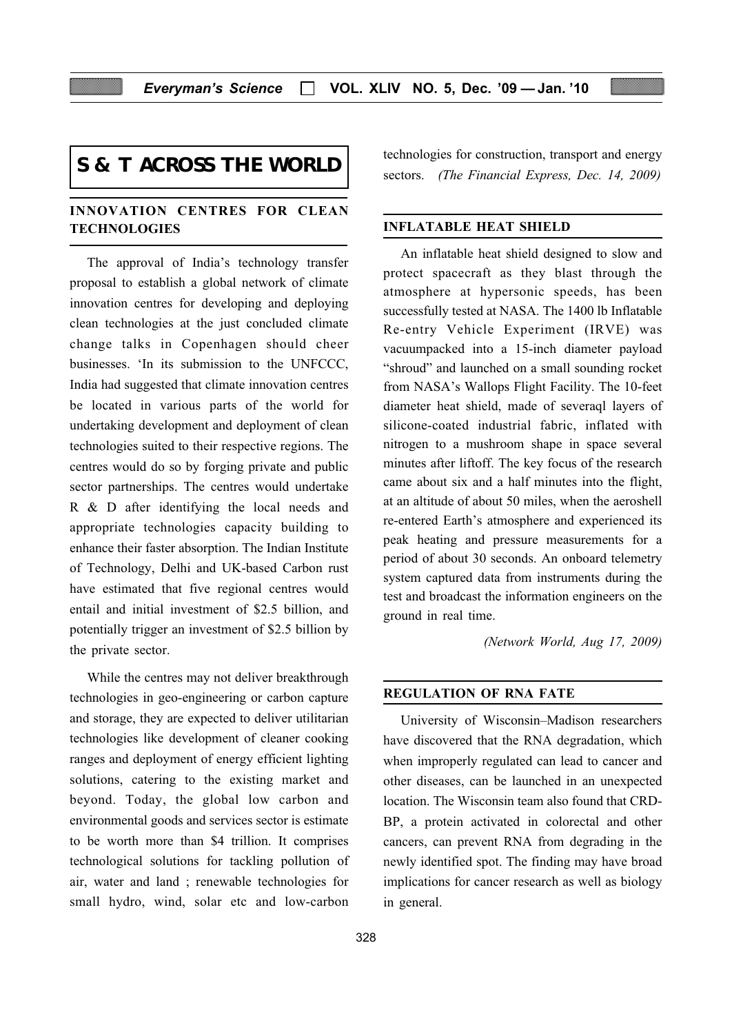# S & T ACROSS THE WORLD

## INNOVATION CENTRES FOR CLEAN TECHNOLOGIES

The approval of India's technology transfer proposal to establish a global network of climate innovation centres for developing and deploying clean technologies at the just concluded climate change talks in Copenhagen should cheer businesses. 'In its submission to the UNFCCC, India had suggested that climate innovation centres be located in various parts of the world for undertaking development and deployment of clean technologies suited to their respective regions. The centres would do so by forging private and public sector partnerships. The centres would undertake R & D after identifying the local needs and appropriate technologies capacity building to enhance their faster absorption. The Indian Institute of Technology, Delhi and UK-based Carbon rust have estimated that five regional centres would entail and initial investment of $2.5 billion, and potentially trigger an investment of $2.5 billion by the private sector.

While the centres may not deliver breakthrough technologies in geo-engineering or carbon capture and storage, they are expected to deliver utilitarian technologies like development of cleaner cooking ranges and deployment of energy efficient lighting solutions, catering to the existing market and beyond. Today, the global low carbon and environmental goods and services sector is estimate to be worth more than $4 trillion. It comprises technological solutions for tackling pollution of air, water and land ; renewable technologies for small hydro, wind, solar etc and low-carbon technologies for construction, transport and energy sectors. *(The Financial Express, Dec. 14, 2009)*

## INFLATABLE HEAT SHIELD

An inflatable heat shield designed to slow and protect spacecraft as they blast through the atmosphere at hypersonic speeds, has been successfully tested at NASA. The 1400 lb Inflatable Re-entry Vehicle Experiment (IRVE) was vacuumpacked into a 15-inch diameter payload "shroud" and launched on a small sounding rocket from NASA's Wallops Flight Facility. The 10-feet diameter heat shield, made of severaql layers of silicone-coated industrial fabric, inflated with nitrogen to a mushroom shape in space several minutes after liftoff. The key focus of the research came about six and a half minutes into the flight, at an altitude of about 50 miles, when the aeroshell re-entered Earth's atmosphere and experienced its peak heating and pressure measurements for a period of about 30 seconds. An onboard telemetry system captured data from instruments during the test and broadcast the information engineers on the ground in real time.

*(Network World, Aug 17, 2009)*

## REGULATION OF RNA FATE

University of Wisconsin–Madison researchers have discovered that the RNA degradation, which when improperly regulated can lead to cancer and other diseases, can be launched in an unexpected location. The Wisconsin team also found that CRD-BP, a protein activated in colorectal and other cancers, can prevent RNA from degrading in the newly identified spot. The finding may have broad implications for cancer research as well as biology in general.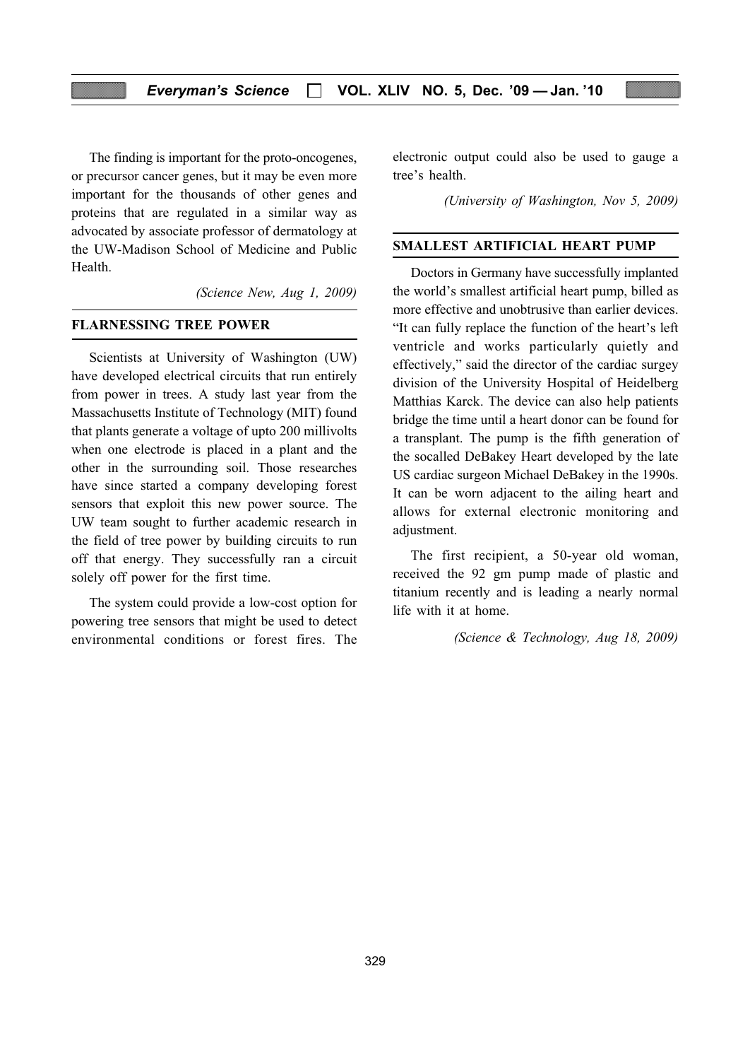The finding is important for the proto-oncogenes, or precursor cancer genes, but it may be even more important for the thousands of other genes and proteins that are regulated in a similar way as advocated by associate professor of dermatology at the UW-Madison School of Medicine and Public Health.

*(Science New, Aug 1, 2009)*

## FLARNESSING TREE POWER

Scientists at University of Washington (UW) have developed electrical circuits that run entirely from power in trees. A study last year from the Massachusetts Institute of Technology (MIT) found that plants generate a voltage of upto 200 millivolts when one electrode is placed in a plant and the other in the surrounding soil. Those researches have since started a company developing forest sensors that exploit this new power source. The UW team sought to further academic research in the field of tree power by building circuits to run off that energy. They successfully ran a circuit solely off power for the first time.

The system could provide a low-cost option for powering tree sensors that might be used to detect environmental conditions or forest fires. The electronic output could also be used to gauge a tree's health.

*(University of Washington, Nov 5, 2009)*

## SMALLEST ARTIFICIAL HEART PUMP

Doctors in Germany have successfully implanted the world's smallest artificial heart pump, billed as more effective and unobtrusive than earlier devices. "It can fully replace the function of the heart's left ventricle and works particularly quietly and effectively," said the director of the cardiac surgey division of the University Hospital of Heidelberg Matthias Karck. The device can also help patients bridge the time until a heart donor can be found for a transplant. The pump is the fifth generation of the socalled DeBakey Heart developed by the late US cardiac surgeon Michael DeBakey in the 1990s. It can be worn adjacent to the ailing heart and allows for external electronic monitoring and adjustment.

The first recipient, a 50-year old woman, received the 92 gm pump made of plastic and titanium recently and is leading a nearly normal life with it at home.

*(Science & Technology, Aug 18, 2009)*